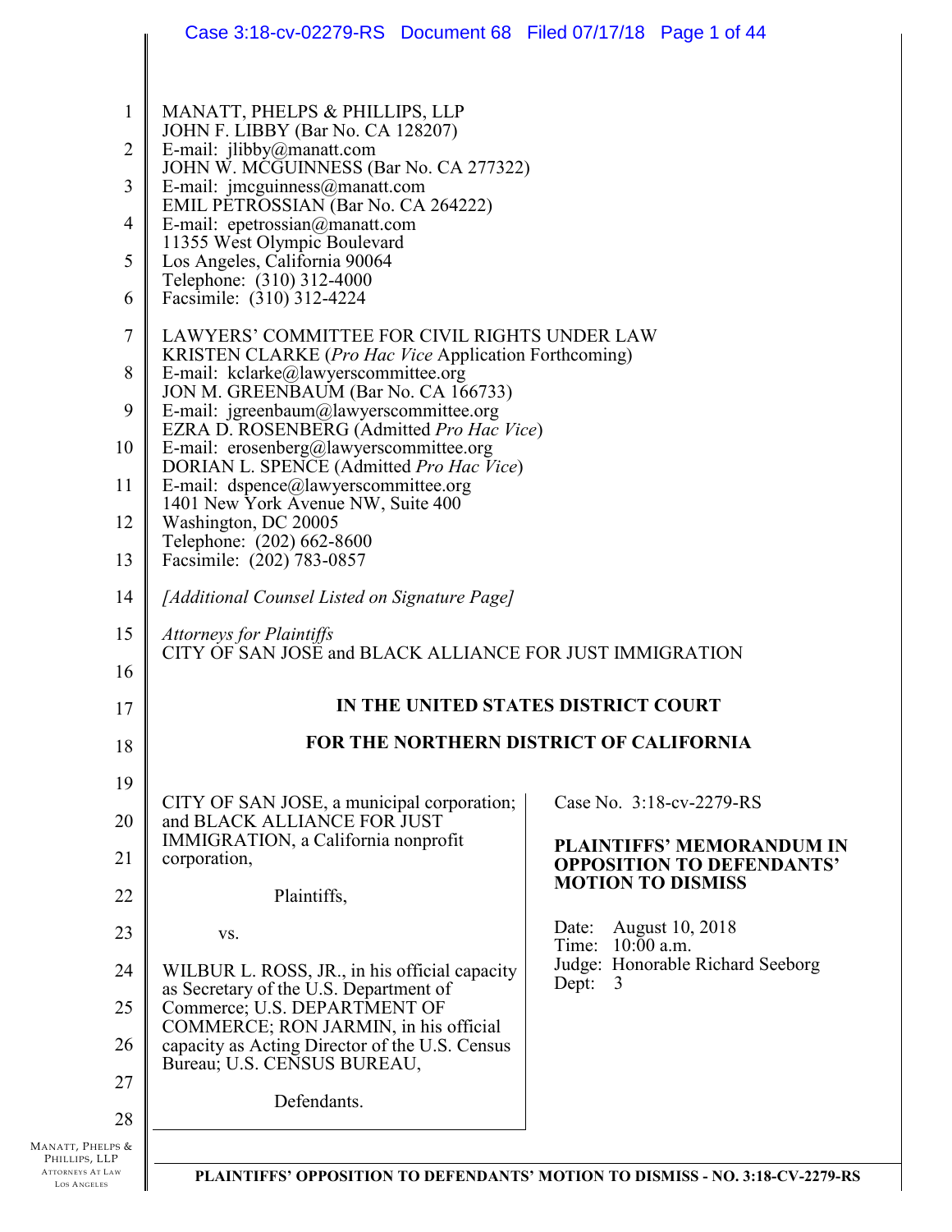MANATT, PHELPS & PHILLIPS, LLP
JOHN F. LIBBY (Bar No. CA 128207)
E-mail: jlibby@manatt.com
JOHN W. MCGUINNESS (Bar No. CA 277322)
E-mail: jmcguinness@manatt.com
EMIL PETROSSIAN (Bar No. CA 264222)
E-mail: epetrossian@manatt.com
11355 West Olympic Boulevard
Los Angeles, California 90064
Telephone: (310) 312-4000
Facsimile: (310) 312-4224

LAWYERS' COMMITTEE FOR CIVIL RIGHTS UNDER LAW
KRISTEN CLARKE (*Pro Hac Vice* Application Forthcoming)
E-mail: kclarke@lawyerscommittee.org
JON M. GREENBAUM (Bar No. CA 166733)
E-mail: jgreenbaum@lawyerscommittee.org
EZRA D. ROSENBERG (Admitted *Pro Hac Vice*)
E-mail: erosenberg@lawyerscommittee.org
DORIAN L. SPENCE (Admitted *Pro Hac Vice*)
E-mail: dspence@lawyerscommittee.org
1401 New York Avenue NW, Suite 400
Washington, DC 20005
Telephone: (202) 662-8600
Facsimile: (202) 783-0857

*[Additional Counsel Listed on Signature Page]*

*Attorneys for Plaintiffs*
CITY OF SAN JOSE and BLACK ALLIANCE FOR JUST IMMIGRATION

**IN THE UNITED STATES DISTRICT COURT**

**FOR THE NORTHERN DISTRICT OF CALIFORNIA**

CITY OF SAN JOSE, a municipal corporation; and BLACK ALLIANCE FOR JUST IMMIGRATION, a California nonprofit corporation,

Plaintiffs,

vs.

WILBUR L. ROSS, JR., in his official capacity as Secretary of the U.S. Department of Commerce; U.S. DEPARTMENT OF COMMERCE; RON JARMIN, in his official capacity as Acting Director of the U.S. Census Bureau; U.S. CENSUS BUREAU,

Defendants.

Case No. 3:18-cv-2279-RS

**PLAINTIFFS' MEMORANDUM IN OPPOSITION TO DEFENDANTS' MOTION TO DISMISS**

Date: August 10, 2018
Time: 10:00 a.m.
Judge: Honorable Richard Seeborg
Dept: 3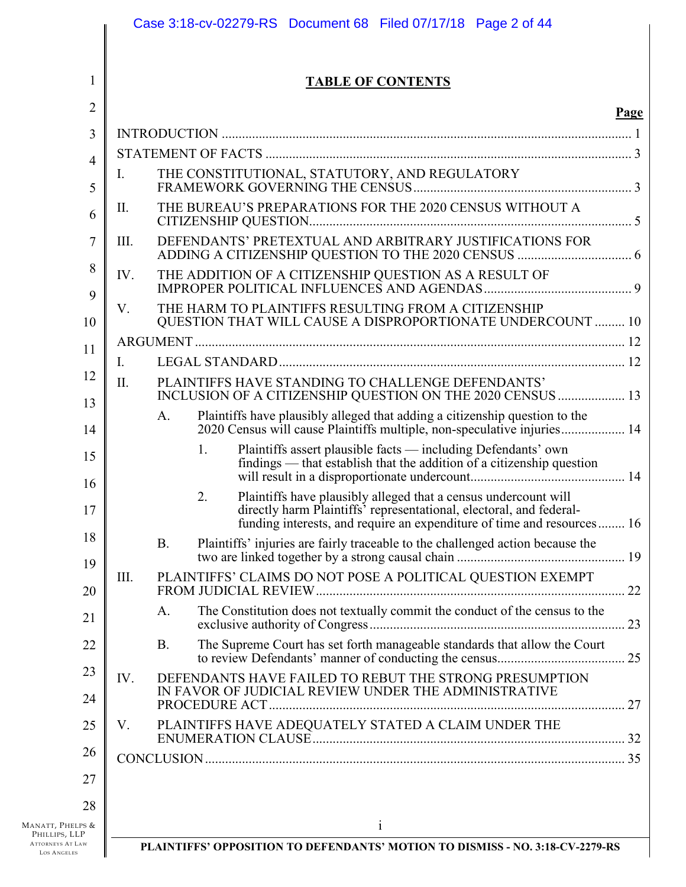# TABLE OF CONTENTS

| | Page |
|---|---|
| INTRODUCTION | 1 |
| STATEMENT OF FACTS | 3 |
| I. THE CONSTITUTIONAL, STATUTORY, AND REGULATORY FRAMEWORK GOVERNING THE CENSUS | 3 |
| II. THE BUREAU'S PREPARATIONS FOR THE 2020 CENSUS WITHOUT A CITIZENSHIP QUESTION | 5 |
| III. DEFENDANTS' PRETEXTUAL AND ARBITRARY JUSTIFICATIONS FOR ADDING A CITIZENSHIP QUESTION TO THE 2020 CENSUS | 6 |
| IV. THE ADDITION OF A CITIZENSHIP QUESTION AS A RESULT OF IMPROPER POLITICAL INFLUENCES AND AGENDAS | 9 |
| V. THE HARM TO PLAINTIFFS RESULTING FROM A CITIZENSHIP QUESTION THAT WILL CAUSE A DISPROPORTIONATE UNDERCOUNT | 10 |
| ARGUMENT | 12 |
| I. LEGAL STANDARD | 12 |
| II. PLAINTIFFS HAVE STANDING TO CHALLENGE DEFENDANTS' INCLUSION OF A CITIZENSHIP QUESTION ON THE 2020 CENSUS | 13 |
| A. Plaintiffs have plausibly alleged that adding a citizenship question to the 2020 Census will cause Plaintiffs multiple, non-speculative injuries | 14 |
| 1. Plaintiffs assert plausible facts — including Defendants' own findings — that establish that the addition of a citizenship question will result in a disproportionate undercount | 14 |
| 2. Plaintiffs have plausibly alleged that a census undercount will directly harm Plaintiffs' representational, electoral, and federal-funding interests, and require an expenditure of time and resources | 16 |
| B. Plaintiffs' injuries are fairly traceable to the challenged action because the two are linked together by a strong causal chain | 19 |
| III. PLAINTIFFS' CLAIMS DO NOT POSE A POLITICAL QUESTION EXEMPT FROM JUDICIAL REVIEW | 22 |
| A. The Constitution does not textually commit the conduct of the census to the exclusive authority of Congress | 23 |
| B. The Supreme Court has set forth manageable standards that allow the Court to review Defendants' manner of conducting the census | 25 |
| IV. DEFENDANTS HAVE FAILED TO REBUT THE STRONG PRESUMPTION IN FAVOR OF JUDICIAL REVIEW UNDER THE ADMINISTRATIVE PROCEDURE ACT | 27 |
| V. PLAINTIFFS HAVE ADEQUATELY STATED A CLAIM UNDER THE ENUMERATION CLAUSE | 32 |
| CONCLUSION | 35 |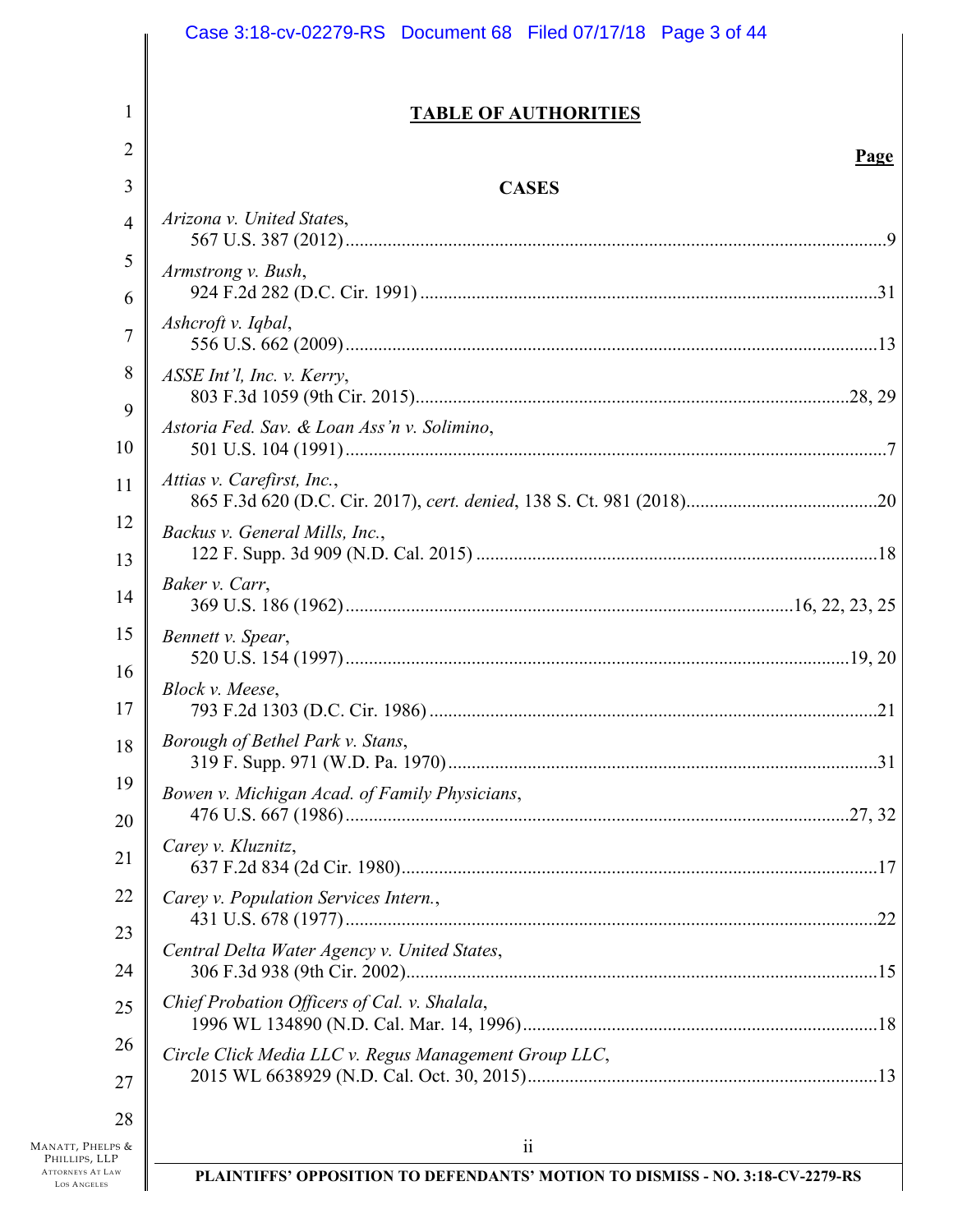## TABLE OF AUTHORITIES

**Page**

**CASES**

*Arizona v. United States*,
567 U.S. 387 (2012) .......... 9

*Armstrong v. Bush*,
924 F.2d 282 (D.C. Cir. 1991) .......... 31

*Ashcroft v. Iqbal*,
556 U.S. 662 (2009) .......... 13

*ASSE Int'l, Inc. v. Kerry*,
803 F.3d 1059 (9th Cir. 2015) .......... 28, 29

*Astoria Fed. Sav. & Loan Ass'n v. Solimino*,
501 U.S. 104 (1991) .......... 7

*Attias v. Carefirst, Inc.*,
865 F.3d 620 (D.C. Cir. 2017), *cert. denied*, 138 S. Ct. 981 (2018) .......... 20

*Backus v. General Mills, Inc.*,
122 F. Supp. 3d 909 (N.D. Cal. 2015) .......... 18

*Baker v. Carr*,
369 U.S. 186 (1962) .......... 16, 22, 23, 25

*Bennett v. Spear*,
520 U.S. 154 (1997) .......... 19, 20

*Block v. Meese*,
793 F.2d 1303 (D.C. Cir. 1986) .......... 21

*Borough of Bethel Park v. Stans*,
319 F. Supp. 971 (W.D. Pa. 1970) .......... 31

*Bowen v. Michigan Acad. of Family Physicians*,
476 U.S. 667 (1986) .......... 27, 32

*Carey v. Kluznitz*,
637 F.2d 834 (2d Cir. 1980) .......... 17

*Carey v. Population Services Intern.*,
431 U.S. 678 (1977) .......... 22

*Central Delta Water Agency v. United States*,
306 F.3d 938 (9th Cir. 2002) .......... 15

*Chief Probation Officers of Cal. v. Shalala*,
1996 WL 134890 (N.D. Cal. Mar. 14, 1996) .......... 18

*Circle Click Media LLC v. Regus Management Group LLC*,
2015 WL 6638929 (N.D. Cal. Oct. 30, 2015) .......... 13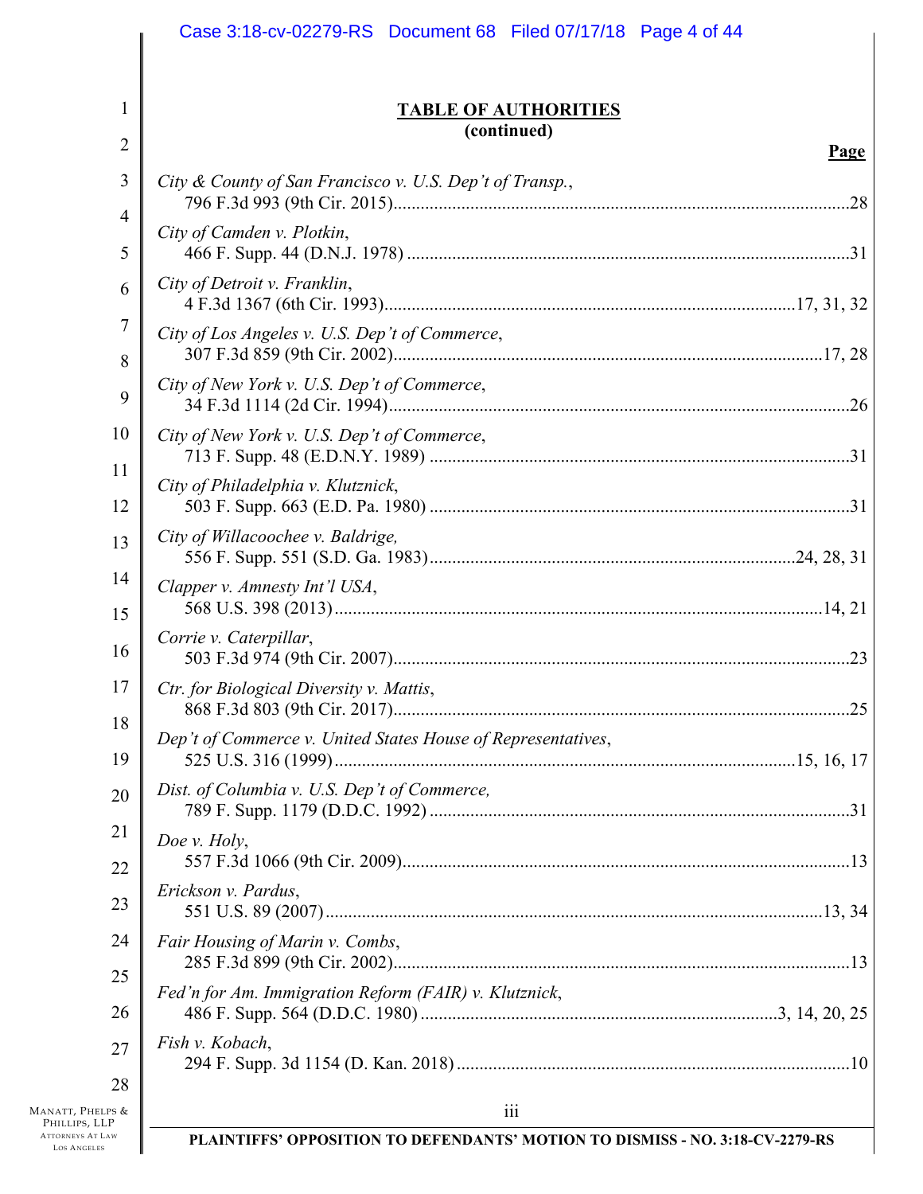## TABLE OF AUTHORITIES
**(continued)**

**Page**

*City & County of San Francisco v. U.S. Dep't of Transp.*, 796 F.3d 993 (9th Cir. 2015) ....28

*City of Camden v. Plotkin*, 466 F. Supp. 44 (D.N.J. 1978) ....31

*City of Detroit v. Franklin*, 4 F.3d 1367 (6th Cir. 1993) ....17, 31, 32

*City of Los Angeles v. U.S. Dep't of Commerce*, 307 F.3d 859 (9th Cir. 2002) ....17, 28

*City of New York v. U.S. Dep't of Commerce*, 34 F.3d 1114 (2d Cir. 1994) ....26

*City of New York v. U.S. Dep't of Commerce*, 713 F. Supp. 48 (E.D.N.Y. 1989) ....31

*City of Philadelphia v. Klutznick*, 503 F. Supp. 663 (E.D. Pa. 1980) ....31

*City of Willacoochee v. Baldrige,* 556 F. Supp. 551 (S.D. Ga. 1983) ....24, 28, 31

*Clapper v. Amnesty Int'l USA*, 568 U.S. 398 (2013) ....14, 21

*Corrie v. Caterpillar*, 503 F.3d 974 (9th Cir. 2007) ....23

*Ctr. for Biological Diversity v. Mattis*, 868 F.3d 803 (9th Cir. 2017) ....25

*Dep't of Commerce v. United States House of Representatives*, 525 U.S. 316 (1999) ....15, 16, 17

*Dist. of Columbia v. U.S. Dep't of Commerce,* 789 F. Supp. 1179 (D.D.C. 1992) ....31

*Doe v. Holy*, 557 F.3d 1066 (9th Cir. 2009) ....13

*Erickson v. Pardus*, 551 U.S. 89 (2007) ....13, 34

*Fair Housing of Marin v. Combs*, 285 F.3d 899 (9th Cir. 2002) ....13

*Fed'n for Am. Immigration Reform (FAIR) v. Klutznick*, 486 F. Supp. 564 (D.D.C. 1980) ....3, 14, 20, 25

*Fish v. Kobach*, 294 F. Supp. 3d 1154 (D. Kan. 2018) ....10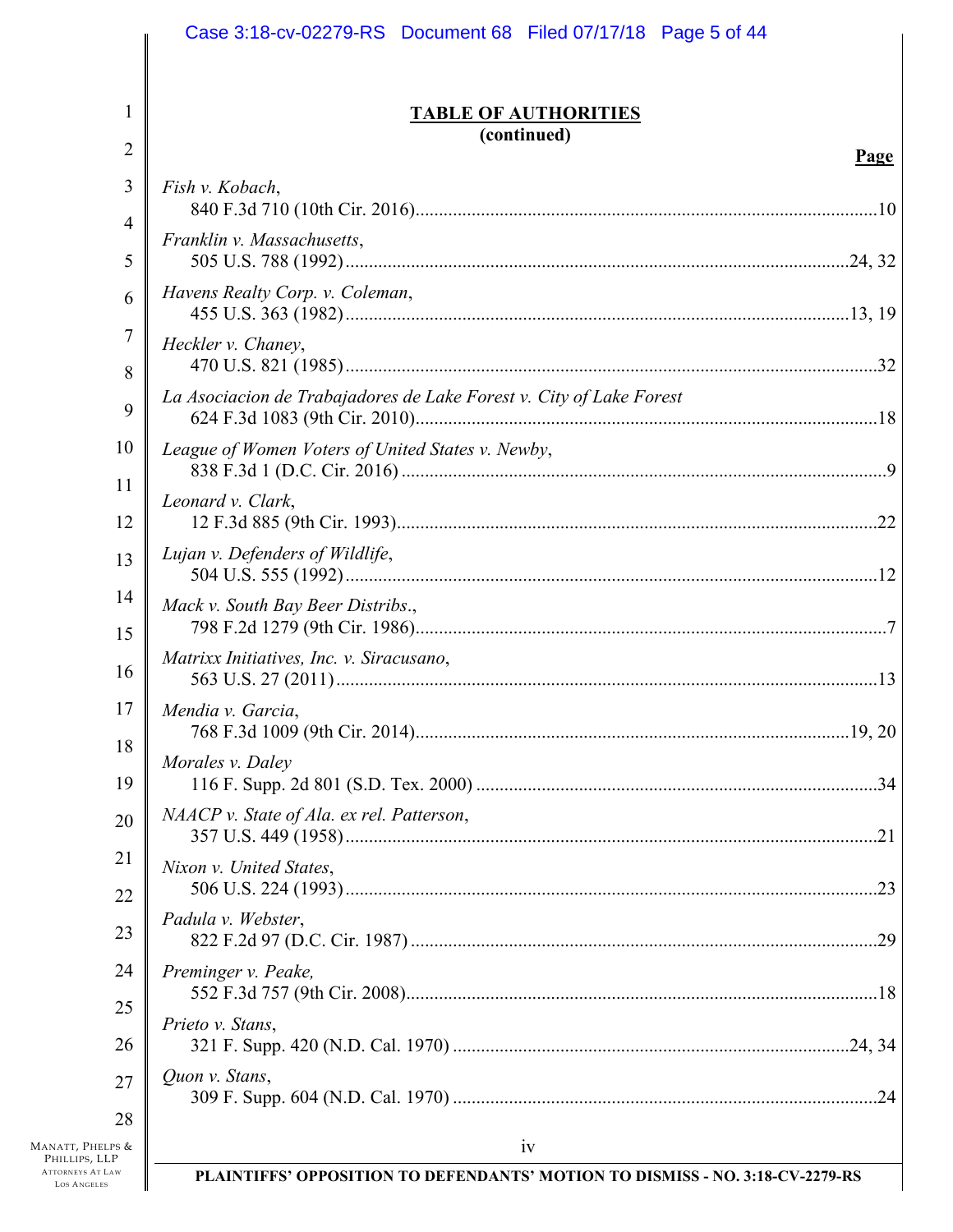## TABLE OF AUTHORITIES
**(continued)**

| | **Page** |
|---|---|
| *Fish v. Kobach*, 840 F.3d 710 (10th Cir. 2016) | 10 |
| *Franklin v. Massachusetts*, 505 U.S. 788 (1992) | 24, 32 |
| *Havens Realty Corp. v. Coleman*, 455 U.S. 363 (1982) | 13, 19 |
| *Heckler v. Chaney*, 470 U.S. 821 (1985) | 32 |
| *La Asociacion de Trabajadores de Lake Forest v. City of Lake Forest* 624 F.3d 1083 (9th Cir. 2010) | 18 |
| *League of Women Voters of United States v. Newby*, 838 F.3d 1 (D.C. Cir. 2016) | 9 |
| *Leonard v. Clark*, 12 F.3d 885 (9th Cir. 1993) | 22 |
| *Lujan v. Defenders of Wildlife*, 504 U.S. 555 (1992) | 12 |
| *Mack v. South Bay Beer Distribs*., 798 F.2d 1279 (9th Cir. 1986) | 7 |
| *Matrixx Initiatives, Inc. v. Siracusano*, 563 U.S. 27 (2011) | 13 |
| *Mendia v. Garcia*, 768 F.3d 1009 (9th Cir. 2014) | 19, 20 |
| *Morales v. Daley* 116 F. Supp. 2d 801 (S.D. Tex. 2000) | 34 |
| *NAACP v. State of Ala. ex rel. Patterson*, 357 U.S. 449 (1958) | 21 |
| *Nixon v. United States*, 506 U.S. 224 (1993) | 23 |
| *Padula v. Webster*, 822 F.2d 97 (D.C. Cir. 1987) | 29 |
| *Preminger v. Peake,* 552 F.3d 757 (9th Cir. 2008) | 18 |
| *Prieto v. Stans*, 321 F. Supp. 420 (N.D. Cal. 1970) | 24, 34 |
| *Quon v. Stans*, 309 F. Supp. 604 (N.D. Cal. 1970) | 24 |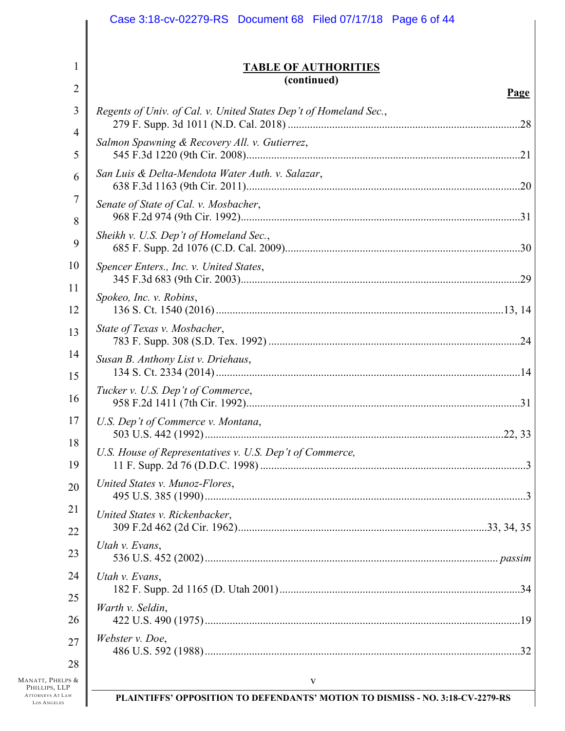## TABLE OF AUTHORITIES
**(continued)**

**Page**

*Regents of Univ. of Cal. v. United States Dep't of Homeland Sec.*, 279 F. Supp. 3d 1011 (N.D. Cal. 2018) ....... 28

*Salmon Spawning & Recovery All. v. Gutierrez*, 545 F.3d 1220 (9th Cir. 2008) ....... 21

*San Luis & Delta-Mendota Water Auth. v. Salazar*, 638 F.3d 1163 (9th Cir. 2011) ....... 20

*Senate of State of Cal. v. Mosbacher*, 968 F.2d 974 (9th Cir. 1992) ....... 31

*Sheikh v. U.S. Dep't of Homeland Sec.*, 685 F. Supp. 2d 1076 (C.D. Cal. 2009) ....... 30

*Spencer Enters., Inc. v. United States*, 345 F.3d 683 (9th Cir. 2003) ....... 29

*Spokeo, Inc. v. Robins*, 136 S. Ct. 1540 (2016) ....... 13, 14

*State of Texas v. Mosbacher*, 783 F. Supp. 308 (S.D. Tex. 1992) ....... 24

*Susan B. Anthony List v. Driehaus*, 134 S. Ct. 2334 (2014) ....... 14

*Tucker v. U.S. Dep't of Commerce*, 958 F.2d 1411 (7th Cir. 1992) ....... 31

*U.S. Dep't of Commerce v. Montana*, 503 U.S. 442 (1992) ....... 22, 33

*U.S. House of Representatives v. U.S. Dep't of Commerce,* 11 F. Supp. 2d 76 (D.D.C. 1998) ....... 3

*United States v. Munoz-Flores*, 495 U.S. 385 (1990) ....... 3

*United States v. Rickenbacker*, 309 F.2d 462 (2d Cir. 1962) ....... 33, 34, 35

*Utah v. Evans*, 536 U.S. 452 (2002) ....... *passim*

*Utah v. Evans*, 182 F. Supp. 2d 1165 (D. Utah 2001) ....... 34

*Warth v. Seldin*, 422 U.S. 490 (1975) ....... 19

*Webster v. Doe*, 486 U.S. 592 (1988) ....... 32

PLAINTIFFS' OPPOSITION TO DEFENDANTS' MOTION TO DISMISS - NO. 3:18-CV-2279-RS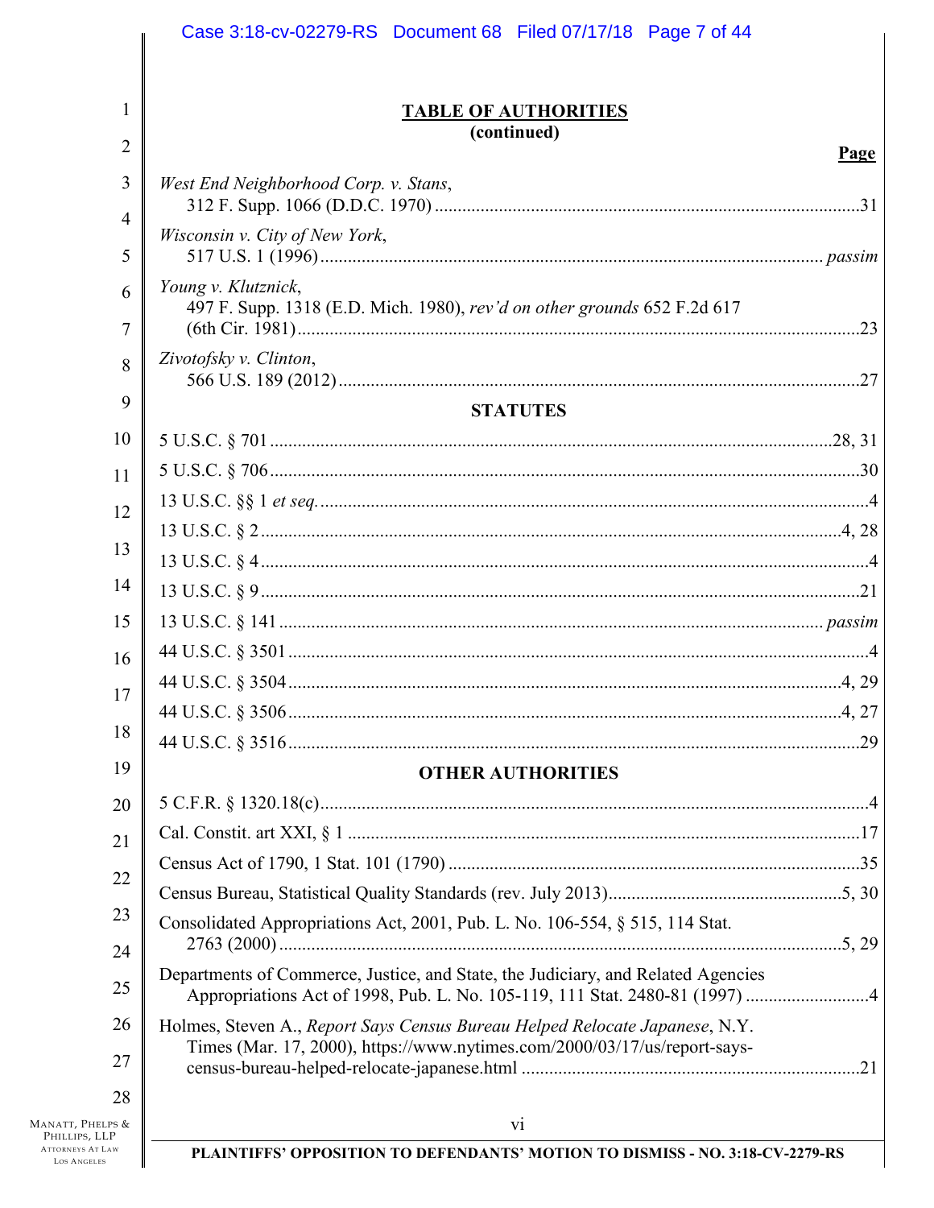## TABLE OF AUTHORITIES
**(continued)**

**Page**

*West End Neighborhood Corp. v. Stans*, 312 F. Supp. 1066 (D.D.C. 1970) ........ 31

*Wisconsin v. City of New York*, 517 U.S. 1 (1996) ........ *passim*

*Young v. Klutznick*, 497 F. Supp. 1318 (E.D. Mich. 1980), *rev'd on other grounds* 652 F.2d 617 (6th Cir. 1981) ........ 23

*Zivotofsky v. Clinton*, 566 U.S. 189 (2012) ........ 27

### STATUTES

5 U.S.C. § 701 ........ 28, 31

5 U.S.C. § 706 ........ 30

13 U.S.C. §§ 1 *et seq.* ........ 4

13 U.S.C. § 2 ........ 4, 28

13 U.S.C. § 4 ........ 4

13 U.S.C. § 9 ........ 21

13 U.S.C. § 141 ........ *passim*

44 U.S.C. § 3501 ........ 4

44 U.S.C. § 3504 ........ 4, 29

44 U.S.C. § 3506 ........ 4, 27

44 U.S.C. § 3516 ........ 29

### OTHER AUTHORITIES

5 C.F.R. § 1320.18(c) ........ 4

Cal. Constit. art XXI, § 1 ........ 17

Census Act of 1790, 1 Stat. 101 (1790) ........ 35

Census Bureau, Statistical Quality Standards (rev. July 2013) ........ 5, 30

Consolidated Appropriations Act, 2001, Pub. L. No. 106-554, § 515, 114 Stat. 2763 (2000) ........ 5, 29

Departments of Commerce, Justice, and State, the Judiciary, and Related Agencies Appropriations Act of 1998, Pub. L. No. 105-119, 111 Stat. 2480-81 (1997) ........ 4

Holmes, Steven A., *Report Says Census Bureau Helped Relocate Japanese*, N.Y. Times (Mar. 17, 2000), https://www.nytimes.com/2000/03/17/us/report-says-census-bureau-helped-relocate-japanese.html ........ 21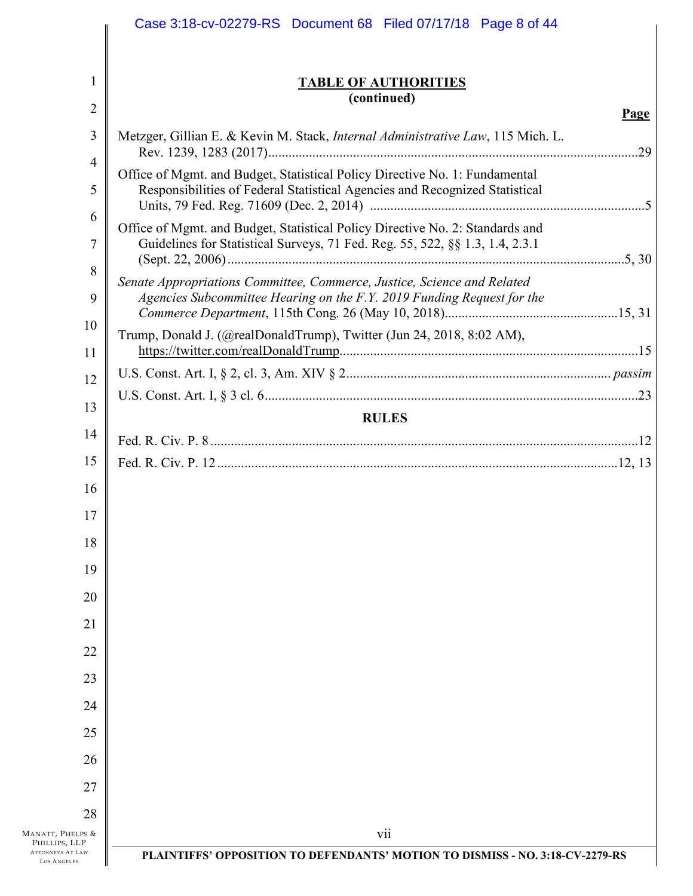## TABLE OF AUTHORITIES
**(continued)**

**Page**

Metzger, Gillian E. & Kevin M. Stack, *Internal Administrative Law*, 115 Mich. L. Rev. 1239, 1283 (2017) .......... 29

Office of Mgmt. and Budget, Statistical Policy Directive No. 1: Fundamental Responsibilities of Federal Statistical Agencies and Recognized Statistical Units, 79 Fed. Reg. 71609 (Dec. 2, 2014) .......... 5

Office of Mgmt. and Budget, Statistical Policy Directive No. 2: Standards and Guidelines for Statistical Surveys, 71 Fed. Reg. 55, 522, §§ 1.3, 1.4, 2.3.1 (Sept. 22, 2006) .......... 5, 30

*Senate Appropriations Committee, Commerce, Justice, Science and Related Agencies Subcommittee Hearing on the F.Y. 2019 Funding Request for the Commerce Department*, 115th Cong. 26 (May 10, 2018) .......... 15, 31

Trump, Donald J. (@realDonaldTrump), Twitter (Jun 24, 2018, 8:02 AM), https://twitter.com/realDonaldTrump .......... 15

U.S. Const. Art. I, § 2, cl. 3, Am. XIV § 2 .......... *passim*

U.S. Const. Art. I, § 3 cl. 6 .......... 23

### RULES

Fed. R. Civ. P. 8 .......... 12

Fed. R. Civ. P. 12 .......... 12, 13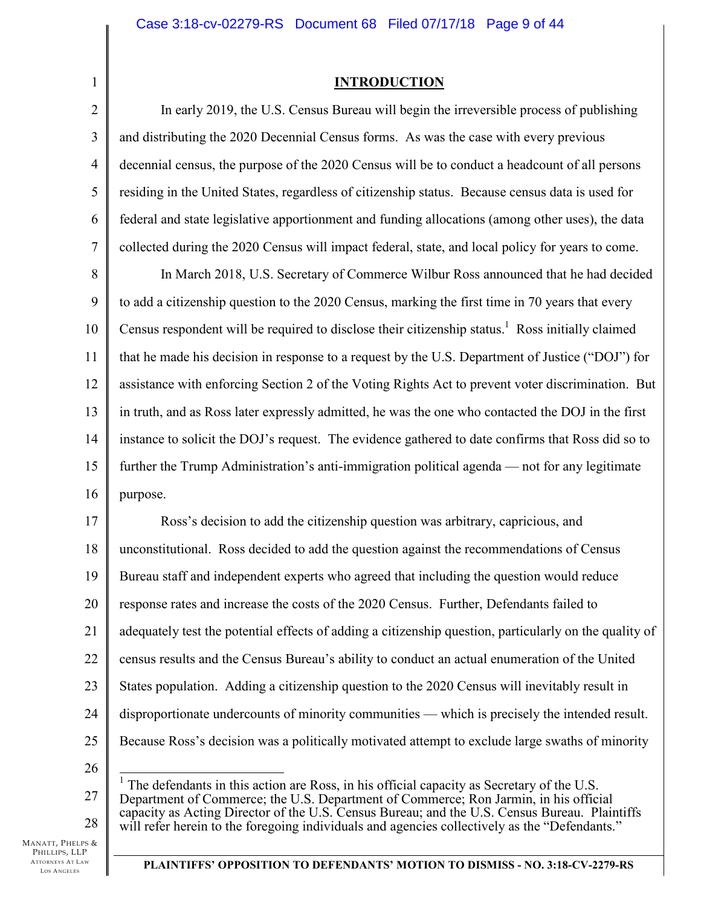## INTRODUCTION

In early 2019, the U.S. Census Bureau will begin the irreversible process of publishing and distributing the 2020 Decennial Census forms. As was the case with every previous decennial census, the purpose of the 2020 Census will be to conduct a headcount of all persons residing in the United States, regardless of citizenship status. Because census data is used for federal and state legislative apportionment and funding allocations (among other uses), the data collected during the 2020 Census will impact federal, state, and local policy for years to come.

In March 2018, U.S. Secretary of Commerce Wilbur Ross announced that he had decided to add a citizenship question to the 2020 Census, marking the first time in 70 years that every Census respondent will be required to disclose their citizenship status.[1] Ross initially claimed that he made his decision in response to a request by the U.S. Department of Justice ("DOJ") for assistance with enforcing Section 2 of the Voting Rights Act to prevent voter discrimination. But in truth, and as Ross later expressly admitted, he was the one who contacted the DOJ in the first instance to solicit the DOJ's request. The evidence gathered to date confirms that Ross did so to further the Trump Administration's anti-immigration political agenda — not for any legitimate purpose.

Ross's decision to add the citizenship question was arbitrary, capricious, and unconstitutional. Ross decided to add the question against the recommendations of Census Bureau staff and independent experts who agreed that including the question would reduce response rates and increase the costs of the 2020 Census. Further, Defendants failed to adequately test the potential effects of adding a citizenship question, particularly on the quality of census results and the Census Bureau's ability to conduct an actual enumeration of the United States population. Adding a citizenship question to the 2020 Census will inevitably result in disproportionate undercounts of minority communities — which is precisely the intended result. Because Ross's decision was a politically motivated attempt to exclude large swaths of minority

---

[1] The defendants in this action are Ross, in his official capacity as Secretary of the U.S. Department of Commerce; the U.S. Department of Commerce; Ron Jarmin, in his official capacity as Acting Director of the U.S. Census Bureau; and the U.S. Census Bureau. Plaintiffs will refer herein to the foregoing individuals and agencies collectively as the "Defendants."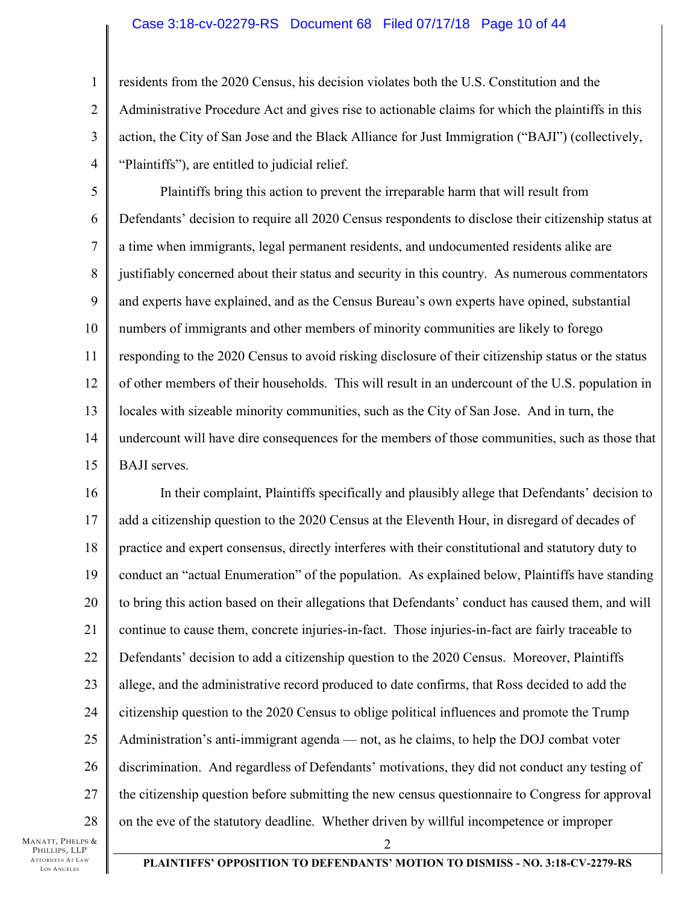residents from the 2020 Census, his decision violates both the U.S. Constitution and the Administrative Procedure Act and gives rise to actionable claims for which the plaintiffs in this action, the City of San Jose and the Black Alliance for Just Immigration ("BAJI") (collectively, "Plaintiffs"), are entitled to judicial relief.

Plaintiffs bring this action to prevent the irreparable harm that will result from Defendants' decision to require all 2020 Census respondents to disclose their citizenship status at a time when immigrants, legal permanent residents, and undocumented residents alike are justifiably concerned about their status and security in this country. As numerous commentators and experts have explained, and as the Census Bureau's own experts have opined, substantial numbers of immigrants and other members of minority communities are likely to forego responding to the 2020 Census to avoid risking disclosure of their citizenship status or the status of other members of their households. This will result in an undercount of the U.S. population in locales with sizeable minority communities, such as the City of San Jose. And in turn, the undercount will have dire consequences for the members of those communities, such as those that BAJI serves.

In their complaint, Plaintiffs specifically and plausibly allege that Defendants' decision to add a citizenship question to the 2020 Census at the Eleventh Hour, in disregard of decades of practice and expert consensus, directly interferes with their constitutional and statutory duty to conduct an "actual Enumeration" of the population. As explained below, Plaintiffs have standing to bring this action based on their allegations that Defendants' conduct has caused them, and will continue to cause them, concrete injuries-in-fact. Those injuries-in-fact are fairly traceable to Defendants' decision to add a citizenship question to the 2020 Census. Moreover, Plaintiffs allege, and the administrative record produced to date confirms, that Ross decided to add the citizenship question to the 2020 Census to oblige political influences and promote the Trump Administration's anti-immigrant agenda — not, as he claims, to help the DOJ combat voter discrimination. And regardless of Defendants' motivations, they did not conduct any testing of the citizenship question before submitting the new census questionnaire to Congress for approval on the eve of the statutory deadline. Whether driven by willful incompetence or improper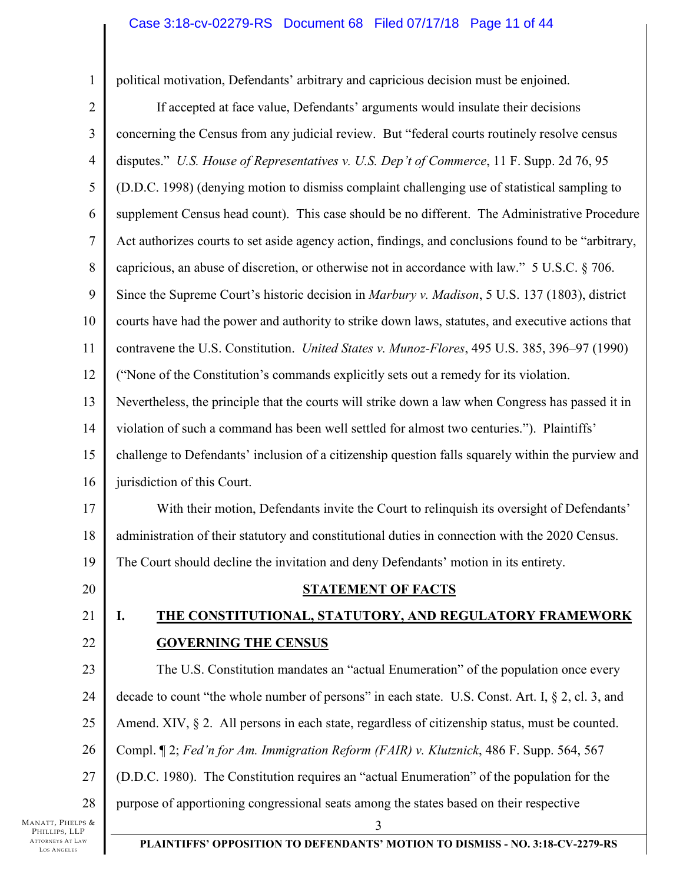political motivation, Defendants' arbitrary and capricious decision must be enjoined.

If accepted at face value, Defendants' arguments would insulate their decisions concerning the Census from any judicial review. But "federal courts routinely resolve census disputes." *U.S. House of Representatives v. U.S. Dep't of Commerce*, 11 F. Supp. 2d 76, 95 (D.D.C. 1998) (denying motion to dismiss complaint challenging use of statistical sampling to supplement Census head count). This case should be no different. The Administrative Procedure Act authorizes courts to set aside agency action, findings, and conclusions found to be "arbitrary, capricious, an abuse of discretion, or otherwise not in accordance with law." 5 U.S.C. § 706. Since the Supreme Court's historic decision in *Marbury v. Madison*, 5 U.S. 137 (1803), district courts have had the power and authority to strike down laws, statutes, and executive actions that contravene the U.S. Constitution. *United States v. Munoz-Flores*, 495 U.S. 385, 396–97 (1990) ("None of the Constitution's commands explicitly sets out a remedy for its violation. Nevertheless, the principle that the courts will strike down a law when Congress has passed it in violation of such a command has been well settled for almost two centuries."). Plaintiffs' challenge to Defendants' inclusion of a citizenship question falls squarely within the purview and jurisdiction of this Court.

With their motion, Defendants invite the Court to relinquish its oversight of Defendants' administration of their statutory and constitutional duties in connection with the 2020 Census. The Court should decline the invitation and deny Defendants' motion in its entirety.

## STATEMENT OF FACTS

### I. THE CONSTITUTIONAL, STATUTORY, AND REGULATORY FRAMEWORK GOVERNING THE CENSUS

The U.S. Constitution mandates an "actual Enumeration" of the population once every decade to count "the whole number of persons" in each state. U.S. Const. Art. I, § 2, cl. 3, and Amend. XIV, § 2. All persons in each state, regardless of citizenship status, must be counted. Compl. ¶ 2; *Fed'n for Am. Immigration Reform (FAIR) v. Klutznick*, 486 F. Supp. 564, 567 (D.D.C. 1980). The Constitution requires an "actual Enumeration" of the population for the purpose of apportioning congressional seats among the states based on their respective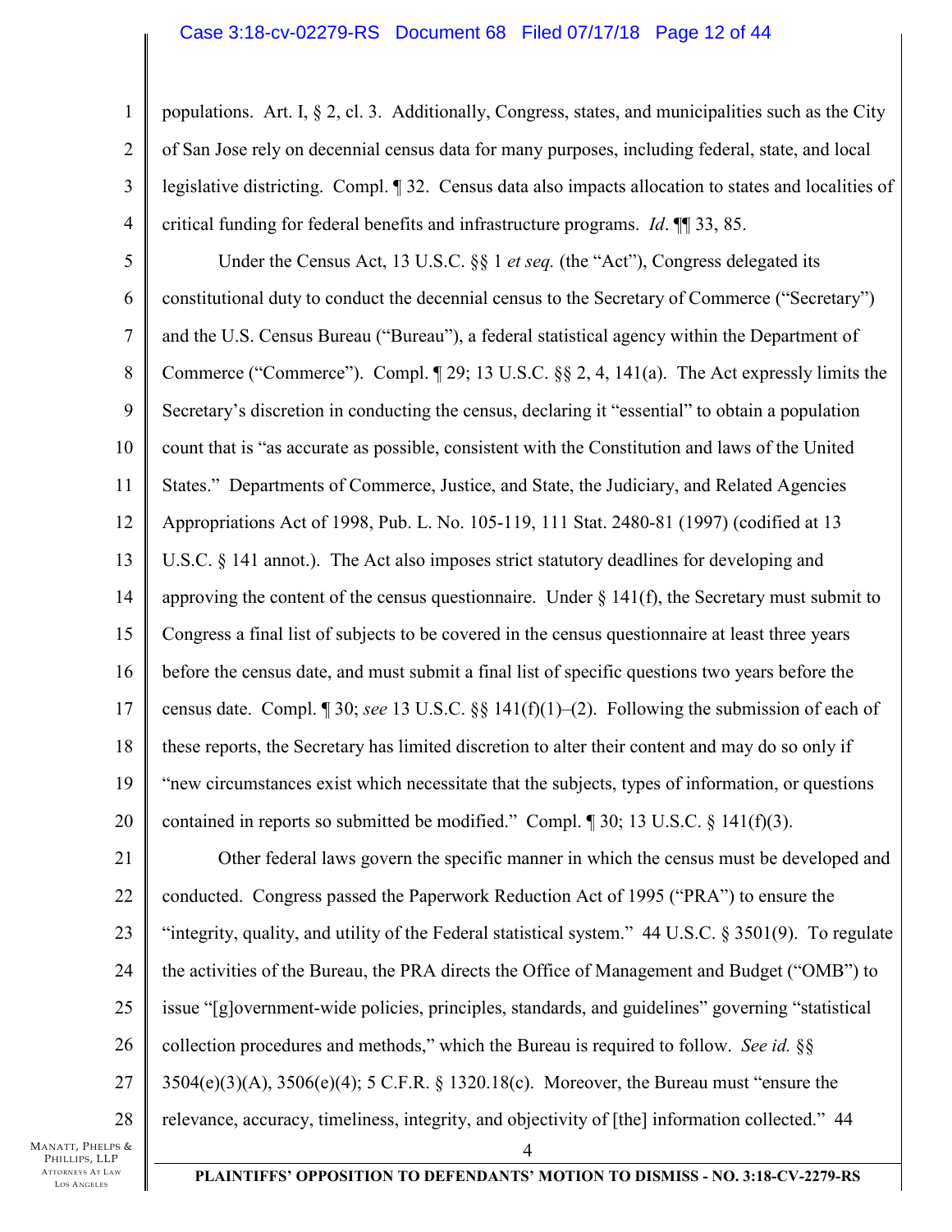populations. Art. I, § 2, cl. 3. Additionally, Congress, states, and municipalities such as the City of San Jose rely on decennial census data for many purposes, including federal, state, and local legislative districting. Compl. ¶ 32. Census data also impacts allocation to states and localities of critical funding for federal benefits and infrastructure programs. *Id*. ¶¶ 33, 85.

Under the Census Act, 13 U.S.C. §§ 1 *et seq.* (the "Act"), Congress delegated its constitutional duty to conduct the decennial census to the Secretary of Commerce ("Secretary") and the U.S. Census Bureau ("Bureau"), a federal statistical agency within the Department of Commerce ("Commerce"). Compl. ¶ 29; 13 U.S.C. §§ 2, 4, 141(a). The Act expressly limits the Secretary's discretion in conducting the census, declaring it "essential" to obtain a population count that is "as accurate as possible, consistent with the Constitution and laws of the United States." Departments of Commerce, Justice, and State, the Judiciary, and Related Agencies Appropriations Act of 1998, Pub. L. No. 105-119, 111 Stat. 2480-81 (1997) (codified at 13 U.S.C. § 141 annot.). The Act also imposes strict statutory deadlines for developing and approving the content of the census questionnaire. Under § 141(f), the Secretary must submit to Congress a final list of subjects to be covered in the census questionnaire at least three years before the census date, and must submit a final list of specific questions two years before the census date. Compl. ¶ 30; *see* 13 U.S.C. §§ 141(f)(1)–(2). Following the submission of each of these reports, the Secretary has limited discretion to alter their content and may do so only if "new circumstances exist which necessitate that the subjects, types of information, or questions contained in reports so submitted be modified." Compl. ¶ 30; 13 U.S.C. § 141(f)(3).

Other federal laws govern the specific manner in which the census must be developed and conducted. Congress passed the Paperwork Reduction Act of 1995 ("PRA") to ensure the "integrity, quality, and utility of the Federal statistical system." 44 U.S.C. § 3501(9). To regulate the activities of the Bureau, the PRA directs the Office of Management and Budget ("OMB") to issue "[g]overnment-wide policies, principles, standards, and guidelines" governing "statistical collection procedures and methods," which the Bureau is required to follow. *See id.* §§ 3504(e)(3)(A), 3506(e)(4); 5 C.F.R. § 1320.18(c). Moreover, the Bureau must "ensure the relevance, accuracy, timeliness, integrity, and objectivity of [the] information collected." 44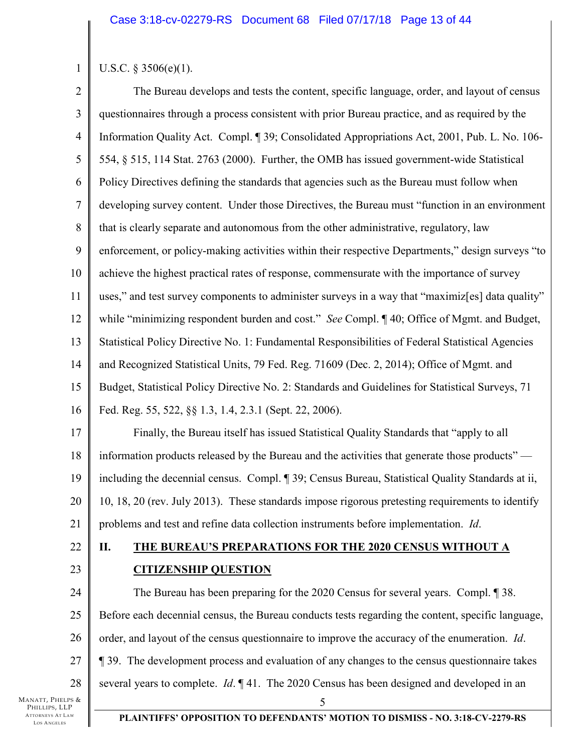U.S.C. § 3506(e)(1).

The Bureau develops and tests the content, specific language, order, and layout of census questionnaires through a process consistent with prior Bureau practice, and as required by the Information Quality Act. Compl. ¶ 39; Consolidated Appropriations Act, 2001, Pub. L. No. 106-554, § 515, 114 Stat. 2763 (2000). Further, the OMB has issued government-wide Statistical Policy Directives defining the standards that agencies such as the Bureau must follow when developing survey content. Under those Directives, the Bureau must "function in an environment that is clearly separate and autonomous from the other administrative, regulatory, law enforcement, or policy-making activities within their respective Departments," design surveys "to achieve the highest practical rates of response, commensurate with the importance of survey uses," and test survey components to administer surveys in a way that "maximiz[es] data quality" while "minimizing respondent burden and cost." *See* Compl. ¶ 40; Office of Mgmt. and Budget, Statistical Policy Directive No. 1: Fundamental Responsibilities of Federal Statistical Agencies and Recognized Statistical Units, 79 Fed. Reg. 71609 (Dec. 2, 2014); Office of Mgmt. and Budget, Statistical Policy Directive No. 2: Standards and Guidelines for Statistical Surveys, 71 Fed. Reg. 55, 522, §§ 1.3, 1.4, 2.3.1 (Sept. 22, 2006).

Finally, the Bureau itself has issued Statistical Quality Standards that "apply to all information products released by the Bureau and the activities that generate those products" — including the decennial census. Compl. ¶ 39; Census Bureau, Statistical Quality Standards at ii, 10, 18, 20 (rev. July 2013). These standards impose rigorous pretesting requirements to identify problems and test and refine data collection instruments before implementation. *Id*.

## II. THE BUREAU'S PREPARATIONS FOR THE 2020 CENSUS WITHOUT A CITIZENSHIP QUESTION

The Bureau has been preparing for the 2020 Census for several years. Compl. ¶ 38. Before each decennial census, the Bureau conducts tests regarding the content, specific language, order, and layout of the census questionnaire to improve the accuracy of the enumeration. *Id*. ¶ 39. The development process and evaluation of any changes to the census questionnaire takes several years to complete. *Id*. ¶ 41. The 2020 Census has been designed and developed in an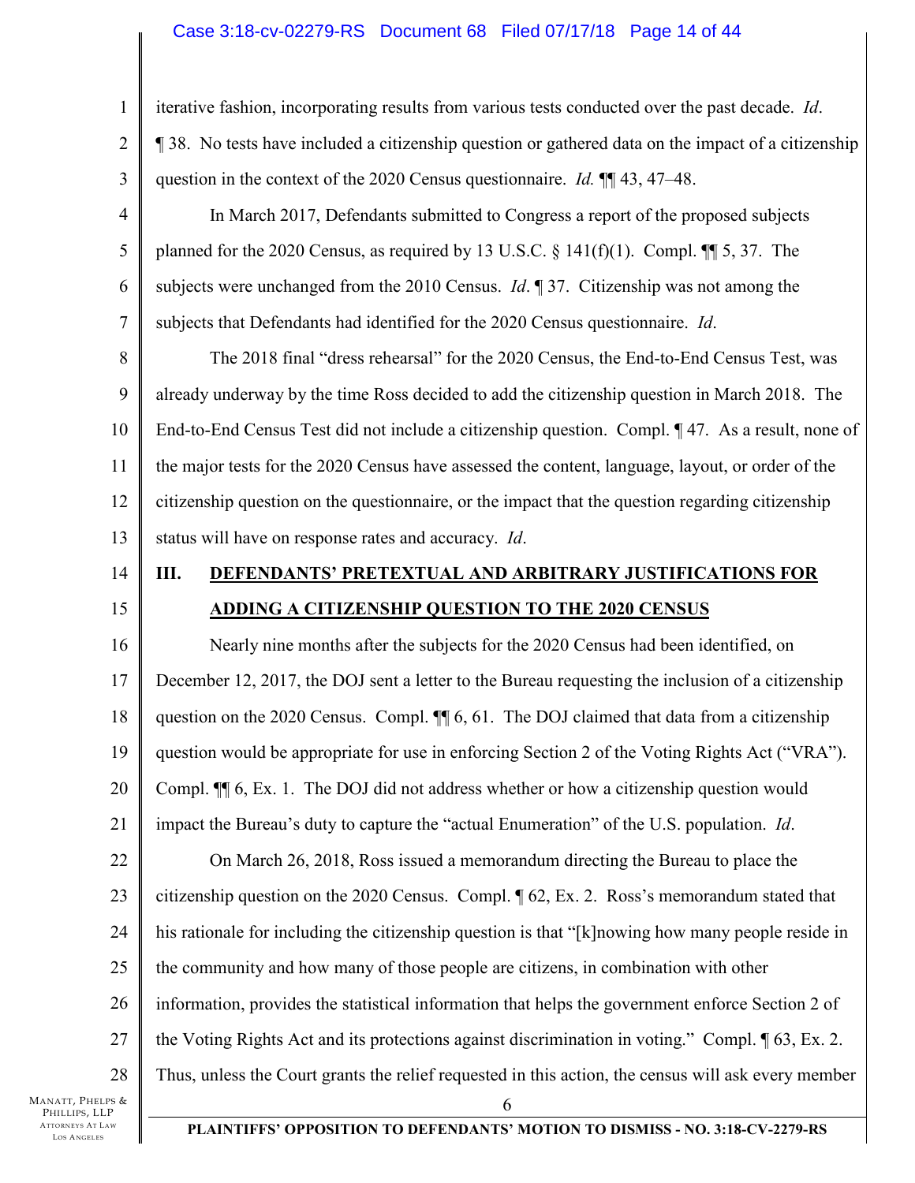iterative fashion, incorporating results from various tests conducted over the past decade. *Id*. ¶ 38. No tests have included a citizenship question or gathered data on the impact of a citizenship question in the context of the 2020 Census questionnaire. *Id.* ¶¶ 43, 47–48.

In March 2017, Defendants submitted to Congress a report of the proposed subjects planned for the 2020 Census, as required by 13 U.S.C. § 141(f)(1). Compl. ¶¶ 5, 37. The subjects were unchanged from the 2010 Census. *Id*. ¶ 37. Citizenship was not among the subjects that Defendants had identified for the 2020 Census questionnaire. *Id*.

The 2018 final "dress rehearsal" for the 2020 Census, the End-to-End Census Test, was already underway by the time Ross decided to add the citizenship question in March 2018. The End-to-End Census Test did not include a citizenship question. Compl. ¶ 47. As a result, none of the major tests for the 2020 Census have assessed the content, language, layout, or order of the citizenship question on the questionnaire, or the impact that the question regarding citizenship status will have on response rates and accuracy. *Id*.

## III. DEFENDANTS' PRETEXTUAL AND ARBITRARY JUSTIFICATIONS FOR ADDING A CITIZENSHIP QUESTION TO THE 2020 CENSUS

Nearly nine months after the subjects for the 2020 Census had been identified, on December 12, 2017, the DOJ sent a letter to the Bureau requesting the inclusion of a citizenship question on the 2020 Census. Compl. ¶¶ 6, 61. The DOJ claimed that data from a citizenship question would be appropriate for use in enforcing Section 2 of the Voting Rights Act ("VRA"). Compl. ¶¶ 6, Ex. 1. The DOJ did not address whether or how a citizenship question would impact the Bureau's duty to capture the "actual Enumeration" of the U.S. population. *Id*.

On March 26, 2018, Ross issued a memorandum directing the Bureau to place the citizenship question on the 2020 Census. Compl. ¶ 62, Ex. 2. Ross's memorandum stated that his rationale for including the citizenship question is that "[k]nowing how many people reside in the community and how many of those people are citizens, in combination with other information, provides the statistical information that helps the government enforce Section 2 of the Voting Rights Act and its protections against discrimination in voting." Compl. ¶ 63, Ex. 2. Thus, unless the Court grants the relief requested in this action, the census will ask every member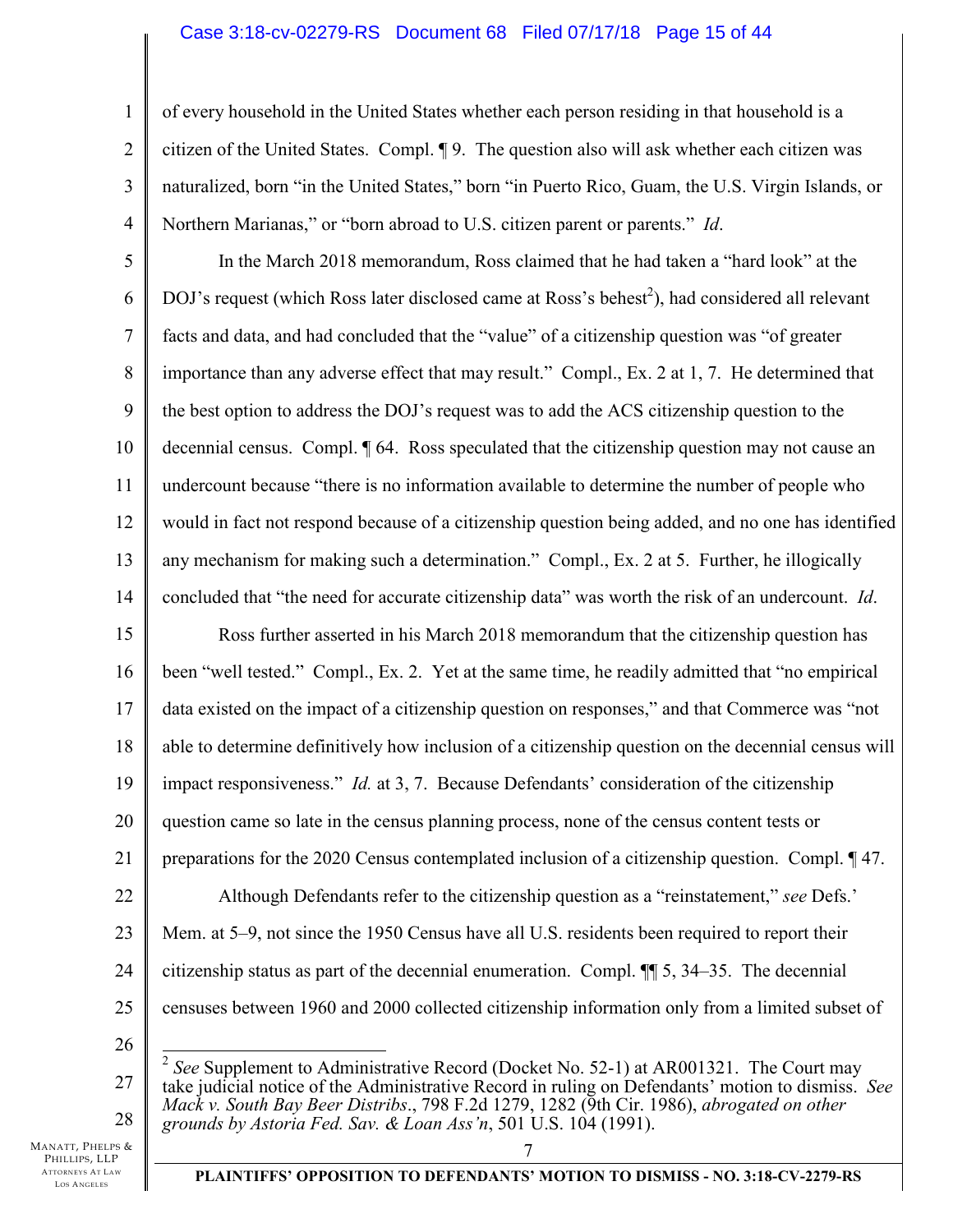of every household in the United States whether each person residing in that household is a citizen of the United States. Compl. ¶ 9. The question also will ask whether each citizen was naturalized, born "in the United States," born "in Puerto Rico, Guam, the U.S. Virgin Islands, or Northern Marianas," or "born abroad to U.S. citizen parent or parents." *Id*.

In the March 2018 memorandum, Ross claimed that he had taken a "hard look" at the DOJ's request (which Ross later disclosed came at Ross's behest[2]), had considered all relevant facts and data, and had concluded that the "value" of a citizenship question was "of greater importance than any adverse effect that may result." Compl., Ex. 2 at 1, 7. He determined that the best option to address the DOJ's request was to add the ACS citizenship question to the decennial census. Compl. ¶ 64. Ross speculated that the citizenship question may not cause an undercount because "there is no information available to determine the number of people who would in fact not respond because of a citizenship question being added, and no one has identified any mechanism for making such a determination." Compl., Ex. 2 at 5. Further, he illogically concluded that "the need for accurate citizenship data" was worth the risk of an undercount. *Id*.

Ross further asserted in his March 2018 memorandum that the citizenship question has been "well tested." Compl., Ex. 2. Yet at the same time, he readily admitted that "no empirical data existed on the impact of a citizenship question on responses," and that Commerce was "not able to determine definitively how inclusion of a citizenship question on the decennial census will impact responsiveness." *Id.* at 3, 7. Because Defendants' consideration of the citizenship question came so late in the census planning process, none of the census content tests or preparations for the 2020 Census contemplated inclusion of a citizenship question. Compl. ¶ 47.

Although Defendants refer to the citizenship question as a "reinstatement," *see* Defs.' Mem. at 5–9, not since the 1950 Census have all U.S. residents been required to report their citizenship status as part of the decennial enumeration. Compl. ¶¶ 5, 34–35. The decennial censuses between 1960 and 2000 collected citizenship information only from a limited subset of

---

[2] *See* Supplement to Administrative Record (Docket No. 52-1) at AR001321. The Court may take judicial notice of the Administrative Record in ruling on Defendants' motion to dismiss. *See Mack v. South Bay Beer Distribs*., 798 F.2d 1279, 1282 (9th Cir. 1986), *abrogated on other grounds by Astoria Fed. Sav. & Loan Ass'n*, 501 U.S. 104 (1991).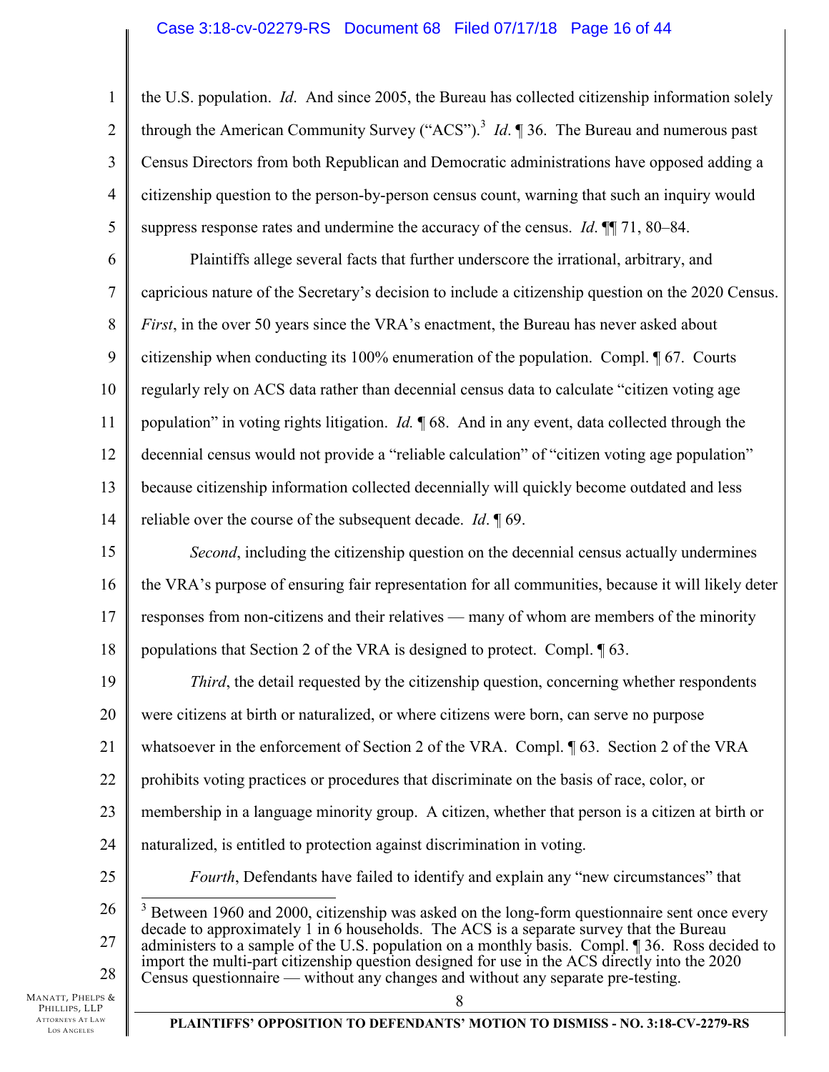the U.S. population. *Id*. And since 2005, the Bureau has collected citizenship information solely through the American Community Survey ("ACS").[3] *Id*. ¶ 36. The Bureau and numerous past Census Directors from both Republican and Democratic administrations have opposed adding a citizenship question to the person-by-person census count, warning that such an inquiry would suppress response rates and undermine the accuracy of the census. *Id*. ¶¶ 71, 80–84.

Plaintiffs allege several facts that further underscore the irrational, arbitrary, and capricious nature of the Secretary's decision to include a citizenship question on the 2020 Census. *First*, in the over 50 years since the VRA's enactment, the Bureau has never asked about citizenship when conducting its 100% enumeration of the population. Compl. ¶ 67. Courts regularly rely on ACS data rather than decennial census data to calculate "citizen voting age population" in voting rights litigation. *Id.* ¶ 68. And in any event, data collected through the decennial census would not provide a "reliable calculation" of "citizen voting age population" because citizenship information collected decennially will quickly become outdated and less reliable over the course of the subsequent decade. *Id*. ¶ 69.

*Second*, including the citizenship question on the decennial census actually undermines the VRA's purpose of ensuring fair representation for all communities, because it will likely deter responses from non-citizens and their relatives — many of whom are members of the minority populations that Section 2 of the VRA is designed to protect. Compl. ¶ 63.

*Third*, the detail requested by the citizenship question, concerning whether respondents were citizens at birth or naturalized, or where citizens were born, can serve no purpose whatsoever in the enforcement of Section 2 of the VRA. Compl. ¶ 63. Section 2 of the VRA prohibits voting practices or procedures that discriminate on the basis of race, color, or membership in a language minority group. A citizen, whether that person is a citizen at birth or naturalized, is entitled to protection against discrimination in voting.

*Fourth*, Defendants have failed to identify and explain any "new circumstances" that

---

[3] Between 1960 and 2000, citizenship was asked on the long-form questionnaire sent once every decade to approximately 1 in 6 households. The ACS is a separate survey that the Bureau administers to a sample of the U.S. population on a monthly basis. Compl. ¶ 36. Ross decided to import the multi-part citizenship question designed for use in the ACS directly into the 2020 Census questionnaire — without any changes and without any separate pre-testing.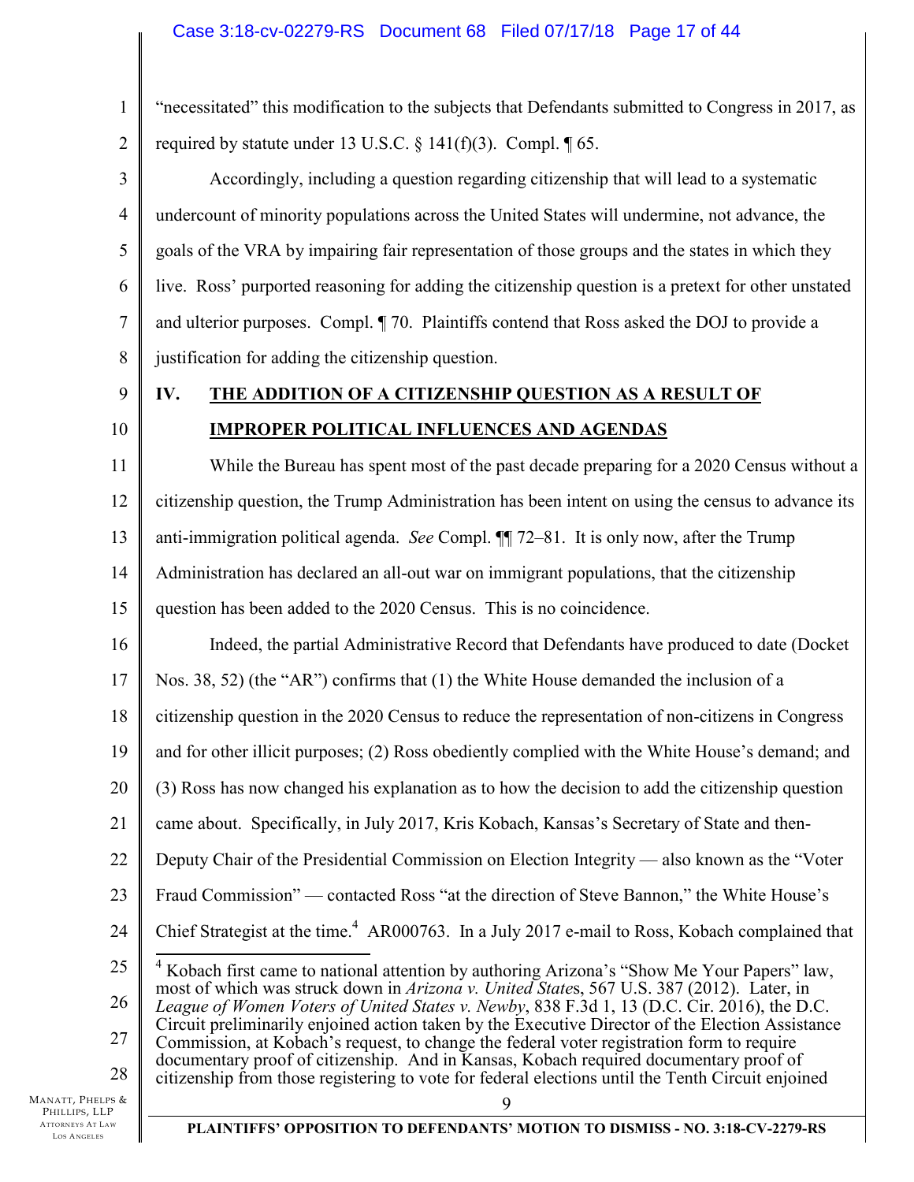"necessitated" this modification to the subjects that Defendants submitted to Congress in 2017, as required by statute under 13 U.S.C. § 141(f)(3). Compl. ¶ 65.

Accordingly, including a question regarding citizenship that will lead to a systematic undercount of minority populations across the United States will undermine, not advance, the goals of the VRA by impairing fair representation of those groups and the states in which they live. Ross' purported reasoning for adding the citizenship question is a pretext for other unstated and ulterior purposes. Compl. ¶ 70. Plaintiffs contend that Ross asked the DOJ to provide a justification for adding the citizenship question.

## IV. THE ADDITION OF A CITIZENSHIP QUESTION AS A RESULT OF IMPROPER POLITICAL INFLUENCES AND AGENDAS

While the Bureau has spent most of the past decade preparing for a 2020 Census without a citizenship question, the Trump Administration has been intent on using the census to advance its anti-immigration political agenda. *See* Compl. ¶¶ 72–81. It is only now, after the Trump Administration has declared an all-out war on immigrant populations, that the citizenship question has been added to the 2020 Census. This is no coincidence.

Indeed, the partial Administrative Record that Defendants have produced to date (Docket Nos. 38, 52) (the "AR") confirms that (1) the White House demanded the inclusion of a citizenship question in the 2020 Census to reduce the representation of non-citizens in Congress and for other illicit purposes; (2) Ross obediently complied with the White House's demand; and (3) Ross has now changed his explanation as to how the decision to add the citizenship question came about. Specifically, in July 2017, Kris Kobach, Kansas's Secretary of State and then-Deputy Chair of the Presidential Commission on Election Integrity — also known as the "Voter Fraud Commission" — contacted Ross "at the direction of Steve Bannon," the White House's Chief Strategist at the time.[4] AR000763. In a July 2017 e-mail to Ross, Kobach complained that

[4] Kobach first came to national attention by authoring Arizona's "Show Me Your Papers" law, most of which was struck down in *Arizona v. United States*, 567 U.S. 387 (2012). Later, in *League of Women Voters of United States v. Newby*, 838 F.3d 1, 13 (D.C. Cir. 2016), the D.C. Circuit preliminarily enjoined action taken by the Executive Director of the Election Assistance Commission, at Kobach's request, to change the federal voter registration form to require documentary proof of citizenship. And in Kansas, Kobach required documentary proof of citizenship from those registering to vote for federal elections until the Tenth Circuit enjoined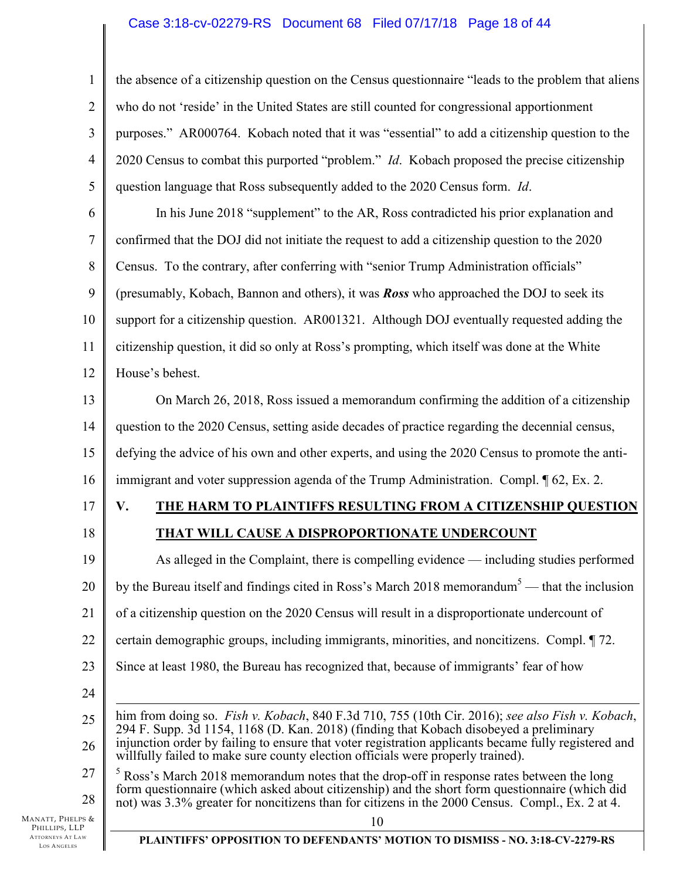the absence of a citizenship question on the Census questionnaire "leads to the problem that aliens who do not 'reside' in the United States are still counted for congressional apportionment purposes." AR000764. Kobach noted that it was "essential" to add a citizenship question to the 2020 Census to combat this purported "problem." *Id*. Kobach proposed the precise citizenship question language that Ross subsequently added to the 2020 Census form. *Id*.

In his June 2018 "supplement" to the AR, Ross contradicted his prior explanation and confirmed that the DOJ did not initiate the request to add a citizenship question to the 2020 Census. To the contrary, after conferring with "senior Trump Administration officials" (presumably, Kobach, Bannon and others), it was ***Ross*** who approached the DOJ to seek its support for a citizenship question. AR001321. Although DOJ eventually requested adding the citizenship question, it did so only at Ross's prompting, which itself was done at the White House's behest.

On March 26, 2018, Ross issued a memorandum confirming the addition of a citizenship question to the 2020 Census, setting aside decades of practice regarding the decennial census, defying the advice of his own and other experts, and using the 2020 Census to promote the anti-immigrant and voter suppression agenda of the Trump Administration. Compl. ¶ 62, Ex. 2.

## V. THE HARM TO PLAINTIFFS RESULTING FROM A CITIZENSHIP QUESTION THAT WILL CAUSE A DISPROPORTIONATE UNDERCOUNT

As alleged in the Complaint, there is compelling evidence — including studies performed by the Bureau itself and findings cited in Ross's March 2018 memorandum[5] — that the inclusion of a citizenship question on the 2020 Census will result in a disproportionate undercount of certain demographic groups, including immigrants, minorities, and noncitizens. Compl. ¶ 72. Since at least 1980, the Bureau has recognized that, because of immigrants' fear of how

---

him from doing so. *Fish v. Kobach*, 840 F.3d 710, 755 (10th Cir. 2016); *see also Fish v. Kobach*, 294 F. Supp. 3d 1154, 1168 (D. Kan. 2018) (finding that Kobach disobeyed a preliminary injunction order by failing to ensure that voter registration applicants became fully registered and willfully failed to make sure county election officials were properly trained).

[5] Ross's March 2018 memorandum notes that the drop-off in response rates between the long form questionnaire (which asked about citizenship) and the short form questionnaire (which did not) was 3.3% greater for noncitizens than for citizens in the 2000 Census. Compl., Ex. 2 at 4.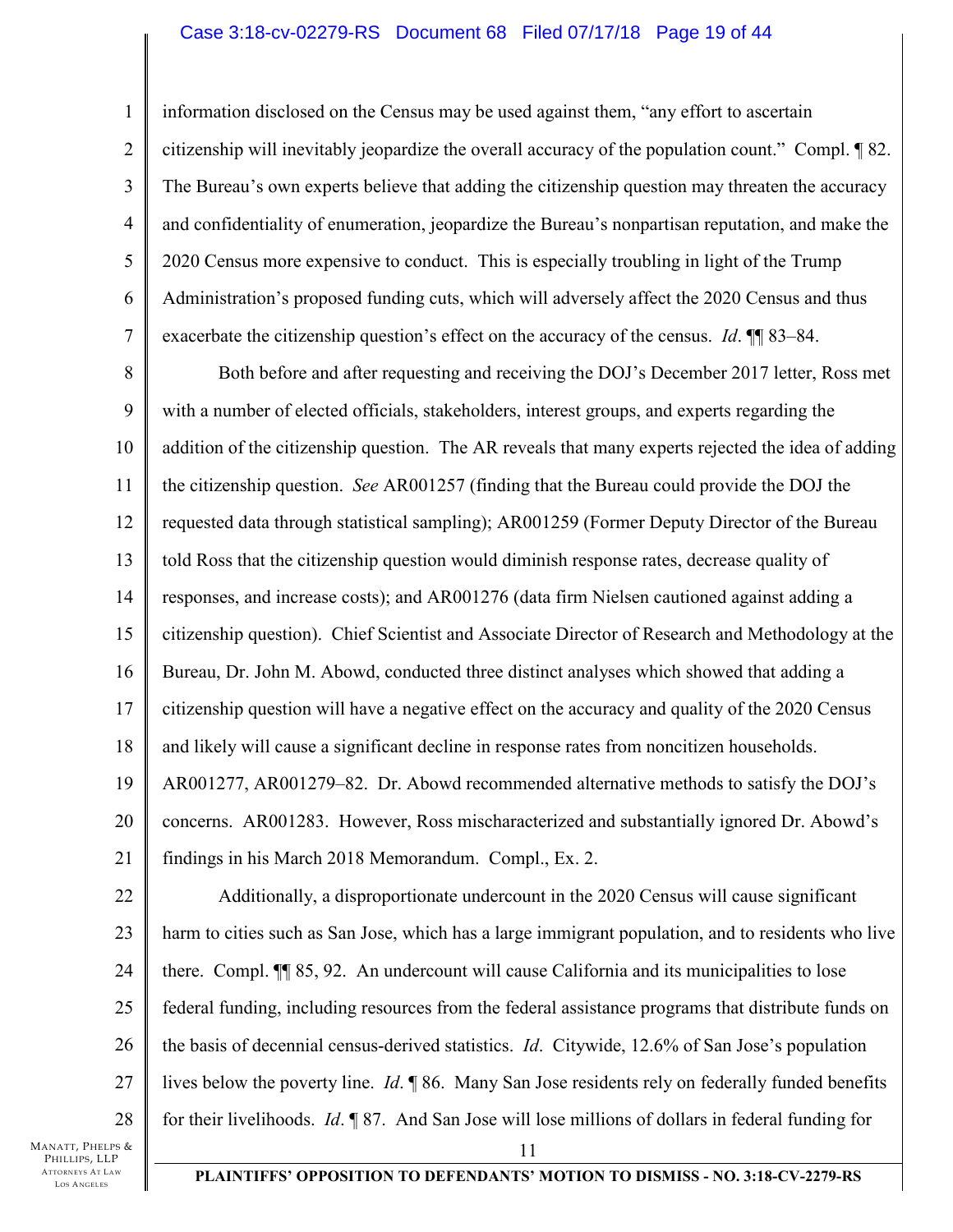information disclosed on the Census may be used against them, "any effort to ascertain citizenship will inevitably jeopardize the overall accuracy of the population count." Compl. ¶ 82. The Bureau's own experts believe that adding the citizenship question may threaten the accuracy and confidentiality of enumeration, jeopardize the Bureau's nonpartisan reputation, and make the 2020 Census more expensive to conduct. This is especially troubling in light of the Trump Administration's proposed funding cuts, which will adversely affect the 2020 Census and thus exacerbate the citizenship question's effect on the accuracy of the census. *Id*. ¶¶ 83–84.

Both before and after requesting and receiving the DOJ's December 2017 letter, Ross met with a number of elected officials, stakeholders, interest groups, and experts regarding the addition of the citizenship question. The AR reveals that many experts rejected the idea of adding the citizenship question. *See* AR001257 (finding that the Bureau could provide the DOJ the requested data through statistical sampling); AR001259 (Former Deputy Director of the Bureau told Ross that the citizenship question would diminish response rates, decrease quality of responses, and increase costs); and AR001276 (data firm Nielsen cautioned against adding a citizenship question). Chief Scientist and Associate Director of Research and Methodology at the Bureau, Dr. John M. Abowd, conducted three distinct analyses which showed that adding a citizenship question will have a negative effect on the accuracy and quality of the 2020 Census and likely will cause a significant decline in response rates from noncitizen households. AR001277, AR001279–82. Dr. Abowd recommended alternative methods to satisfy the DOJ's concerns. AR001283. However, Ross mischaracterized and substantially ignored Dr. Abowd's findings in his March 2018 Memorandum. Compl., Ex. 2.

Additionally, a disproportionate undercount in the 2020 Census will cause significant harm to cities such as San Jose, which has a large immigrant population, and to residents who live there. Compl. ¶¶ 85, 92. An undercount will cause California and its municipalities to lose federal funding, including resources from the federal assistance programs that distribute funds on the basis of decennial census-derived statistics. *Id*. Citywide, 12.6% of San Jose's population lives below the poverty line. *Id*. ¶ 86. Many San Jose residents rely on federally funded benefits for their livelihoods. *Id*. ¶ 87. And San Jose will lose millions of dollars in federal funding for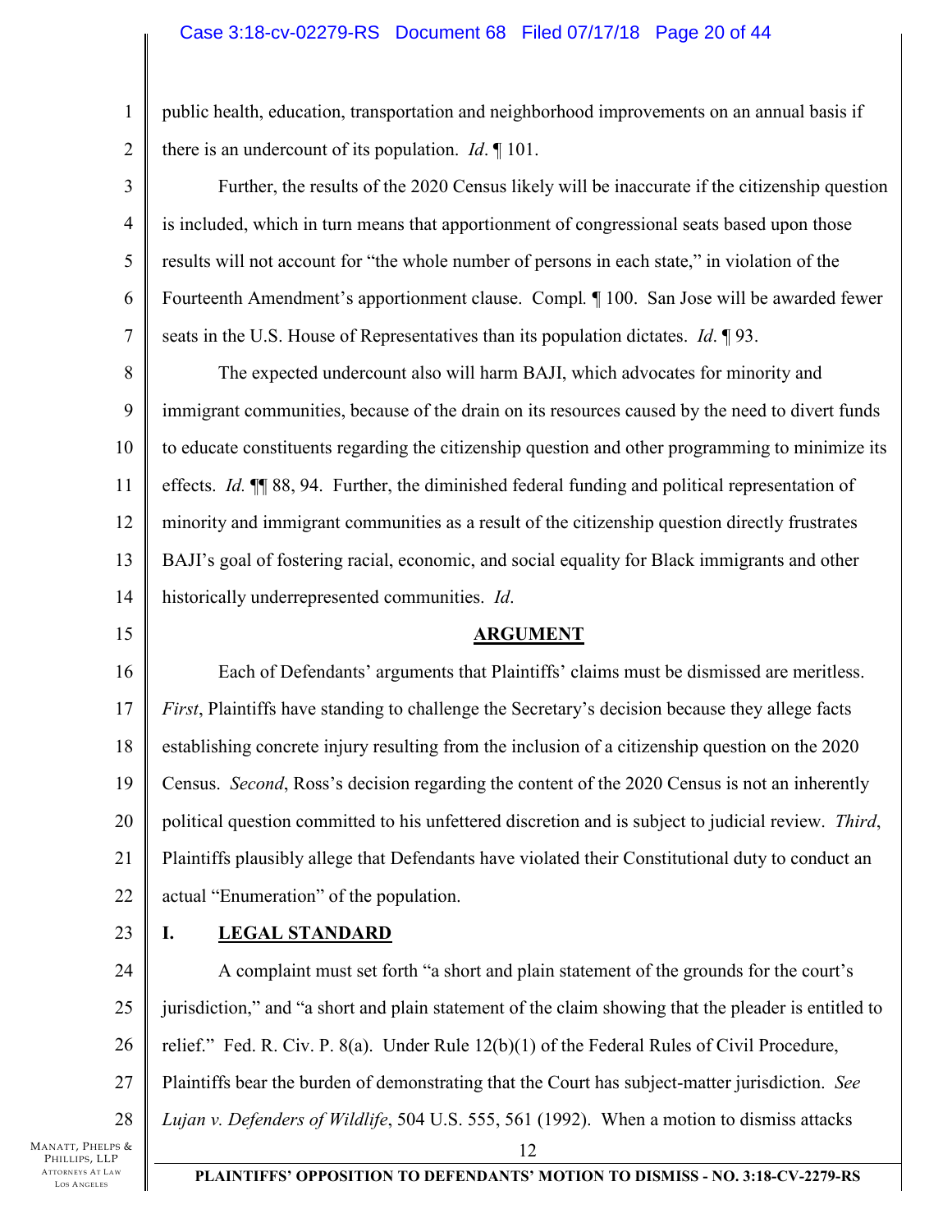public health, education, transportation and neighborhood improvements on an annual basis if there is an undercount of its population. *Id*. ¶ 101.

Further, the results of the 2020 Census likely will be inaccurate if the citizenship question is included, which in turn means that apportionment of congressional seats based upon those results will not account for "the whole number of persons in each state," in violation of the Fourteenth Amendment's apportionment clause. Compl*.* ¶ 100. San Jose will be awarded fewer seats in the U.S. House of Representatives than its population dictates. *Id*. ¶ 93.

The expected undercount also will harm BAJI, which advocates for minority and immigrant communities, because of the drain on its resources caused by the need to divert funds to educate constituents regarding the citizenship question and other programming to minimize its effects. *Id.* ¶¶ 88, 94. Further, the diminished federal funding and political representation of minority and immigrant communities as a result of the citizenship question directly frustrates BAJI's goal of fostering racial, economic, and social equality for Black immigrants and other historically underrepresented communities. *Id*.

## ARGUMENT

Each of Defendants' arguments that Plaintiffs' claims must be dismissed are meritless. *First*, Plaintiffs have standing to challenge the Secretary's decision because they allege facts establishing concrete injury resulting from the inclusion of a citizenship question on the 2020 Census. *Second*, Ross's decision regarding the content of the 2020 Census is not an inherently political question committed to his unfettered discretion and is subject to judicial review. *Third*, Plaintiffs plausibly allege that Defendants have violated their Constitutional duty to conduct an actual "Enumeration" of the population.

### I. LEGAL STANDARD

A complaint must set forth "a short and plain statement of the grounds for the court's jurisdiction," and "a short and plain statement of the claim showing that the pleader is entitled to relief." Fed. R. Civ. P. 8(a). Under Rule 12(b)(1) of the Federal Rules of Civil Procedure, Plaintiffs bear the burden of demonstrating that the Court has subject-matter jurisdiction. *See Lujan v. Defenders of Wildlife*, 504 U.S. 555, 561 (1992). When a motion to dismiss attacks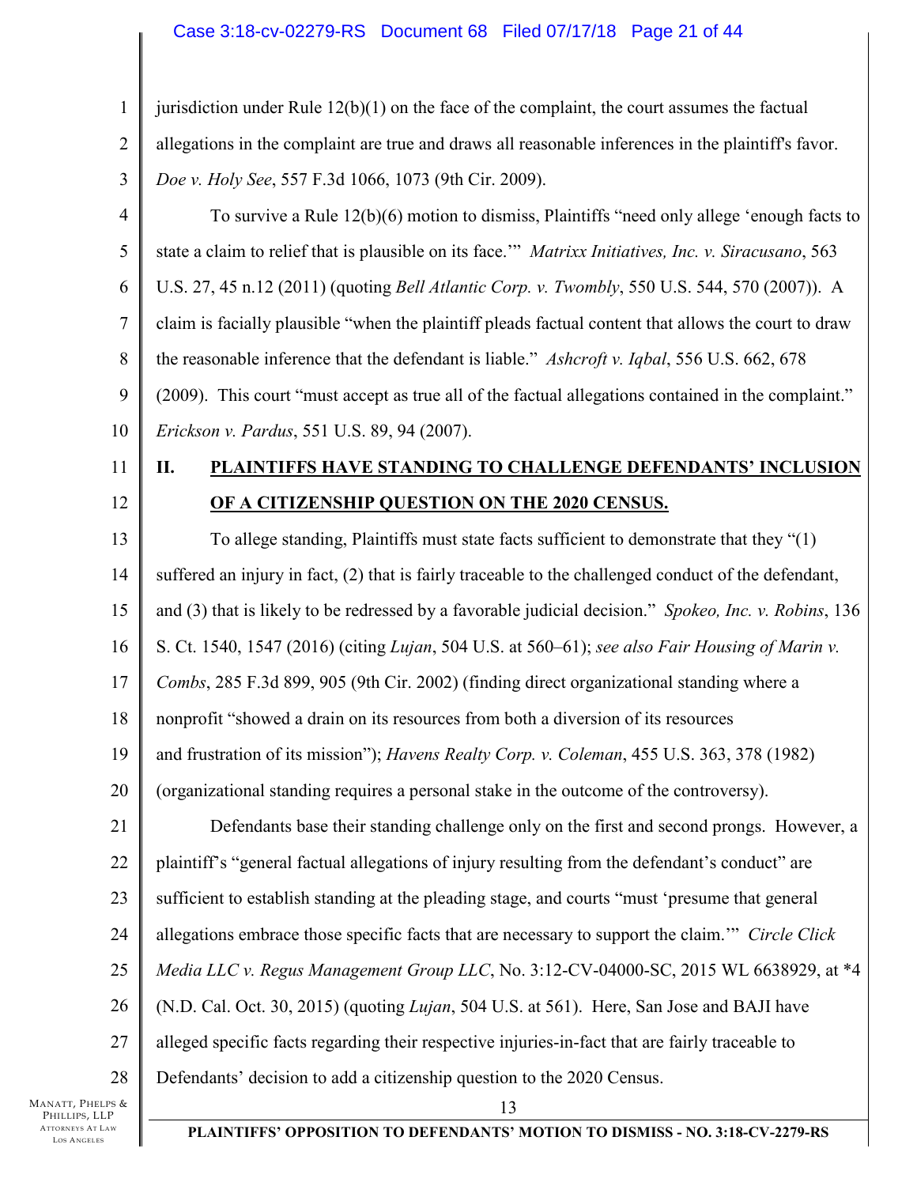jurisdiction under Rule 12(b)(1) on the face of the complaint, the court assumes the factual allegations in the complaint are true and draws all reasonable inferences in the plaintiff's favor. *Doe v. Holy See*, 557 F.3d 1066, 1073 (9th Cir. 2009).

To survive a Rule 12(b)(6) motion to dismiss, Plaintiffs "need only allege 'enough facts to state a claim to relief that is plausible on its face.'" *Matrixx Initiatives, Inc. v. Siracusano*, 563 U.S. 27, 45 n.12 (2011) (quoting *Bell Atlantic Corp. v. Twombly*, 550 U.S. 544, 570 (2007)). A claim is facially plausible "when the plaintiff pleads factual content that allows the court to draw the reasonable inference that the defendant is liable." *Ashcroft v. Iqbal*, 556 U.S. 662, 678 (2009). This court "must accept as true all of the factual allegations contained in the complaint." *Erickson v. Pardus*, 551 U.S. 89, 94 (2007).

## II. PLAINTIFFS HAVE STANDING TO CHALLENGE DEFENDANTS' INCLUSION OF A CITIZENSHIP QUESTION ON THE 2020 CENSUS.

To allege standing, Plaintiffs must state facts sufficient to demonstrate that they "(1) suffered an injury in fact, (2) that is fairly traceable to the challenged conduct of the defendant, and (3) that is likely to be redressed by a favorable judicial decision." *Spokeo, Inc. v. Robins*, 136 S. Ct. 1540, 1547 (2016) (citing *Lujan*, 504 U.S. at 560–61); *see also Fair Housing of Marin v. Combs*, 285 F.3d 899, 905 (9th Cir. 2002) (finding direct organizational standing where a nonprofit "showed a drain on its resources from both a diversion of its resources and frustration of its mission"); *Havens Realty Corp. v. Coleman*, 455 U.S. 363, 378 (1982) (organizational standing requires a personal stake in the outcome of the controversy).

Defendants base their standing challenge only on the first and second prongs. However, a plaintiff's "general factual allegations of injury resulting from the defendant's conduct" are sufficient to establish standing at the pleading stage, and courts "must 'presume that general allegations embrace those specific facts that are necessary to support the claim.'" *Circle Click Media LLC v. Regus Management Group LLC*, No. 3:12-CV-04000-SC, 2015 WL 6638929, at \*4 (N.D. Cal. Oct. 30, 2015) (quoting *Lujan*, 504 U.S. at 561). Here, San Jose and BAJI have alleged specific facts regarding their respective injuries-in-fact that are fairly traceable to Defendants' decision to add a citizenship question to the 2020 Census.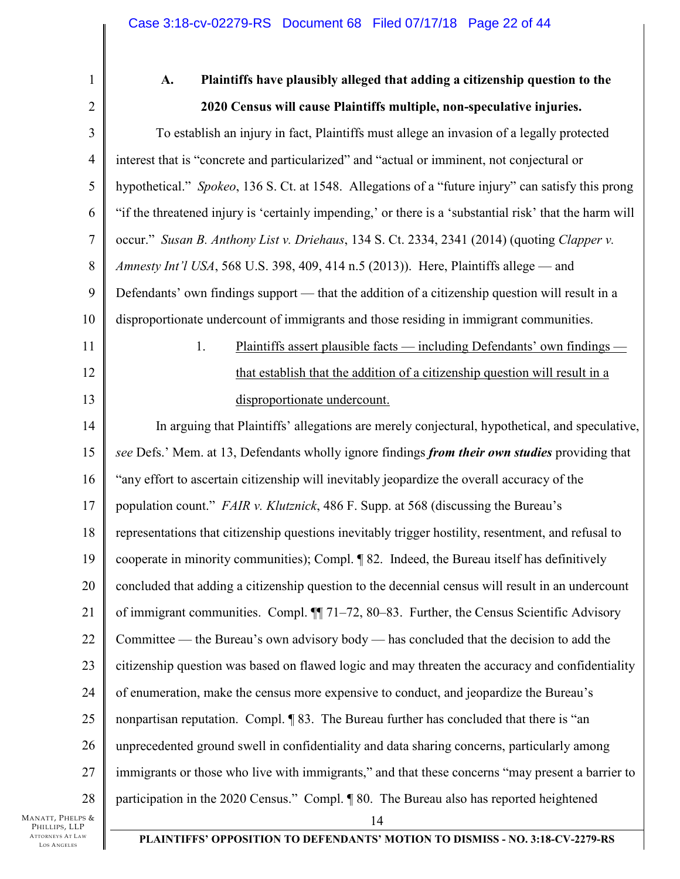### A. Plaintiffs have plausibly alleged that adding a citizenship question to the 2020 Census will cause Plaintiffs multiple, non-speculative injuries.

To establish an injury in fact, Plaintiffs must allege an invasion of a legally protected interest that is "concrete and particularized" and "actual or imminent, not conjectural or hypothetical." *Spokeo*, 136 S. Ct. at 1548. Allegations of a "future injury" can satisfy this prong "if the threatened injury is 'certainly impending,' or there is a 'substantial risk' that the harm will occur." *Susan B. Anthony List v. Driehaus*, 134 S. Ct. 2334, 2341 (2014) (quoting *Clapper v. Amnesty Int'l USA*, 568 U.S. 398, 409, 414 n.5 (2013)). Here, Plaintiffs allege — and Defendants' own findings support — that the addition of a citizenship question will result in a disproportionate undercount of immigrants and those residing in immigrant communities.

1. <u>Plaintiffs assert plausible facts — including Defendants' own findings — that establish that the addition of a citizenship question will result in a disproportionate undercount.</u>

In arguing that Plaintiffs' allegations are merely conjectural, hypothetical, and speculative, *see* Defs.' Mem. at 13, Defendants wholly ignore findings ***from their own studies*** providing that "any effort to ascertain citizenship will inevitably jeopardize the overall accuracy of the population count." *FAIR v. Klutznick*, 486 F. Supp. at 568 (discussing the Bureau's representations that citizenship questions inevitably trigger hostility, resentment, and refusal to cooperate in minority communities); Compl. ¶ 82. Indeed, the Bureau itself has definitively concluded that adding a citizenship question to the decennial census will result in an undercount of immigrant communities. Compl. ¶¶ 71–72, 80–83. Further, the Census Scientific Advisory Committee — the Bureau's own advisory body — has concluded that the decision to add the citizenship question was based on flawed logic and may threaten the accuracy and confidentiality of enumeration, make the census more expensive to conduct, and jeopardize the Bureau's nonpartisan reputation. Compl. ¶ 83. The Bureau further has concluded that there is "an unprecedented ground swell in confidentiality and data sharing concerns, particularly among immigrants or those who live with immigrants," and that these concerns "may present a barrier to participation in the 2020 Census." Compl. ¶ 80. The Bureau also has reported heightened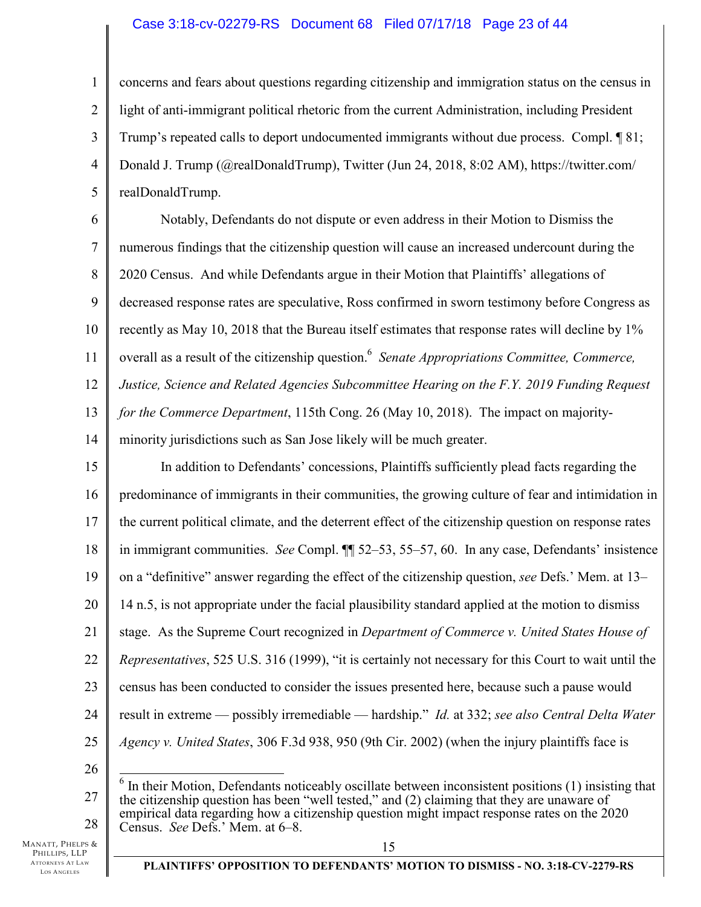concerns and fears about questions regarding citizenship and immigration status on the census in light of anti-immigrant political rhetoric from the current Administration, including President Trump's repeated calls to deport undocumented immigrants without due process. Compl. ¶ 81; Donald J. Trump (@realDonaldTrump), Twitter (Jun 24, 2018, 8:02 AM), https://twitter.com/realDonaldTrump.

Notably, Defendants do not dispute or even address in their Motion to Dismiss the numerous findings that the citizenship question will cause an increased undercount during the 2020 Census. And while Defendants argue in their Motion that Plaintiffs' allegations of decreased response rates are speculative, Ross confirmed in sworn testimony before Congress as recently as May 10, 2018 that the Bureau itself estimates that response rates will decline by 1% overall as a result of the citizenship question.[6] *Senate Appropriations Committee, Commerce, Justice, Science and Related Agencies Subcommittee Hearing on the F.Y. 2019 Funding Request for the Commerce Department*, 115th Cong. 26 (May 10, 2018). The impact on majority-minority jurisdictions such as San Jose likely will be much greater.

In addition to Defendants' concessions, Plaintiffs sufficiently plead facts regarding the predominance of immigrants in their communities, the growing culture of fear and intimidation in the current political climate, and the deterrent effect of the citizenship question on response rates in immigrant communities. *See* Compl. ¶¶ 52–53, 55–57, 60. In any case, Defendants' insistence on a "definitive" answer regarding the effect of the citizenship question, *see* Defs.' Mem. at 13–14 n.5, is not appropriate under the facial plausibility standard applied at the motion to dismiss stage. As the Supreme Court recognized in *Department of Commerce v. United States House of Representatives*, 525 U.S. 316 (1999), "it is certainly not necessary for this Court to wait until the census has been conducted to consider the issues presented here, because such a pause would result in extreme — possibly irremediable — hardship." *Id.* at 332; *see also Central Delta Water Agency v. United States*, 306 F.3d 938, 950 (9th Cir. 2002) (when the injury plaintiffs face is

---

[6] In their Motion, Defendants noticeably oscillate between inconsistent positions (1) insisting that the citizenship question has been "well tested," and (2) claiming that they are unaware of empirical data regarding how a citizenship question might impact response rates on the 2020 Census. *See* Defs.' Mem. at 6–8.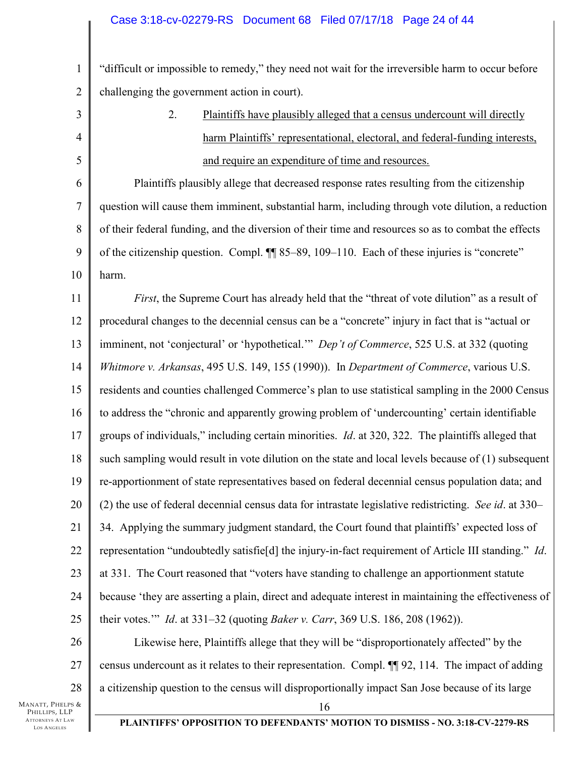"difficult or impossible to remedy," they need not wait for the irreversible harm to occur before challenging the government action in court).

2. Plaintiffs have plausibly alleged that a census undercount will directly harm Plaintiffs' representational, electoral, and federal-funding interests, and require an expenditure of time and resources.

Plaintiffs plausibly allege that decreased response rates resulting from the citizenship question will cause them imminent, substantial harm, including through vote dilution, a reduction of their federal funding, and the diversion of their time and resources so as to combat the effects of the citizenship question. Compl. ¶¶ 85–89, 109–110. Each of these injuries is "concrete" harm.

*First*, the Supreme Court has already held that the "threat of vote dilution" as a result of procedural changes to the decennial census can be a "concrete" injury in fact that is "actual or imminent, not 'conjectural' or 'hypothetical.'" *Dep't of Commerce*, 525 U.S. at 332 (quoting *Whitmore v. Arkansas*, 495 U.S. 149, 155 (1990)). In *Department of Commerce*, various U.S. residents and counties challenged Commerce's plan to use statistical sampling in the 2000 Census to address the "chronic and apparently growing problem of 'undercounting' certain identifiable groups of individuals," including certain minorities. *Id*. at 320, 322. The plaintiffs alleged that such sampling would result in vote dilution on the state and local levels because of (1) subsequent re-apportionment of state representatives based on federal decennial census population data; and (2) the use of federal decennial census data for intrastate legislative redistricting. *See id*. at 330–34. Applying the summary judgment standard, the Court found that plaintiffs' expected loss of representation "undoubtedly satisfie[d] the injury-in-fact requirement of Article III standing." *Id*. at 331. The Court reasoned that "voters have standing to challenge an apportionment statute because 'they are asserting a plain, direct and adequate interest in maintaining the effectiveness of their votes.'" *Id*. at 331–32 (quoting *Baker v. Carr*, 369 U.S. 186, 208 (1962)).

Likewise here, Plaintiffs allege that they will be "disproportionately affected" by the census undercount as it relates to their representation. Compl. ¶¶ 92, 114. The impact of adding a citizenship question to the census will disproportionally impact San Jose because of its large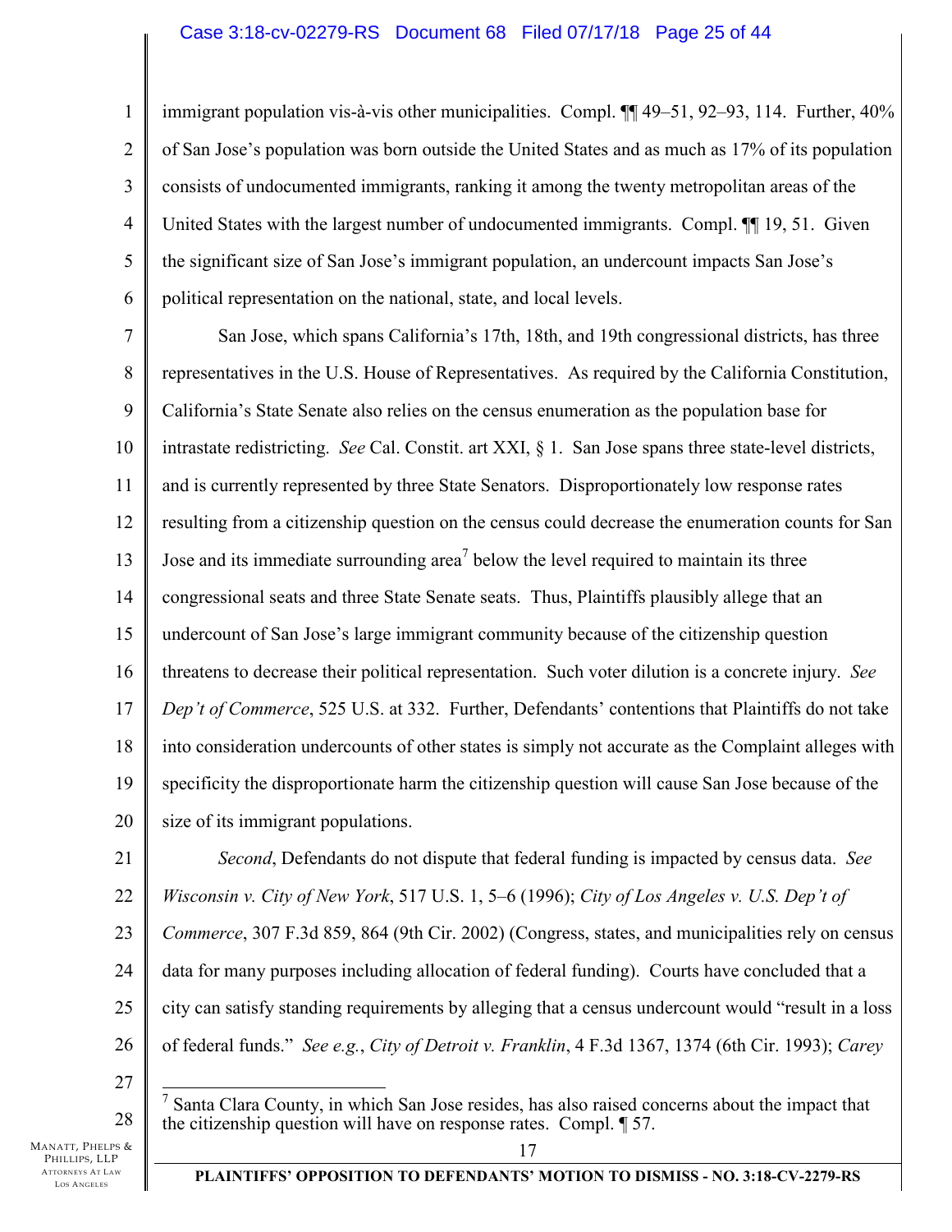immigrant population vis-à-vis other municipalities. Compl. ¶¶ 49–51, 92–93, 114. Further, 40% of San Jose's population was born outside the United States and as much as 17% of its population consists of undocumented immigrants, ranking it among the twenty metropolitan areas of the United States with the largest number of undocumented immigrants. Compl. ¶¶ 19, 51. Given the significant size of San Jose's immigrant population, an undercount impacts San Jose's political representation on the national, state, and local levels.

San Jose, which spans California's 17th, 18th, and 19th congressional districts, has three representatives in the U.S. House of Representatives. As required by the California Constitution, California's State Senate also relies on the census enumeration as the population base for intrastate redistricting. *See* Cal. Constit. art XXI, § 1. San Jose spans three state-level districts, and is currently represented by three State Senators. Disproportionately low response rates resulting from a citizenship question on the census could decrease the enumeration counts for San Jose and its immediate surrounding area[7] below the level required to maintain its three congressional seats and three State Senate seats. Thus, Plaintiffs plausibly allege that an undercount of San Jose's large immigrant community because of the citizenship question threatens to decrease their political representation. Such voter dilution is a concrete injury. *See Dep't of Commerce*, 525 U.S. at 332. Further, Defendants' contentions that Plaintiffs do not take into consideration undercounts of other states is simply not accurate as the Complaint alleges with specificity the disproportionate harm the citizenship question will cause San Jose because of the size of its immigrant populations.

*Second*, Defendants do not dispute that federal funding is impacted by census data. *See Wisconsin v. City of New York*, 517 U.S. 1, 5–6 (1996); *City of Los Angeles v. U.S. Dep't of Commerce*, 307 F.3d 859, 864 (9th Cir. 2002) (Congress, states, and municipalities rely on census data for many purposes including allocation of federal funding). Courts have concluded that a city can satisfy standing requirements by alleging that a census undercount would "result in a loss of federal funds." *See e.g.*, *City of Detroit v. Franklin*, 4 F.3d 1367, 1374 (6th Cir. 1993); *Carey*

[7] Santa Clara County, in which San Jose resides, has also raised concerns about the impact that the citizenship question will have on response rates. Compl. ¶ 57.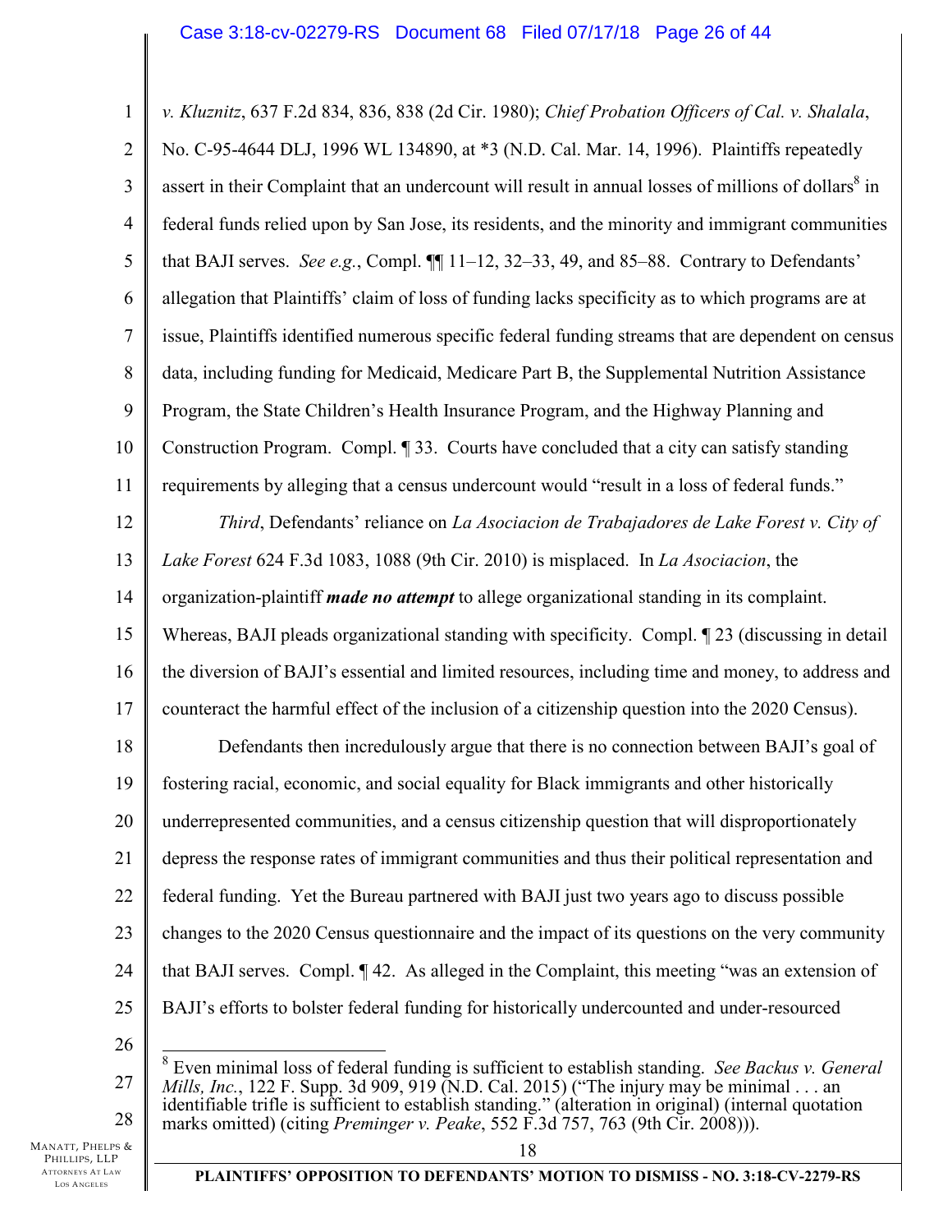*v. Kluznitz*, 637 F.2d 834, 836, 838 (2d Cir. 1980); *Chief Probation Officers of Cal. v. Shalala*, No. C-95-4644 DLJ, 1996 WL 134890, at *3 (N.D. Cal. Mar. 14, 1996). Plaintiffs repeatedly assert in their Complaint that an undercount will result in annual losses of millions of dollars[8] in federal funds relied upon by San Jose, its residents, and the minority and immigrant communities that BAJI serves. *See e.g.*, Compl. ¶¶ 11–12, 32–33, 49, and 85–88. Contrary to Defendants' allegation that Plaintiffs' claim of loss of funding lacks specificity as to which programs are at issue, Plaintiffs identified numerous specific federal funding streams that are dependent on census data, including funding for Medicaid, Medicare Part B, the Supplemental Nutrition Assistance Program, the State Children's Health Insurance Program, and the Highway Planning and Construction Program. Compl. ¶ 33. Courts have concluded that a city can satisfy standing requirements by alleging that a census undercount would "result in a loss of federal funds."

*Third*, Defendants' reliance on *La Asociacion de Trabajadores de Lake Forest v. City of Lake Forest* 624 F.3d 1083, 1088 (9th Cir. 2010) is misplaced. In *La Asociacion*, the organization-plaintiff ***made no attempt*** to allege organizational standing in its complaint. Whereas, BAJI pleads organizational standing with specificity. Compl. ¶ 23 (discussing in detail the diversion of BAJI's essential and limited resources, including time and money, to address and counteract the harmful effect of the inclusion of a citizenship question into the 2020 Census).

Defendants then incredulously argue that there is no connection between BAJI's goal of fostering racial, economic, and social equality for Black immigrants and other historically underrepresented communities, and a census citizenship question that will disproportionately depress the response rates of immigrant communities and thus their political representation and federal funding. Yet the Bureau partnered with BAJI just two years ago to discuss possible changes to the 2020 Census questionnaire and the impact of its questions on the very community that BAJI serves. Compl. ¶ 42. As alleged in the Complaint, this meeting "was an extension of BAJI's efforts to bolster federal funding for historically undercounted and under-resourced

---

[8] Even minimal loss of federal funding is sufficient to establish standing. *See Backus v. General Mills, Inc.*, 122 F. Supp. 3d 909, 919 (N.D. Cal. 2015) ("The injury may be minimal . . . an identifiable trifle is sufficient to establish standing." (alteration in original) (internal quotation marks omitted) (citing *Preminger v. Peake*, 552 F.3d 757, 763 (9th Cir. 2008))).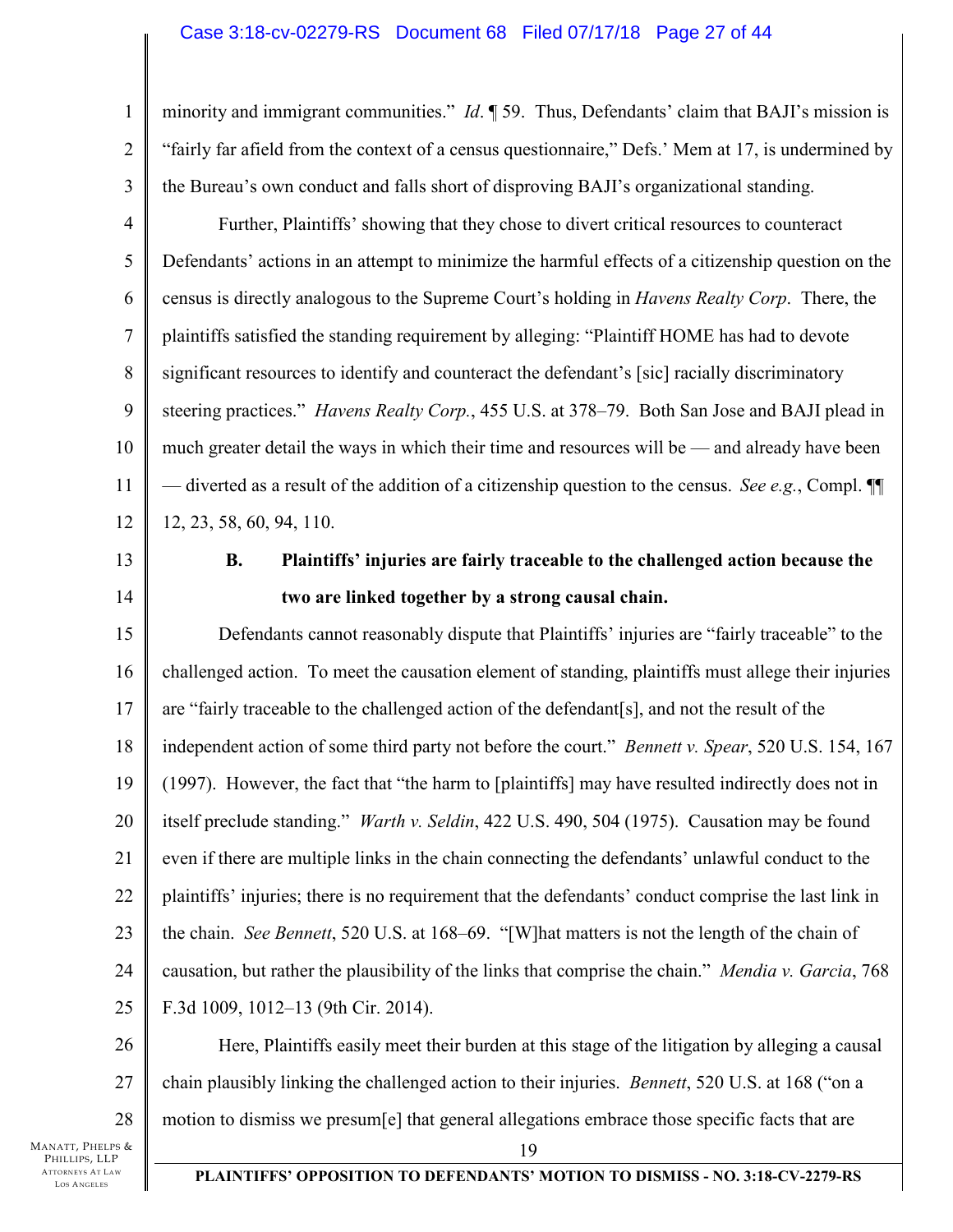minority and immigrant communities." *Id*. ¶ 59. Thus, Defendants' claim that BAJI's mission is "fairly far afield from the context of a census questionnaire," Defs.' Mem at 17, is undermined by the Bureau's own conduct and falls short of disproving BAJI's organizational standing.

Further, Plaintiffs' showing that they chose to divert critical resources to counteract Defendants' actions in an attempt to minimize the harmful effects of a citizenship question on the census is directly analogous to the Supreme Court's holding in *Havens Realty Corp*. There, the plaintiffs satisfied the standing requirement by alleging: "Plaintiff HOME has had to devote significant resources to identify and counteract the defendant's [sic] racially discriminatory steering practices." *Havens Realty Corp.*, 455 U.S. at 378–79. Both San Jose and BAJI plead in much greater detail the ways in which their time and resources will be — and already have been — diverted as a result of the addition of a citizenship question to the census. *See e.g.*, Compl. ¶¶ 12, 23, 58, 60, 94, 110.

### B. Plaintiffs' injuries are fairly traceable to the challenged action because the two are linked together by a strong causal chain.

Defendants cannot reasonably dispute that Plaintiffs' injuries are "fairly traceable" to the challenged action. To meet the causation element of standing, plaintiffs must allege their injuries are "fairly traceable to the challenged action of the defendant[s], and not the result of the independent action of some third party not before the court." *Bennett v. Spear*, 520 U.S. 154, 167 (1997). However, the fact that "the harm to [plaintiffs] may have resulted indirectly does not in itself preclude standing." *Warth v. Seldin*, 422 U.S. 490, 504 (1975). Causation may be found even if there are multiple links in the chain connecting the defendants' unlawful conduct to the plaintiffs' injuries; there is no requirement that the defendants' conduct comprise the last link in the chain. *See Bennett*, 520 U.S. at 168–69. "[W]hat matters is not the length of the chain of causation, but rather the plausibility of the links that comprise the chain." *Mendia v. Garcia*, 768 F.3d 1009, 1012–13 (9th Cir. 2014).

Here, Plaintiffs easily meet their burden at this stage of the litigation by alleging a causal chain plausibly linking the challenged action to their injuries. *Bennett*, 520 U.S. at 168 ("on a motion to dismiss we presum[e] that general allegations embrace those specific facts that are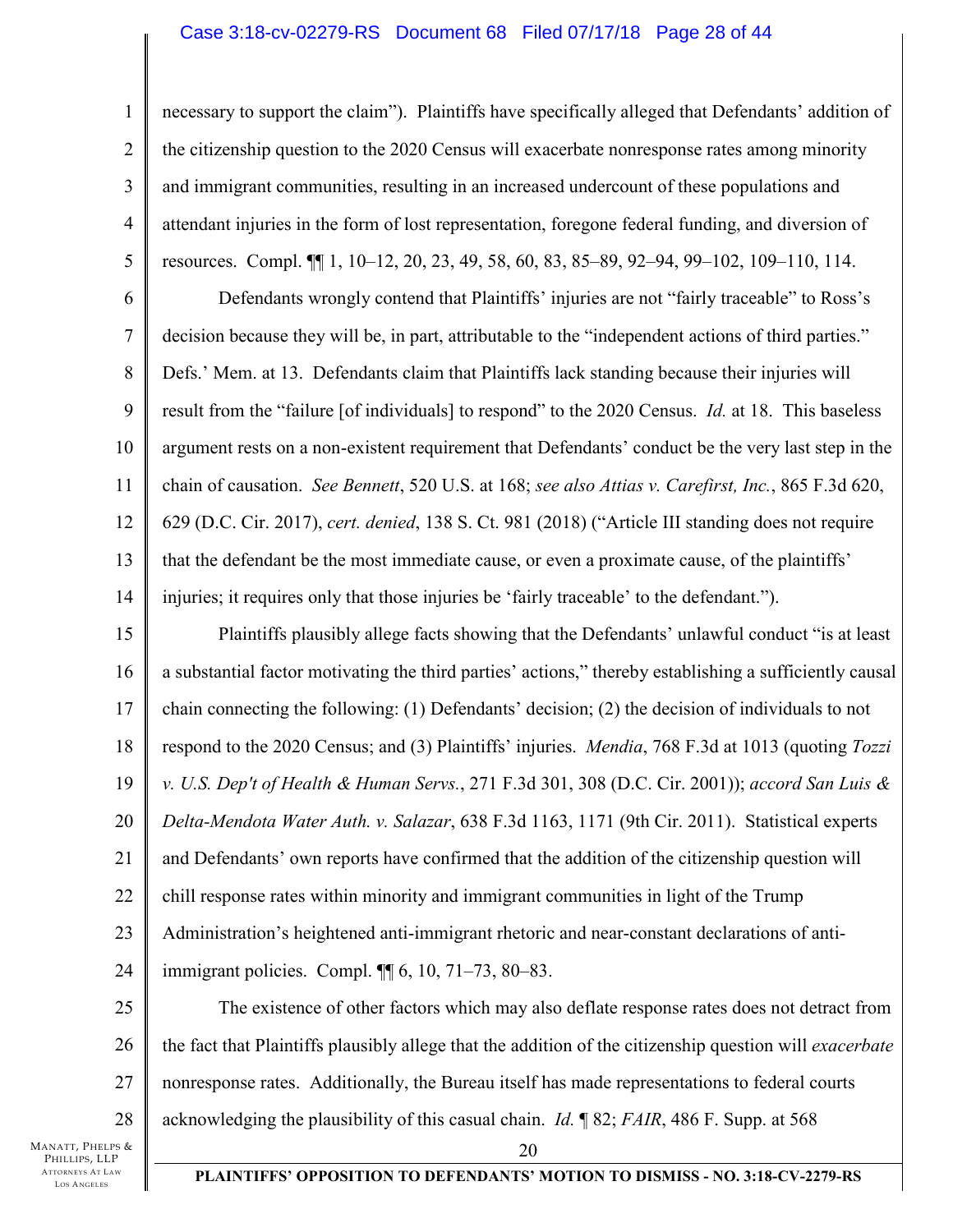necessary to support the claim"). Plaintiffs have specifically alleged that Defendants' addition of the citizenship question to the 2020 Census will exacerbate nonresponse rates among minority and immigrant communities, resulting in an increased undercount of these populations and attendant injuries in the form of lost representation, foregone federal funding, and diversion of resources. Compl. ¶¶ 1, 10–12, 20, 23, 49, 58, 60, 83, 85–89, 92–94, 99–102, 109–110, 114.

Defendants wrongly contend that Plaintiffs' injuries are not "fairly traceable" to Ross's decision because they will be, in part, attributable to the "independent actions of third parties." Defs.' Mem. at 13. Defendants claim that Plaintiffs lack standing because their injuries will result from the "failure [of individuals] to respond" to the 2020 Census. *Id.* at 18. This baseless argument rests on a non-existent requirement that Defendants' conduct be the very last step in the chain of causation. *See Bennett*, 520 U.S. at 168; *see also Attias v. Carefirst, Inc.*, 865 F.3d 620, 629 (D.C. Cir. 2017), *cert. denied*, 138 S. Ct. 981 (2018) ("Article III standing does not require that the defendant be the most immediate cause, or even a proximate cause, of the plaintiffs' injuries; it requires only that those injuries be 'fairly traceable' to the defendant.").

Plaintiffs plausibly allege facts showing that the Defendants' unlawful conduct "is at least a substantial factor motivating the third parties' actions," thereby establishing a sufficiently causal chain connecting the following: (1) Defendants' decision; (2) the decision of individuals to not respond to the 2020 Census; and (3) Plaintiffs' injuries. *Mendia*, 768 F.3d at 1013 (quoting *Tozzi v. U.S. Dep't of Health & Human Servs.*, 271 F.3d 301, 308 (D.C. Cir. 2001)); *accord San Luis & Delta-Mendota Water Auth. v. Salazar*, 638 F.3d 1163, 1171 (9th Cir. 2011). Statistical experts and Defendants' own reports have confirmed that the addition of the citizenship question will chill response rates within minority and immigrant communities in light of the Trump Administration's heightened anti-immigrant rhetoric and near-constant declarations of anti-immigrant policies. Compl. ¶¶ 6, 10, 71–73, 80–83.

The existence of other factors which may also deflate response rates does not detract from the fact that Plaintiffs plausibly allege that the addition of the citizenship question will *exacerbate* nonresponse rates. Additionally, the Bureau itself has made representations to federal courts acknowledging the plausibility of this casual chain. *Id.* ¶ 82; *FAIR*, 486 F. Supp. at 568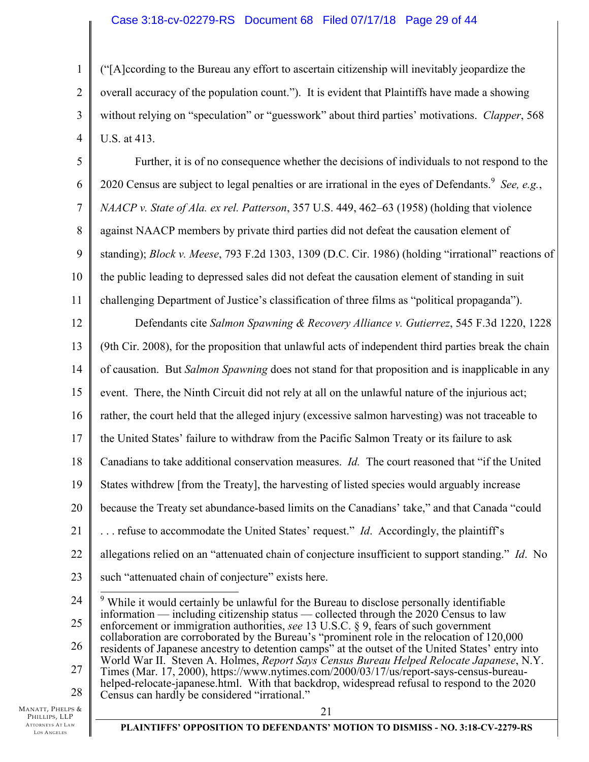("[A]ccording to the Bureau any effort to ascertain citizenship will inevitably jeopardize the overall accuracy of the population count."). It is evident that Plaintiffs have made a showing without relying on "speculation" or "guesswork" about third parties' motivations. *Clapper*, 568 U.S. at 413.

Further, it is of no consequence whether the decisions of individuals to not respond to the 2020 Census are subject to legal penalties or are irrational in the eyes of Defendants.[9] *See, e.g.*, *NAACP v. State of Ala. ex rel. Patterson*, 357 U.S. 449, 462–63 (1958) (holding that violence against NAACP members by private third parties did not defeat the causation element of standing); *Block v. Meese*, 793 F.2d 1303, 1309 (D.C. Cir. 1986) (holding "irrational" reactions of the public leading to depressed sales did not defeat the causation element of standing in suit challenging Department of Justice's classification of three films as "political propaganda").

Defendants cite *Salmon Spawning & Recovery Alliance v. Gutierrez*, 545 F.3d 1220, 1228 (9th Cir. 2008), for the proposition that unlawful acts of independent third parties break the chain of causation. But *Salmon Spawning* does not stand for that proposition and is inapplicable in any event. There, the Ninth Circuit did not rely at all on the unlawful nature of the injurious act; rather, the court held that the alleged injury (excessive salmon harvesting) was not traceable to the United States' failure to withdraw from the Pacific Salmon Treaty or its failure to ask Canadians to take additional conservation measures. *Id.* The court reasoned that "if the United States withdrew [from the Treaty], the harvesting of listed species would arguably increase because the Treaty set abundance-based limits on the Canadians' take," and that Canada "could . . . refuse to accommodate the United States' request." *Id*. Accordingly, the plaintiff's allegations relied on an "attenuated chain of conjecture insufficient to support standing." *Id*. No such "attenuated chain of conjecture" exists here.

[9] While it would certainly be unlawful for the Bureau to disclose personally identifiable information — including citizenship status — collected through the 2020 Census to law enforcement or immigration authorities, *see* 13 U.S.C. § 9, fears of such government collaboration are corroborated by the Bureau's "prominent role in the relocation of 120,000 residents of Japanese ancestry to detention camps" at the outset of the United States' entry into World War II. Steven A. Holmes, *Report Says Census Bureau Helped Relocate Japanese*, N.Y. Times (Mar. 17, 2000), https://www.nytimes.com/2000/03/17/us/report-says-census-bureau-helped-relocate-japanese.html. With that backdrop, widespread refusal to respond to the 2020 Census can hardly be considered "irrational."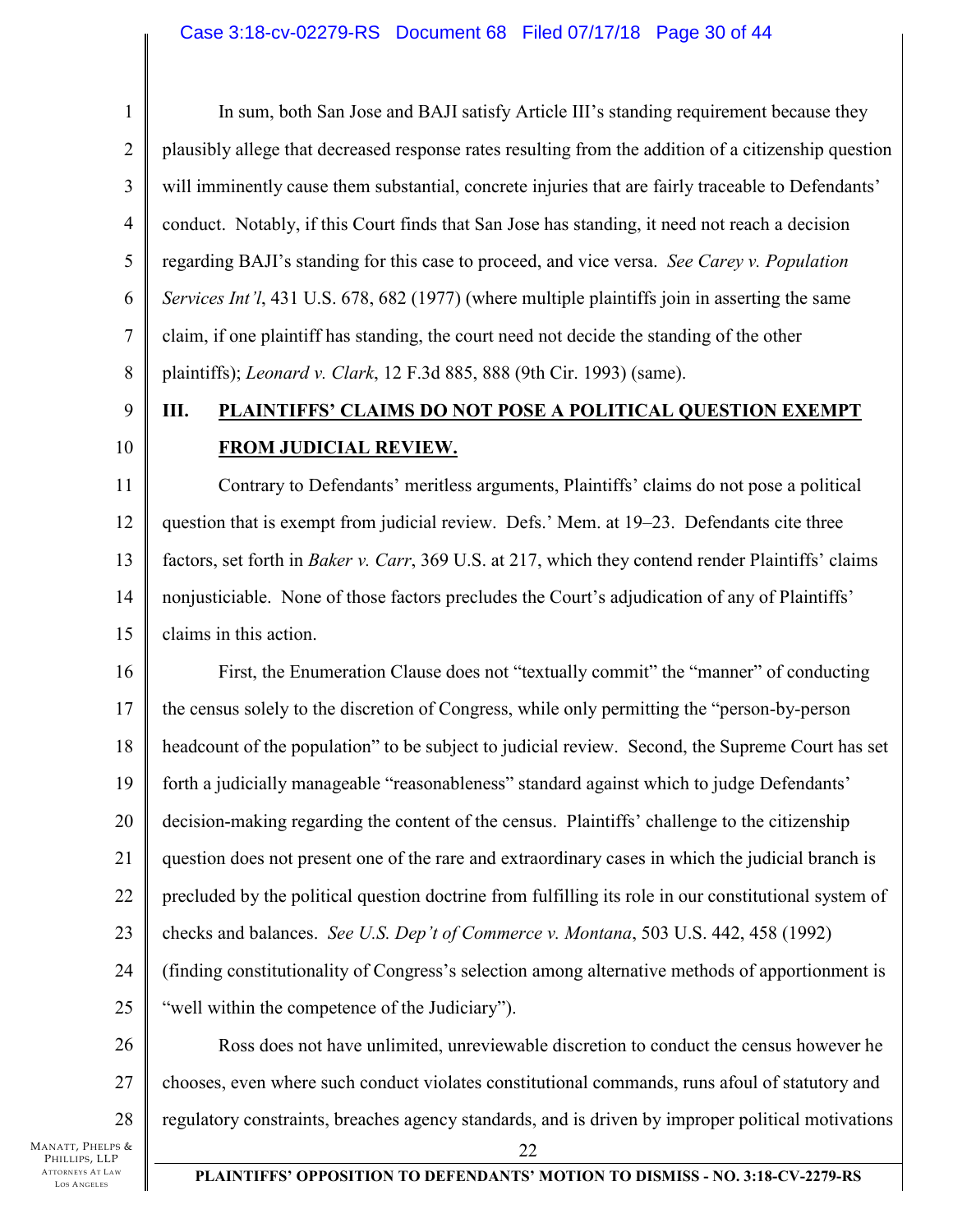In sum, both San Jose and BAJI satisfy Article III's standing requirement because they plausibly allege that decreased response rates resulting from the addition of a citizenship question will imminently cause them substantial, concrete injuries that are fairly traceable to Defendants' conduct. Notably, if this Court finds that San Jose has standing, it need not reach a decision regarding BAJI's standing for this case to proceed, and vice versa. *See Carey v. Population Services Int'l*, 431 U.S. 678, 682 (1977) (where multiple plaintiffs join in asserting the same claim, if one plaintiff has standing, the court need not decide the standing of the other plaintiffs); *Leonard v. Clark*, 12 F.3d 885, 888 (9th Cir. 1993) (same).

## III. PLAINTIFFS' CLAIMS DO NOT POSE A POLITICAL QUESTION EXEMPT FROM JUDICIAL REVIEW.

Contrary to Defendants' meritless arguments, Plaintiffs' claims do not pose a political question that is exempt from judicial review. Defs.' Mem. at 19–23. Defendants cite three factors, set forth in *Baker v. Carr*, 369 U.S. at 217, which they contend render Plaintiffs' claims nonjusticiable. None of those factors precludes the Court's adjudication of any of Plaintiffs' claims in this action.

First, the Enumeration Clause does not "textually commit" the "manner" of conducting the census solely to the discretion of Congress, while only permitting the "person-by-person headcount of the population" to be subject to judicial review. Second, the Supreme Court has set forth a judicially manageable "reasonableness" standard against which to judge Defendants' decision-making regarding the content of the census. Plaintiffs' challenge to the citizenship question does not present one of the rare and extraordinary cases in which the judicial branch is precluded by the political question doctrine from fulfilling its role in our constitutional system of checks and balances. *See U.S. Dep't of Commerce v. Montana*, 503 U.S. 442, 458 (1992) (finding constitutionality of Congress's selection among alternative methods of apportionment is "well within the competence of the Judiciary").

Ross does not have unlimited, unreviewable discretion to conduct the census however he chooses, even where such conduct violates constitutional commands, runs afoul of statutory and regulatory constraints, breaches agency standards, and is driven by improper political motivations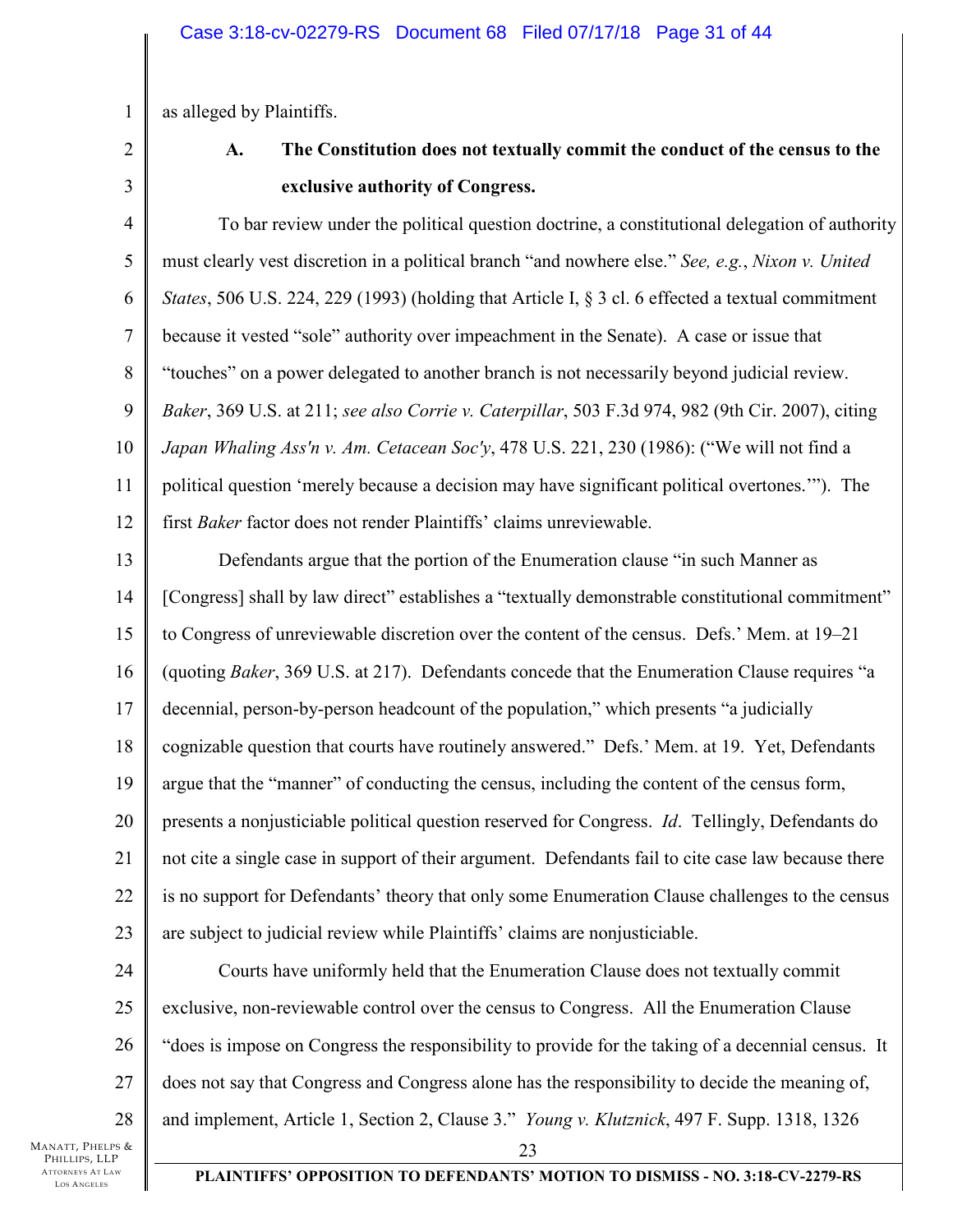as alleged by Plaintiffs.

### A. The Constitution does not textually commit the conduct of the census to the exclusive authority of Congress.

To bar review under the political question doctrine, a constitutional delegation of authority must clearly vest discretion in a political branch "and nowhere else." *See, e.g.*, *Nixon v. United States*, 506 U.S. 224, 229 (1993) (holding that Article I, § 3 cl. 6 effected a textual commitment because it vested "sole" authority over impeachment in the Senate). A case or issue that "touches" on a power delegated to another branch is not necessarily beyond judicial review. *Baker*, 369 U.S. at 211; *see also Corrie v. Caterpillar*, 503 F.3d 974, 982 (9th Cir. 2007), citing *Japan Whaling Ass'n v. Am. Cetacean Soc'y*, 478 U.S. 221, 230 (1986): ("We will not find a political question 'merely because a decision may have significant political overtones.'"). The first *Baker* factor does not render Plaintiffs' claims unreviewable.

Defendants argue that the portion of the Enumeration clause "in such Manner as [Congress] shall by law direct" establishes a "textually demonstrable constitutional commitment" to Congress of unreviewable discretion over the content of the census. Defs.' Mem. at 19–21 (quoting *Baker*, 369 U.S. at 217). Defendants concede that the Enumeration Clause requires "a decennial, person-by-person headcount of the population," which presents "a judicially cognizable question that courts have routinely answered." Defs.' Mem. at 19. Yet, Defendants argue that the "manner" of conducting the census, including the content of the census form, presents a nonjusticiable political question reserved for Congress. *Id*. Tellingly, Defendants do not cite a single case in support of their argument. Defendants fail to cite case law because there is no support for Defendants' theory that only some Enumeration Clause challenges to the census are subject to judicial review while Plaintiffs' claims are nonjusticiable.

Courts have uniformly held that the Enumeration Clause does not textually commit exclusive, non-reviewable control over the census to Congress. All the Enumeration Clause "does is impose on Congress the responsibility to provide for the taking of a decennial census. It does not say that Congress and Congress alone has the responsibility to decide the meaning of, and implement, Article 1, Section 2, Clause 3." *Young v. Klutznick*, 497 F. Supp. 1318, 1326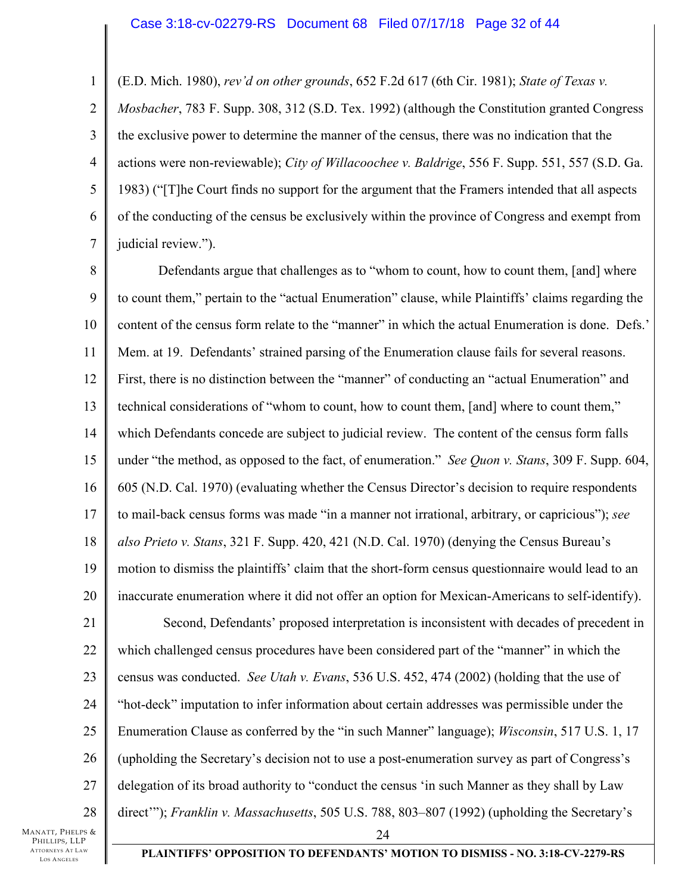(E.D. Mich. 1980), *rev'd on other grounds*, 652 F.2d 617 (6th Cir. 1981); *State of Texas v. Mosbacher*, 783 F. Supp. 308, 312 (S.D. Tex. 1992) (although the Constitution granted Congress the exclusive power to determine the manner of the census, there was no indication that the actions were non-reviewable); *City of Willacoochee v. Baldrige*, 556 F. Supp. 551, 557 (S.D. Ga. 1983) ("[T]he Court finds no support for the argument that the Framers intended that all aspects of the conducting of the census be exclusively within the province of Congress and exempt from judicial review.").

Defendants argue that challenges as to "whom to count, how to count them, [and] where to count them," pertain to the "actual Enumeration" clause, while Plaintiffs' claims regarding the content of the census form relate to the "manner" in which the actual Enumeration is done. Defs.' Mem. at 19. Defendants' strained parsing of the Enumeration clause fails for several reasons. First, there is no distinction between the "manner" of conducting an "actual Enumeration" and technical considerations of "whom to count, how to count them, [and] where to count them," which Defendants concede are subject to judicial review. The content of the census form falls under "the method, as opposed to the fact, of enumeration." *See Quon v. Stans*, 309 F. Supp. 604, 605 (N.D. Cal. 1970) (evaluating whether the Census Director's decision to require respondents to mail-back census forms was made "in a manner not irrational, arbitrary, or capricious"); *see also Prieto v. Stans*, 321 F. Supp. 420, 421 (N.D. Cal. 1970) (denying the Census Bureau's motion to dismiss the plaintiffs' claim that the short-form census questionnaire would lead to an inaccurate enumeration where it did not offer an option for Mexican-Americans to self-identify).

Second, Defendants' proposed interpretation is inconsistent with decades of precedent in which challenged census procedures have been considered part of the "manner" in which the census was conducted. *See Utah v. Evans*, 536 U.S. 452, 474 (2002) (holding that the use of "hot-deck" imputation to infer information about certain addresses was permissible under the Enumeration Clause as conferred by the "in such Manner" language); *Wisconsin*, 517 U.S. 1, 17 (upholding the Secretary's decision not to use a post-enumeration survey as part of Congress's delegation of its broad authority to "conduct the census 'in such Manner as they shall by Law direct'"); *Franklin v. Massachusetts*, 505 U.S. 788, 803–807 (1992) (upholding the Secretary's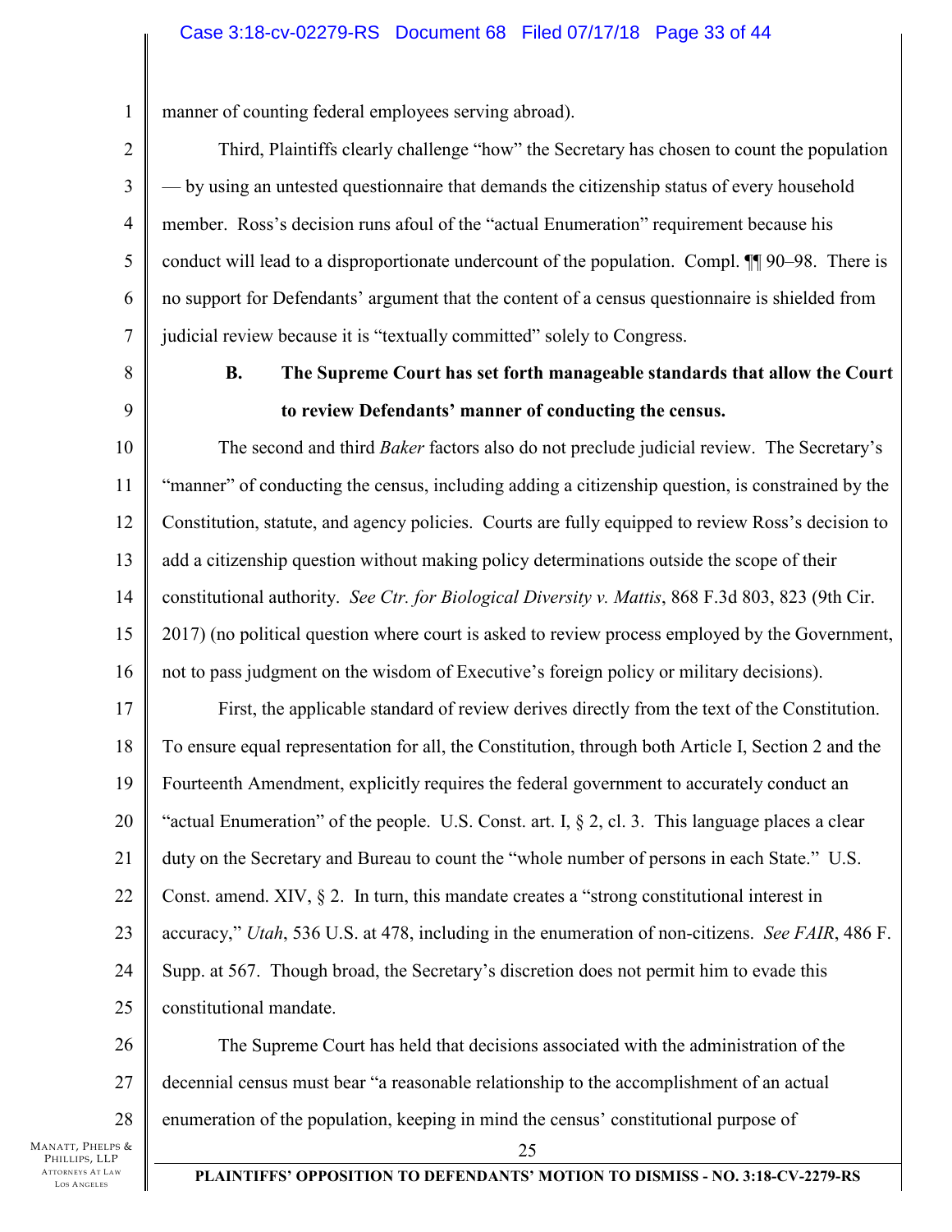manner of counting federal employees serving abroad).

Third, Plaintiffs clearly challenge "how" the Secretary has chosen to count the population — by using an untested questionnaire that demands the citizenship status of every household member. Ross's decision runs afoul of the "actual Enumeration" requirement because his conduct will lead to a disproportionate undercount of the population. Compl. ¶¶ 90–98. There is no support for Defendants' argument that the content of a census questionnaire is shielded from judicial review because it is "textually committed" solely to Congress.

### B. The Supreme Court has set forth manageable standards that allow the Court to review Defendants' manner of conducting the census.

The second and third *Baker* factors also do not preclude judicial review. The Secretary's "manner" of conducting the census, including adding a citizenship question, is constrained by the Constitution, statute, and agency policies. Courts are fully equipped to review Ross's decision to add a citizenship question without making policy determinations outside the scope of their constitutional authority. *See Ctr. for Biological Diversity v. Mattis*, 868 F.3d 803, 823 (9th Cir. 2017) (no political question where court is asked to review process employed by the Government, not to pass judgment on the wisdom of Executive's foreign policy or military decisions).

First, the applicable standard of review derives directly from the text of the Constitution. To ensure equal representation for all, the Constitution, through both Article I, Section 2 and the Fourteenth Amendment, explicitly requires the federal government to accurately conduct an "actual Enumeration" of the people. U.S. Const. art. I, § 2, cl. 3. This language places a clear duty on the Secretary and Bureau to count the "whole number of persons in each State." U.S. Const. amend. XIV, § 2. In turn, this mandate creates a "strong constitutional interest in accuracy," *Utah*, 536 U.S. at 478, including in the enumeration of non-citizens. *See FAIR*, 486 F. Supp. at 567. Though broad, the Secretary's discretion does not permit him to evade this constitutional mandate.

The Supreme Court has held that decisions associated with the administration of the decennial census must bear "a reasonable relationship to the accomplishment of an actual enumeration of the population, keeping in mind the census' constitutional purpose of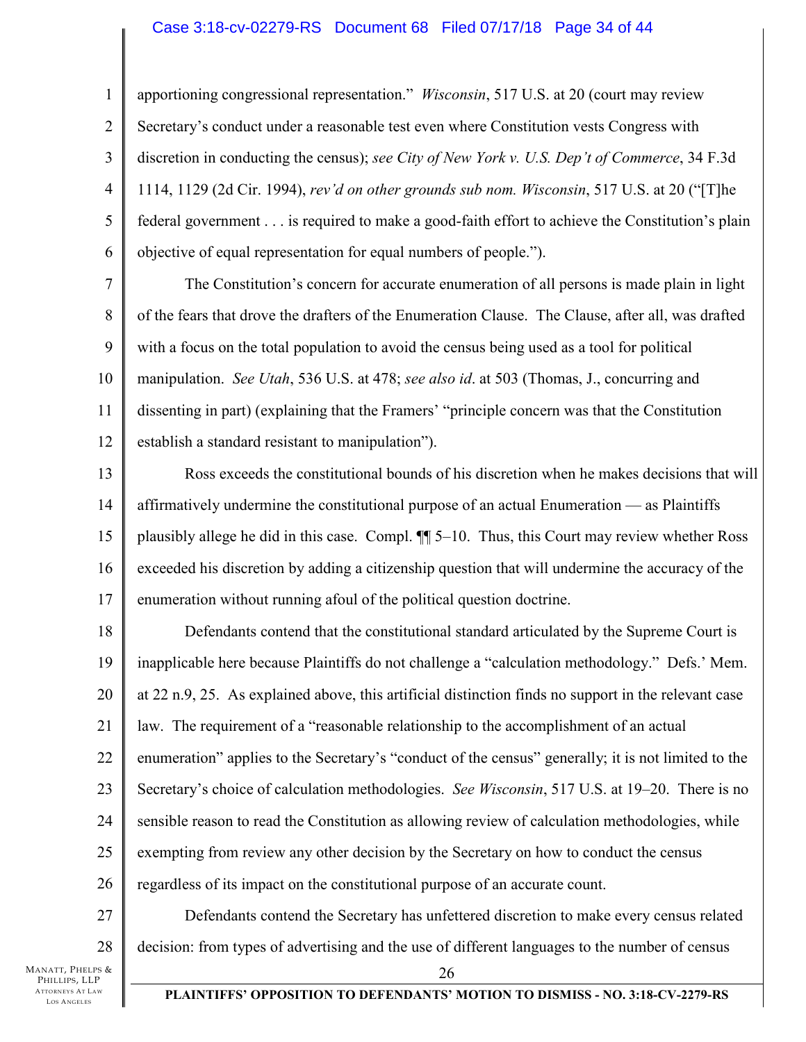apportioning congressional representation." *Wisconsin*, 517 U.S. at 20 (court may review Secretary's conduct under a reasonable test even where Constitution vests Congress with discretion in conducting the census); *see City of New York v. U.S. Dep't of Commerce*, 34 F.3d 1114, 1129 (2d Cir. 1994), *rev'd on other grounds sub nom. Wisconsin*, 517 U.S. at 20 ("[T]he federal government . . . is required to make a good-faith effort to achieve the Constitution's plain objective of equal representation for equal numbers of people.").

The Constitution's concern for accurate enumeration of all persons is made plain in light of the fears that drove the drafters of the Enumeration Clause. The Clause, after all, was drafted with a focus on the total population to avoid the census being used as a tool for political manipulation. *See Utah*, 536 U.S. at 478; *see also id*. at 503 (Thomas, J., concurring and dissenting in part) (explaining that the Framers' "principle concern was that the Constitution establish a standard resistant to manipulation").

Ross exceeds the constitutional bounds of his discretion when he makes decisions that will affirmatively undermine the constitutional purpose of an actual Enumeration — as Plaintiffs plausibly allege he did in this case. Compl. ¶¶ 5–10. Thus, this Court may review whether Ross exceeded his discretion by adding a citizenship question that will undermine the accuracy of the enumeration without running afoul of the political question doctrine.

Defendants contend that the constitutional standard articulated by the Supreme Court is inapplicable here because Plaintiffs do not challenge a "calculation methodology." Defs.' Mem. at 22 n.9, 25. As explained above, this artificial distinction finds no support in the relevant case law. The requirement of a "reasonable relationship to the accomplishment of an actual enumeration" applies to the Secretary's "conduct of the census" generally; it is not limited to the Secretary's choice of calculation methodologies. *See Wisconsin*, 517 U.S. at 19–20. There is no sensible reason to read the Constitution as allowing review of calculation methodologies, while exempting from review any other decision by the Secretary on how to conduct the census regardless of its impact on the constitutional purpose of an accurate count.

Defendants contend the Secretary has unfettered discretion to make every census related decision: from types of advertising and the use of different languages to the number of census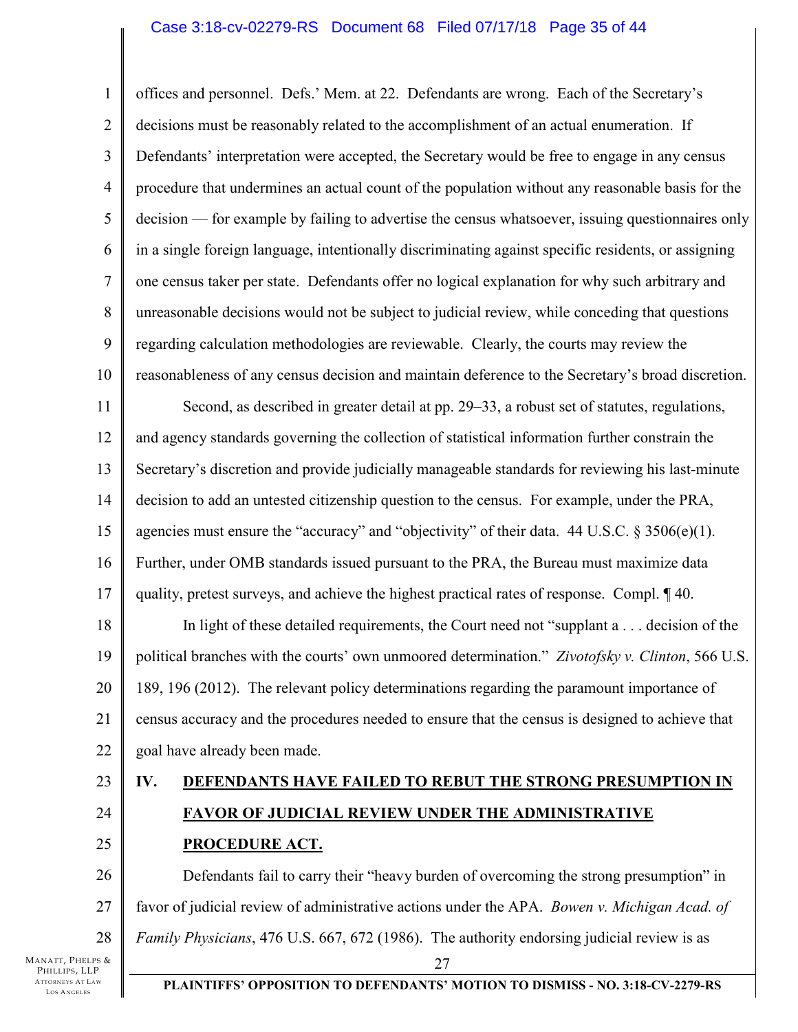offices and personnel. Defs.' Mem. at 22. Defendants are wrong. Each of the Secretary's decisions must be reasonably related to the accomplishment of an actual enumeration. If Defendants' interpretation were accepted, the Secretary would be free to engage in any census procedure that undermines an actual count of the population without any reasonable basis for the decision — for example by failing to advertise the census whatsoever, issuing questionnaires only in a single foreign language, intentionally discriminating against specific residents, or assigning one census taker per state. Defendants offer no logical explanation for why such arbitrary and unreasonable decisions would not be subject to judicial review, while conceding that questions regarding calculation methodologies are reviewable. Clearly, the courts may review the reasonableness of any census decision and maintain deference to the Secretary's broad discretion.

Second, as described in greater detail at pp. 29–33, a robust set of statutes, regulations, and agency standards governing the collection of statistical information further constrain the Secretary's discretion and provide judicially manageable standards for reviewing his last-minute decision to add an untested citizenship question to the census. For example, under the PRA, agencies must ensure the "accuracy" and "objectivity" of their data. 44 U.S.C. § 3506(e)(1). Further, under OMB standards issued pursuant to the PRA, the Bureau must maximize data quality, pretest surveys, and achieve the highest practical rates of response. Compl. ¶ 40.

In light of these detailed requirements, the Court need not "supplant a . . . decision of the political branches with the courts' own unmoored determination." *Zivotofsky v. Clinton*, 566 U.S. 189, 196 (2012). The relevant policy determinations regarding the paramount importance of census accuracy and the procedures needed to ensure that the census is designed to achieve that goal have already been made.

## IV. DEFENDANTS HAVE FAILED TO REBUT THE STRONG PRESUMPTION IN FAVOR OF JUDICIAL REVIEW UNDER THE ADMINISTRATIVE PROCEDURE ACT.

Defendants fail to carry their "heavy burden of overcoming the strong presumption" in favor of judicial review of administrative actions under the APA. *Bowen v. Michigan Acad. of Family Physicians*, 476 U.S. 667, 672 (1986). The authority endorsing judicial review is as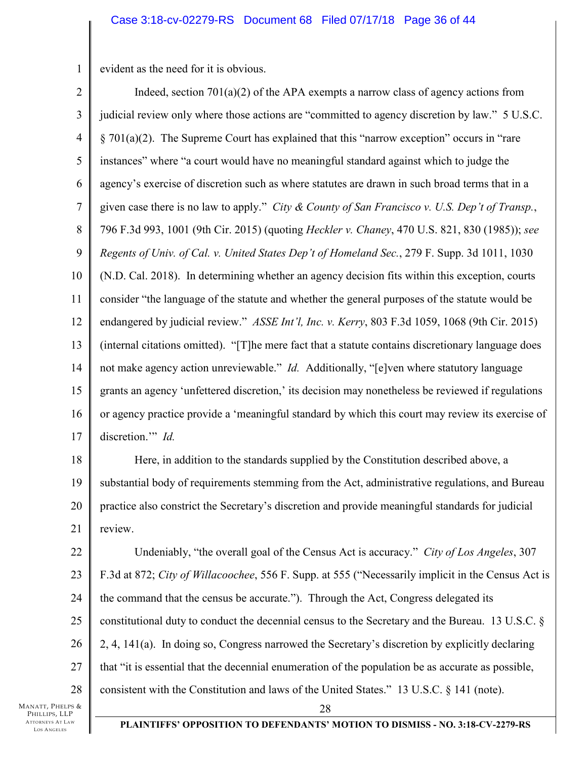evident as the need for it is obvious.

Indeed, section 701(a)(2) of the APA exempts a narrow class of agency actions from judicial review only where those actions are "committed to agency discretion by law." 5 U.S.C. § 701(a)(2). The Supreme Court has explained that this "narrow exception" occurs in "rare instances" where "a court would have no meaningful standard against which to judge the agency's exercise of discretion such as where statutes are drawn in such broad terms that in a given case there is no law to apply." *City & County of San Francisco v. U.S. Dep't of Transp.*, 796 F.3d 993, 1001 (9th Cir. 2015) (quoting *Heckler v. Chaney*, 470 U.S. 821, 830 (1985)); *see Regents of Univ. of Cal. v. United States Dep't of Homeland Sec.*, 279 F. Supp. 3d 1011, 1030 (N.D. Cal. 2018). In determining whether an agency decision fits within this exception, courts consider "the language of the statute and whether the general purposes of the statute would be endangered by judicial review." *ASSE Int'l, Inc. v. Kerry*, 803 F.3d 1059, 1068 (9th Cir. 2015) (internal citations omitted). "[T]he mere fact that a statute contains discretionary language does not make agency action unreviewable." *Id.* Additionally, "[e]ven where statutory language grants an agency 'unfettered discretion,' its decision may nonetheless be reviewed if regulations or agency practice provide a 'meaningful standard by which this court may review its exercise of discretion.'" *Id.*

Here, in addition to the standards supplied by the Constitution described above, a substantial body of requirements stemming from the Act, administrative regulations, and Bureau practice also constrict the Secretary's discretion and provide meaningful standards for judicial review.

Undeniably, "the overall goal of the Census Act is accuracy." *City of Los Angeles*, 307 F.3d at 872; *City of Willacoochee*, 556 F. Supp. at 555 ("Necessarily implicit in the Census Act is the command that the census be accurate."). Through the Act, Congress delegated its constitutional duty to conduct the decennial census to the Secretary and the Bureau. 13 U.S.C. § 2, 4, 141(a). In doing so, Congress narrowed the Secretary's discretion by explicitly declaring that "it is essential that the decennial enumeration of the population be as accurate as possible, consistent with the Constitution and laws of the United States." 13 U.S.C. § 141 (note).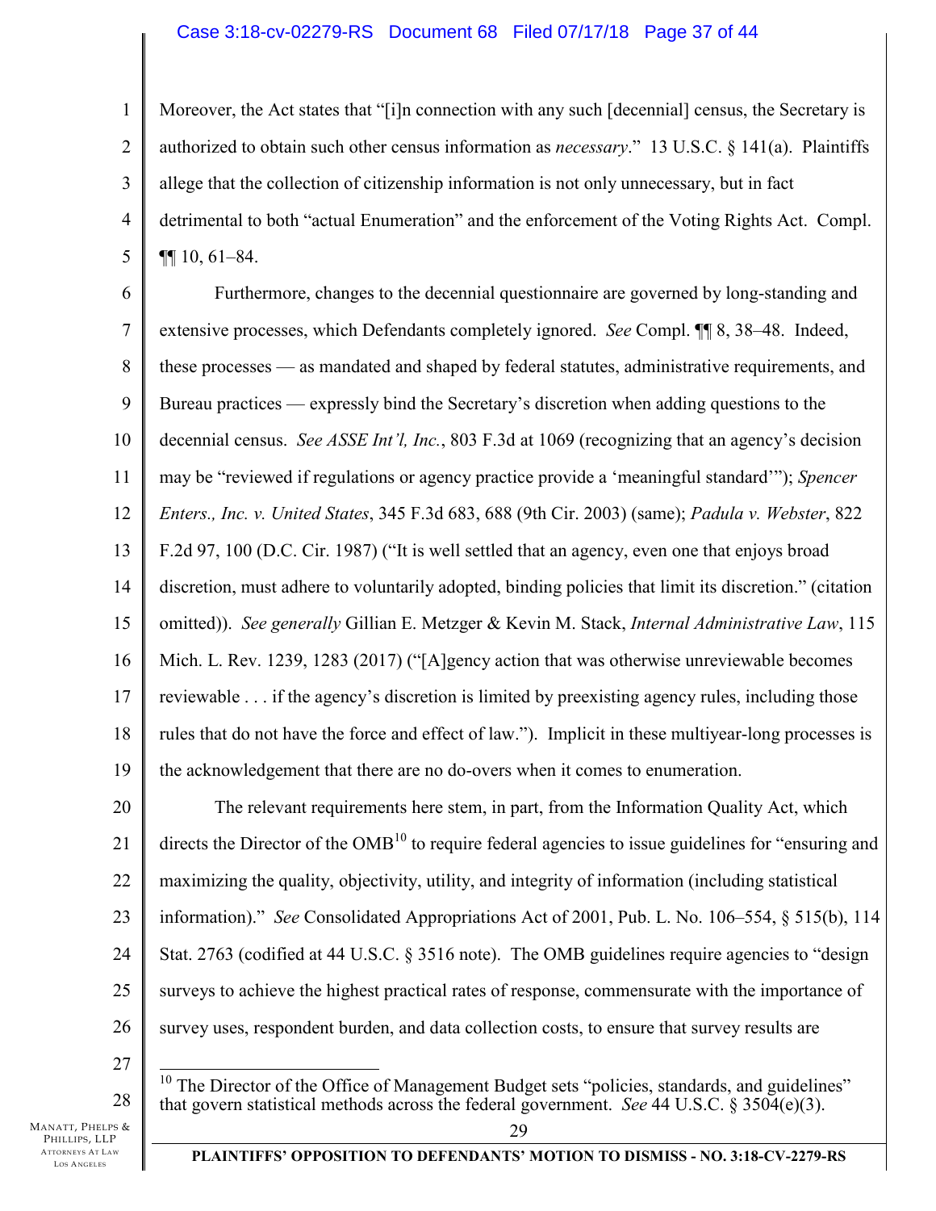Moreover, the Act states that "[i]n connection with any such [decennial] census, the Secretary is authorized to obtain such other census information as *necessary*." 13 U.S.C. § 141(a). Plaintiffs allege that the collection of citizenship information is not only unnecessary, but in fact detrimental to both "actual Enumeration" and the enforcement of the Voting Rights Act. Compl. ¶¶ 10, 61–84.

Furthermore, changes to the decennial questionnaire are governed by long-standing and extensive processes, which Defendants completely ignored. *See* Compl. ¶¶ 8, 38–48. Indeed, these processes — as mandated and shaped by federal statutes, administrative requirements, and Bureau practices — expressly bind the Secretary's discretion when adding questions to the decennial census. *See ASSE Int'l, Inc.*, 803 F.3d at 1069 (recognizing that an agency's decision may be "reviewed if regulations or agency practice provide a 'meaningful standard'"); *Spencer Enters., Inc. v. United States*, 345 F.3d 683, 688 (9th Cir. 2003) (same); *Padula v. Webster*, 822 F.2d 97, 100 (D.C. Cir. 1987) ("It is well settled that an agency, even one that enjoys broad discretion, must adhere to voluntarily adopted, binding policies that limit its discretion." (citation omitted)). *See generally* Gillian E. Metzger & Kevin M. Stack, *Internal Administrative Law*, 115 Mich. L. Rev. 1239, 1283 (2017) ("[A]gency action that was otherwise unreviewable becomes reviewable . . . if the agency's discretion is limited by preexisting agency rules, including those rules that do not have the force and effect of law."). Implicit in these multiyear-long processes is the acknowledgement that there are no do-overs when it comes to enumeration.

The relevant requirements here stem, in part, from the Information Quality Act, which directs the Director of the OMB[10] to require federal agencies to issue guidelines for "ensuring and maximizing the quality, objectivity, utility, and integrity of information (including statistical information)." *See* Consolidated Appropriations Act of 2001, Pub. L. No. 106–554, § 515(b), 114 Stat. 2763 (codified at 44 U.S.C. § 3516 note). The OMB guidelines require agencies to "design surveys to achieve the highest practical rates of response, commensurate with the importance of survey uses, respondent burden, and data collection costs, to ensure that survey results are

[10] The Director of the Office of Management Budget sets "policies, standards, and guidelines" that govern statistical methods across the federal government. *See* 44 U.S.C. § 3504(e)(3).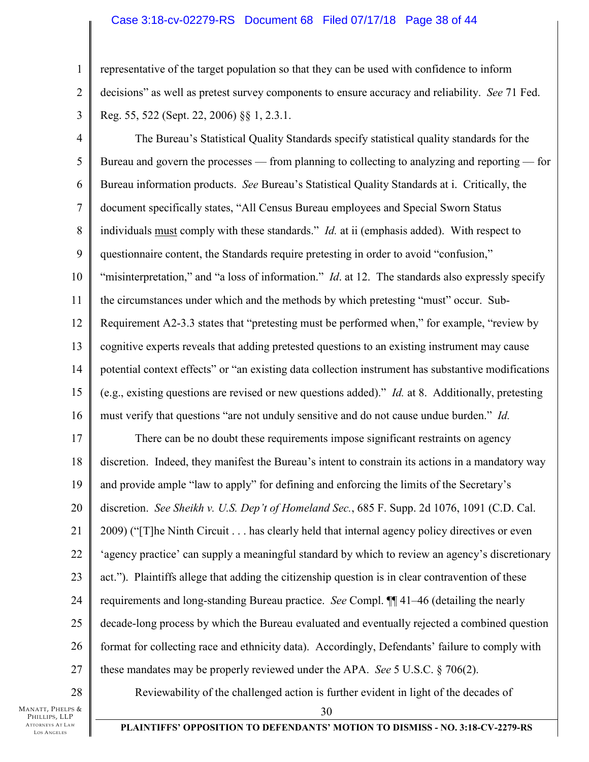representative of the target population so that they can be used with confidence to inform decisions" as well as pretest survey components to ensure accuracy and reliability. *See* 71 Fed. Reg. 55, 522 (Sept. 22, 2006) §§ 1, 2.3.1.

The Bureau's Statistical Quality Standards specify statistical quality standards for the Bureau and govern the processes — from planning to collecting to analyzing and reporting — for Bureau information products. *See* Bureau's Statistical Quality Standards at i. Critically, the document specifically states, "All Census Bureau employees and Special Sworn Status individuals must comply with these standards." *Id.* at ii (emphasis added). With respect to questionnaire content, the Standards require pretesting in order to avoid "confusion," "misinterpretation," and "a loss of information." *Id*. at 12. The standards also expressly specify the circumstances under which and the methods by which pretesting "must" occur. Sub-Requirement A2-3.3 states that "pretesting must be performed when," for example, "review by cognitive experts reveals that adding pretested questions to an existing instrument may cause potential context effects" or "an existing data collection instrument has substantive modifications (e.g., existing questions are revised or new questions added)." *Id.* at 8. Additionally, pretesting must verify that questions "are not unduly sensitive and do not cause undue burden." *Id.*

There can be no doubt these requirements impose significant restraints on agency discretion. Indeed, they manifest the Bureau's intent to constrain its actions in a mandatory way and provide ample "law to apply" for defining and enforcing the limits of the Secretary's discretion. *See Sheikh v. U.S. Dep't of Homeland Sec.*, 685 F. Supp. 2d 1076, 1091 (C.D. Cal. 2009) ("[T]he Ninth Circuit . . . has clearly held that internal agency policy directives or even 'agency practice' can supply a meaningful standard by which to review an agency's discretionary act."). Plaintiffs allege that adding the citizenship question is in clear contravention of these requirements and long-standing Bureau practice. *See* Compl. ¶¶ 41–46 (detailing the nearly decade-long process by which the Bureau evaluated and eventually rejected a combined question format for collecting race and ethnicity data). Accordingly, Defendants' failure to comply with these mandates may be properly reviewed under the APA. *See* 5 U.S.C. § 706(2).

Reviewability of the challenged action is further evident in light of the decades of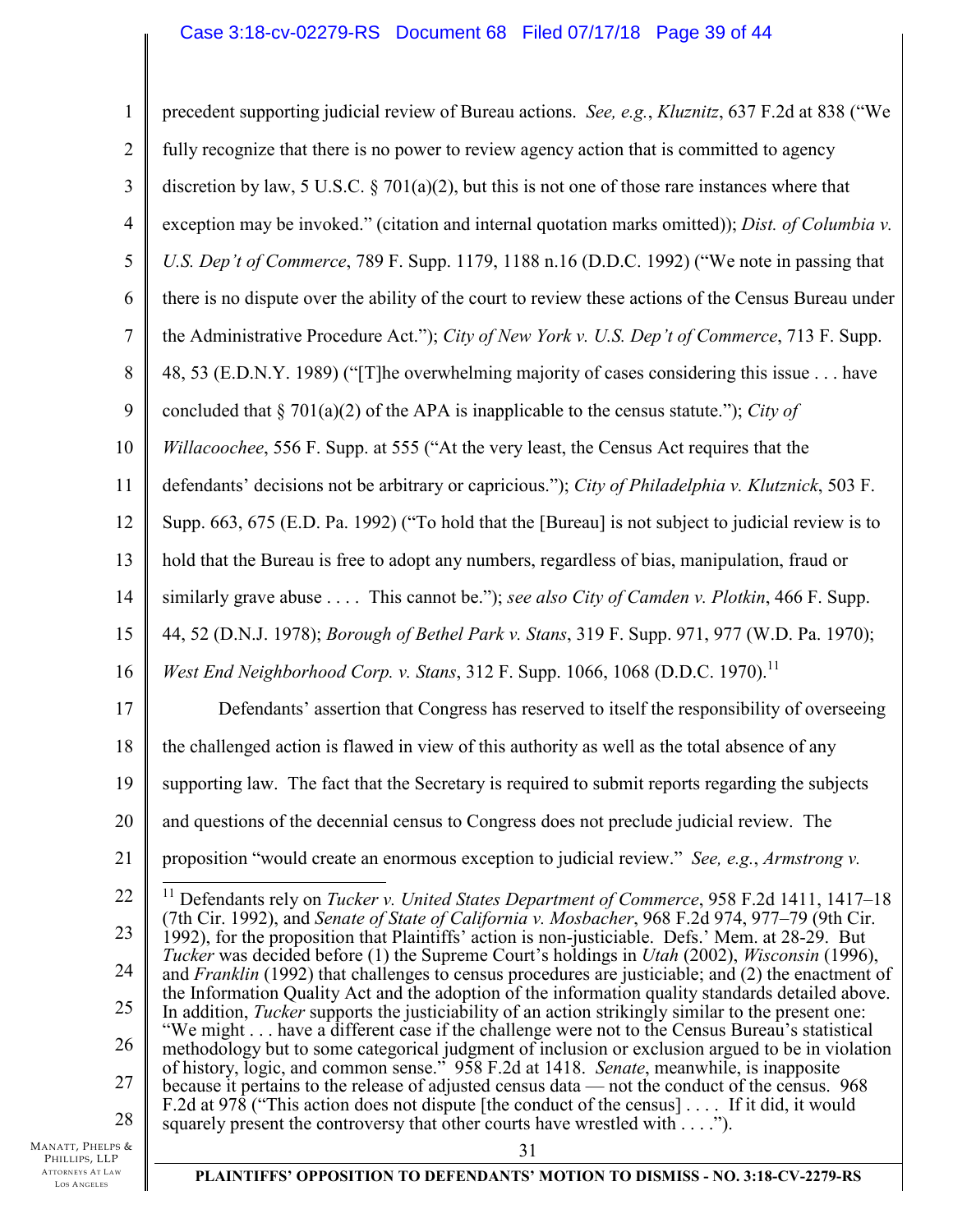precedent supporting judicial review of Bureau actions. *See, e.g.*, *Kluznitz*, 637 F.2d at 838 ("We fully recognize that there is no power to review agency action that is committed to agency discretion by law, 5 U.S.C. § 701(a)(2), but this is not one of those rare instances where that exception may be invoked." (citation and internal quotation marks omitted)); *Dist. of Columbia v. U.S. Dep't of Commerce*, 789 F. Supp. 1179, 1188 n.16 (D.D.C. 1992) ("We note in passing that there is no dispute over the ability of the court to review these actions of the Census Bureau under the Administrative Procedure Act."); *City of New York v. U.S. Dep't of Commerce*, 713 F. Supp. 48, 53 (E.D.N.Y. 1989) ("[T]he overwhelming majority of cases considering this issue . . . have concluded that § 701(a)(2) of the APA is inapplicable to the census statute."); *City of Willacoochee*, 556 F. Supp. at 555 ("At the very least, the Census Act requires that the defendants' decisions not be arbitrary or capricious."); *City of Philadelphia v. Klutznick*, 503 F. Supp. 663, 675 (E.D. Pa. 1992) ("To hold that the [Bureau] is not subject to judicial review is to hold that the Bureau is free to adopt any numbers, regardless of bias, manipulation, fraud or similarly grave abuse . . . . This cannot be."); *see also City of Camden v. Plotkin*, 466 F. Supp. 44, 52 (D.N.J. 1978); *Borough of Bethel Park v. Stans*, 319 F. Supp. 971, 977 (W.D. Pa. 1970); *West End Neighborhood Corp. v. Stans*, 312 F. Supp. 1066, 1068 (D.D.C. 1970).[11]

Defendants' assertion that Congress has reserved to itself the responsibility of overseeing the challenged action is flawed in view of this authority as well as the total absence of any supporting law. The fact that the Secretary is required to submit reports regarding the subjects and questions of the decennial census to Congress does not preclude judicial review. The proposition "would create an enormous exception to judicial review." *See, e.g.*, *Armstrong v.*

[11] Defendants rely on *Tucker v. United States Department of Commerce*, 958 F.2d 1411, 1417–18 (7th Cir. 1992), and *Senate of State of California v. Mosbacher*, 968 F.2d 974, 977–79 (9th Cir. 1992), for the proposition that Plaintiffs' action is non-justiciable. Defs.' Mem. at 28-29. But *Tucker* was decided before (1) the Supreme Court's holdings in *Utah* (2002), *Wisconsin* (1996), and *Franklin* (1992) that challenges to census procedures are justiciable; and (2) the enactment of the Information Quality Act and the adoption of the information quality standards detailed above. In addition, *Tucker* supports the justiciability of an action strikingly similar to the present one: "We might . . . have a different case if the challenge were not to the Census Bureau's statistical methodology but to some categorical judgment of inclusion or exclusion argued to be in violation of history, logic, and common sense." 958 F.2d at 1418. *Senate*, meanwhile, is inapposite because it pertains to the release of adjusted census data — not the conduct of the census. 968 F.2d at 978 ("This action does not dispute [the conduct of the census] . . . . If it did, it would squarely present the controversy that other courts have wrestled with . . . .").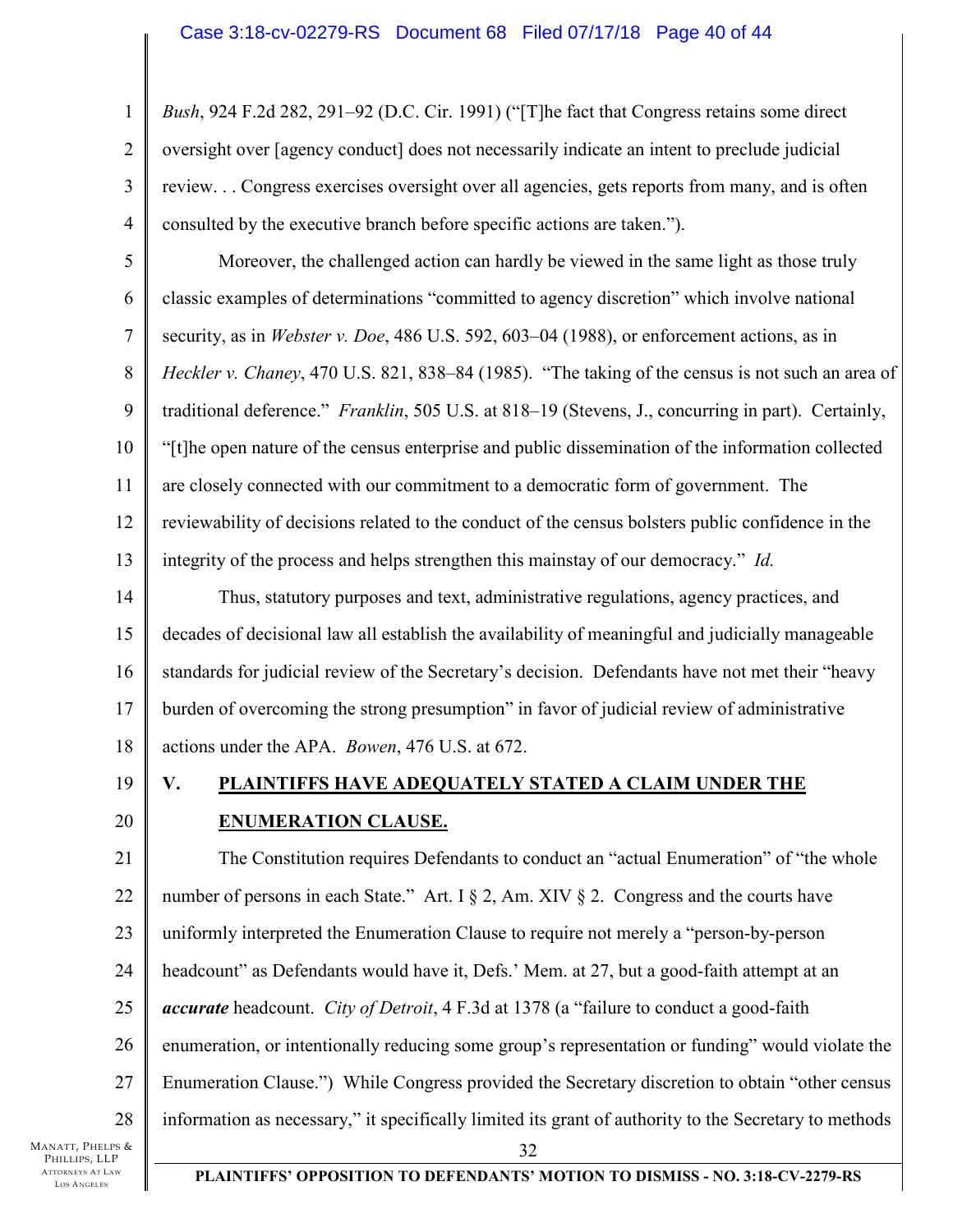*Bush*, 924 F.2d 282, 291–92 (D.C. Cir. 1991) ("[T]he fact that Congress retains some direct oversight over [agency conduct] does not necessarily indicate an intent to preclude judicial review. . . Congress exercises oversight over all agencies, gets reports from many, and is often consulted by the executive branch before specific actions are taken.").

Moreover, the challenged action can hardly be viewed in the same light as those truly classic examples of determinations "committed to agency discretion" which involve national security, as in *Webster v. Doe*, 486 U.S. 592, 603–04 (1988), or enforcement actions, as in *Heckler v. Chaney*, 470 U.S. 821, 838–84 (1985). "The taking of the census is not such an area of traditional deference." *Franklin*, 505 U.S. at 818–19 (Stevens, J., concurring in part). Certainly, "[t]he open nature of the census enterprise and public dissemination of the information collected are closely connected with our commitment to a democratic form of government. The reviewability of decisions related to the conduct of the census bolsters public confidence in the integrity of the process and helps strengthen this mainstay of our democracy." *Id.*

Thus, statutory purposes and text, administrative regulations, agency practices, and decades of decisional law all establish the availability of meaningful and judicially manageable standards for judicial review of the Secretary's decision. Defendants have not met their "heavy burden of overcoming the strong presumption" in favor of judicial review of administrative actions under the APA. *Bowen*, 476 U.S. at 672.

## V. PLAINTIFFS HAVE ADEQUATELY STATED A CLAIM UNDER THE ENUMERATION CLAUSE.

The Constitution requires Defendants to conduct an "actual Enumeration" of "the whole number of persons in each State." Art. I § 2, Am. XIV § 2. Congress and the courts have uniformly interpreted the Enumeration Clause to require not merely a "person-by-person headcount" as Defendants would have it, Defs.' Mem. at 27, but a good-faith attempt at an ***accurate*** headcount. *City of Detroit*, 4 F.3d at 1378 (a "failure to conduct a good-faith enumeration, or intentionally reducing some group's representation or funding" would violate the Enumeration Clause.") While Congress provided the Secretary discretion to obtain "other census information as necessary," it specifically limited its grant of authority to the Secretary to methods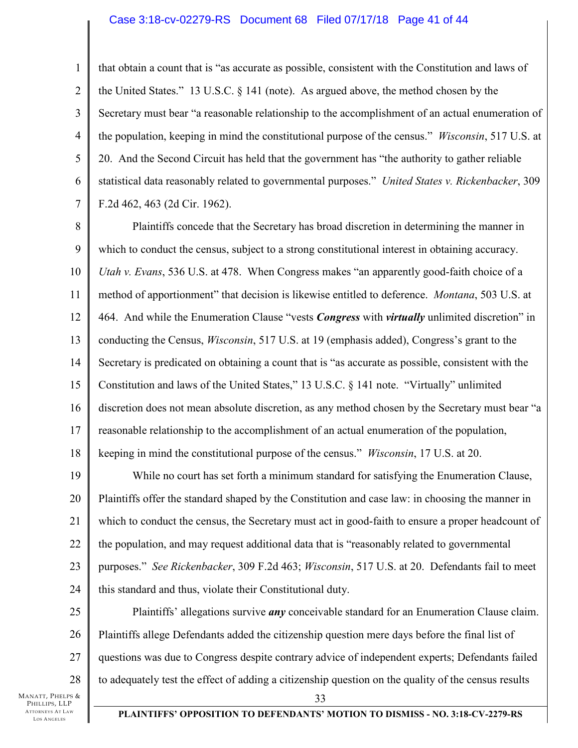that obtain a count that is "as accurate as possible, consistent with the Constitution and laws of the United States." 13 U.S.C. § 141 (note). As argued above, the method chosen by the Secretary must bear "a reasonable relationship to the accomplishment of an actual enumeration of the population, keeping in mind the constitutional purpose of the census." *Wisconsin*, 517 U.S. at 20. And the Second Circuit has held that the government has "the authority to gather reliable statistical data reasonably related to governmental purposes." *United States v. Rickenbacker*, 309 F.2d 462, 463 (2d Cir. 1962).

Plaintiffs concede that the Secretary has broad discretion in determining the manner in which to conduct the census, subject to a strong constitutional interest in obtaining accuracy. *Utah v. Evans*, 536 U.S. at 478. When Congress makes "an apparently good-faith choice of a method of apportionment" that decision is likewise entitled to deference. *Montana*, 503 U.S. at 464. And while the Enumeration Clause "vests ***Congress*** with ***virtually*** unlimited discretion" in conducting the Census, *Wisconsin*, 517 U.S. at 19 (emphasis added), Congress's grant to the Secretary is predicated on obtaining a count that is "as accurate as possible, consistent with the Constitution and laws of the United States," 13 U.S.C. § 141 note. "Virtually" unlimited discretion does not mean absolute discretion, as any method chosen by the Secretary must bear "a reasonable relationship to the accomplishment of an actual enumeration of the population, keeping in mind the constitutional purpose of the census." *Wisconsin*, 17 U.S. at 20.

While no court has set forth a minimum standard for satisfying the Enumeration Clause, Plaintiffs offer the standard shaped by the Constitution and case law: in choosing the manner in which to conduct the census, the Secretary must act in good-faith to ensure a proper headcount of the population, and may request additional data that is "reasonably related to governmental purposes." *See Rickenbacker*, 309 F.2d 463; *Wisconsin*, 517 U.S. at 20. Defendants fail to meet this standard and thus, violate their Constitutional duty.

Plaintiffs' allegations survive ***any*** conceivable standard for an Enumeration Clause claim. Plaintiffs allege Defendants added the citizenship question mere days before the final list of questions was due to Congress despite contrary advice of independent experts; Defendants failed to adequately test the effect of adding a citizenship question on the quality of the census results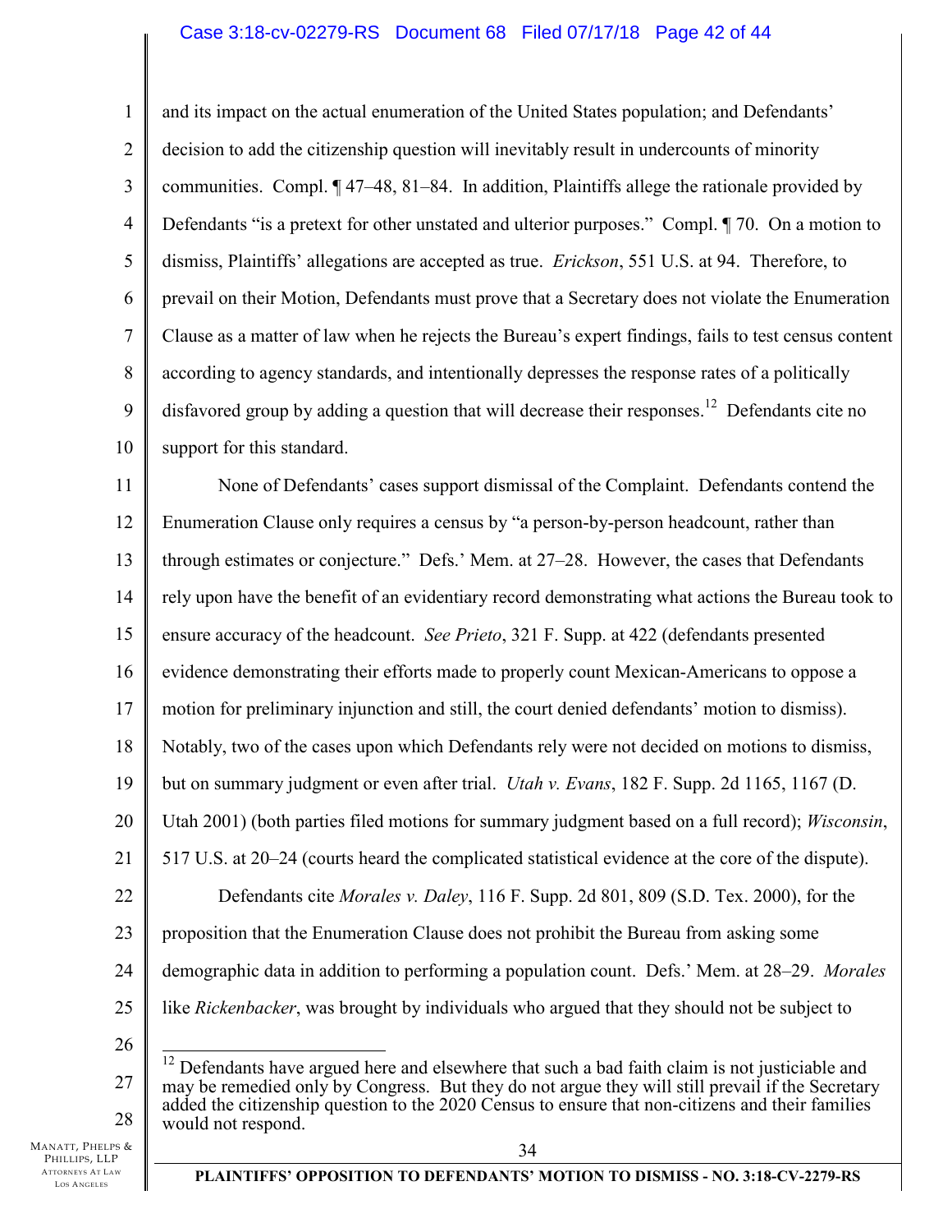and its impact on the actual enumeration of the United States population; and Defendants' decision to add the citizenship question will inevitably result in undercounts of minority communities. Compl. ¶ 47–48, 81–84. In addition, Plaintiffs allege the rationale provided by Defendants "is a pretext for other unstated and ulterior purposes." Compl. ¶ 70. On a motion to dismiss, Plaintiffs' allegations are accepted as true. *Erickson*, 551 U.S. at 94. Therefore, to prevail on their Motion, Defendants must prove that a Secretary does not violate the Enumeration Clause as a matter of law when he rejects the Bureau's expert findings, fails to test census content according to agency standards, and intentionally depresses the response rates of a politically disfavored group by adding a question that will decrease their responses.[12] Defendants cite no support for this standard.

None of Defendants' cases support dismissal of the Complaint. Defendants contend the Enumeration Clause only requires a census by "a person-by-person headcount, rather than through estimates or conjecture." Defs.' Mem. at 27–28. However, the cases that Defendants rely upon have the benefit of an evidentiary record demonstrating what actions the Bureau took to ensure accuracy of the headcount. *See Prieto*, 321 F. Supp. at 422 (defendants presented evidence demonstrating their efforts made to properly count Mexican-Americans to oppose a motion for preliminary injunction and still, the court denied defendants' motion to dismiss). Notably, two of the cases upon which Defendants rely were not decided on motions to dismiss, but on summary judgment or even after trial. *Utah v. Evans*, 182 F. Supp. 2d 1165, 1167 (D. Utah 2001) (both parties filed motions for summary judgment based on a full record); *Wisconsin*, 517 U.S. at 20–24 (courts heard the complicated statistical evidence at the core of the dispute).

Defendants cite *Morales v. Daley*, 116 F. Supp. 2d 801, 809 (S.D. Tex. 2000), for the proposition that the Enumeration Clause does not prohibit the Bureau from asking some demographic data in addition to performing a population count. Defs.' Mem. at 28–29. *Morales* like *Rickenbacker*, was brought by individuals who argued that they should not be subject to

[12] Defendants have argued here and elsewhere that such a bad faith claim is not justiciable and may be remedied only by Congress. But they do not argue they will still prevail if the Secretary added the citizenship question to the 2020 Census to ensure that non-citizens and their families would not respond.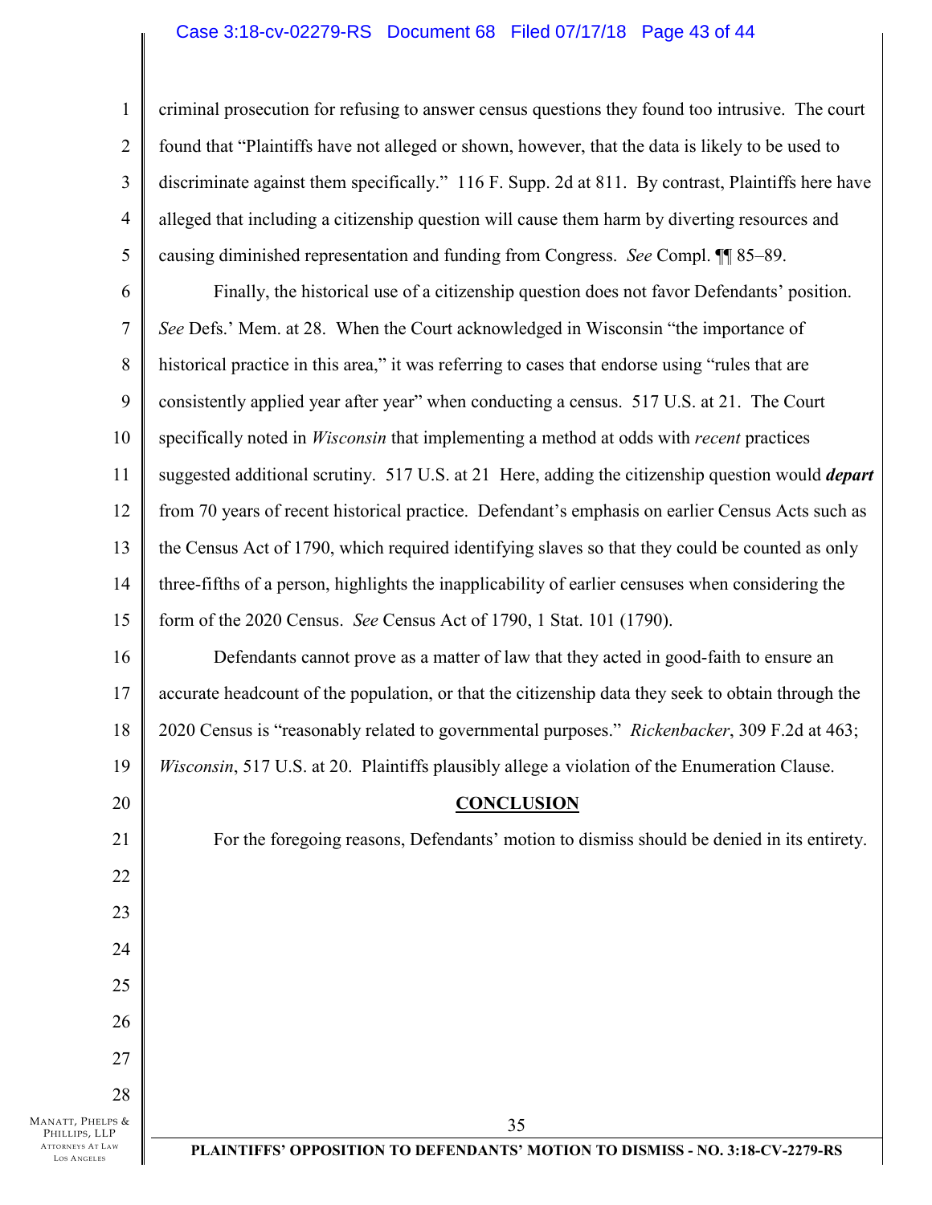criminal prosecution for refusing to answer census questions they found too intrusive. The court found that "Plaintiffs have not alleged or shown, however, that the data is likely to be used to discriminate against them specifically." 116 F. Supp. 2d at 811. By contrast, Plaintiffs here have alleged that including a citizenship question will cause them harm by diverting resources and causing diminished representation and funding from Congress. *See* Compl. ¶¶ 85–89.

Finally, the historical use of a citizenship question does not favor Defendants' position. *See* Defs.' Mem. at 28. When the Court acknowledged in Wisconsin "the importance of historical practice in this area," it was referring to cases that endorse using "rules that are consistently applied year after year" when conducting a census. 517 U.S. at 21. The Court specifically noted in *Wisconsin* that implementing a method at odds with *recent* practices suggested additional scrutiny. 517 U.S. at 21 Here, adding the citizenship question would ***depart*** from 70 years of recent historical practice. Defendant's emphasis on earlier Census Acts such as the Census Act of 1790, which required identifying slaves so that they could be counted as only three-fifths of a person, highlights the inapplicability of earlier censuses when considering the form of the 2020 Census. *See* Census Act of 1790, 1 Stat. 101 (1790).

Defendants cannot prove as a matter of law that they acted in good-faith to ensure an accurate headcount of the population, or that the citizenship data they seek to obtain through the 2020 Census is "reasonably related to governmental purposes." *Rickenbacker*, 309 F.2d at 463; *Wisconsin*, 517 U.S. at 20. Plaintiffs plausibly allege a violation of the Enumeration Clause.

## CONCLUSION

For the foregoing reasons, Defendants' motion to dismiss should be denied in its entirety.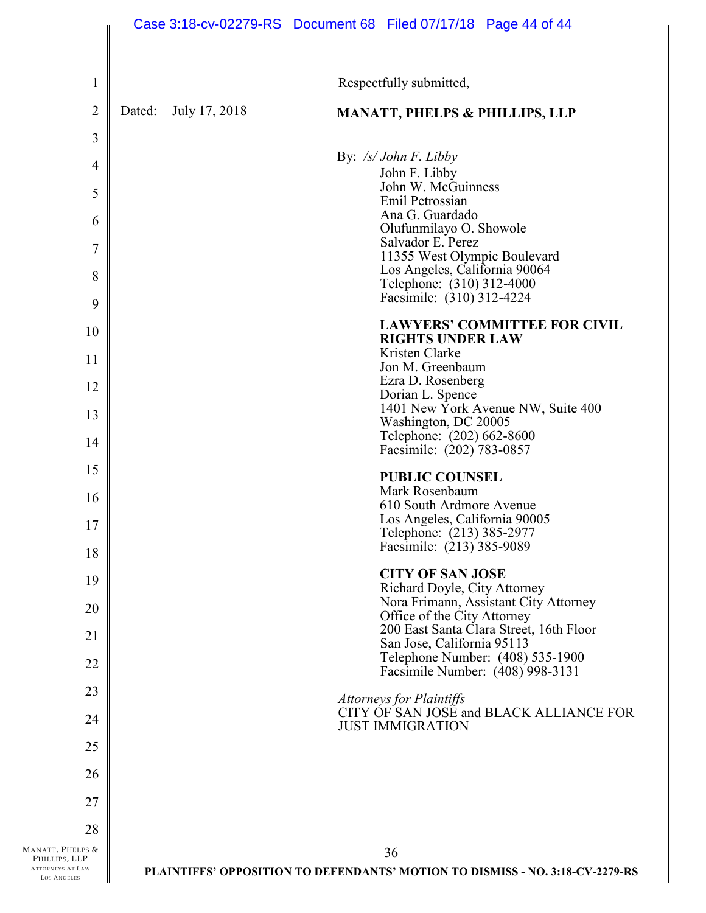Respectfully submitted,

Dated: July 17, 2018

**MANATT, PHELPS & PHILLIPS, LLP**

By: */s/ John F. Libby*

John F. Libby
John W. McGuinness
Emil Petrossian
Ana G. Guardado
Olufunmilayo O. Showole
Salvador E. Perez
11355 West Olympic Boulevard
Los Angeles, California 90064
Telephone: (310) 312-4000
Facsimile: (310) 312-4224

**LAWYERS' COMMITTEE FOR CIVIL RIGHTS UNDER LAW**
Kristen Clarke
Jon M. Greenbaum
Ezra D. Rosenberg
Dorian L. Spence
1401 New York Avenue NW, Suite 400
Washington, DC 20005
Telephone: (202) 662-8600
Facsimile: (202) 783-0857

**PUBLIC COUNSEL**
Mark Rosenbaum
610 South Ardmore Avenue
Los Angeles, California 90005
Telephone: (213) 385-2977
Facsimile: (213) 385-9089

**CITY OF SAN JOSE**
Richard Doyle, City Attorney
Nora Frimann, Assistant City Attorney
Office of the City Attorney
200 East Santa Clara Street, 16th Floor
San Jose, California 95113
Telephone Number: (408) 535-1900
Facsimile Number: (408) 998-3131

*Attorneys for Plaintiffs*
CITY OF SAN JOSE and BLACK ALLIANCE FOR JUST IMMIGRATION